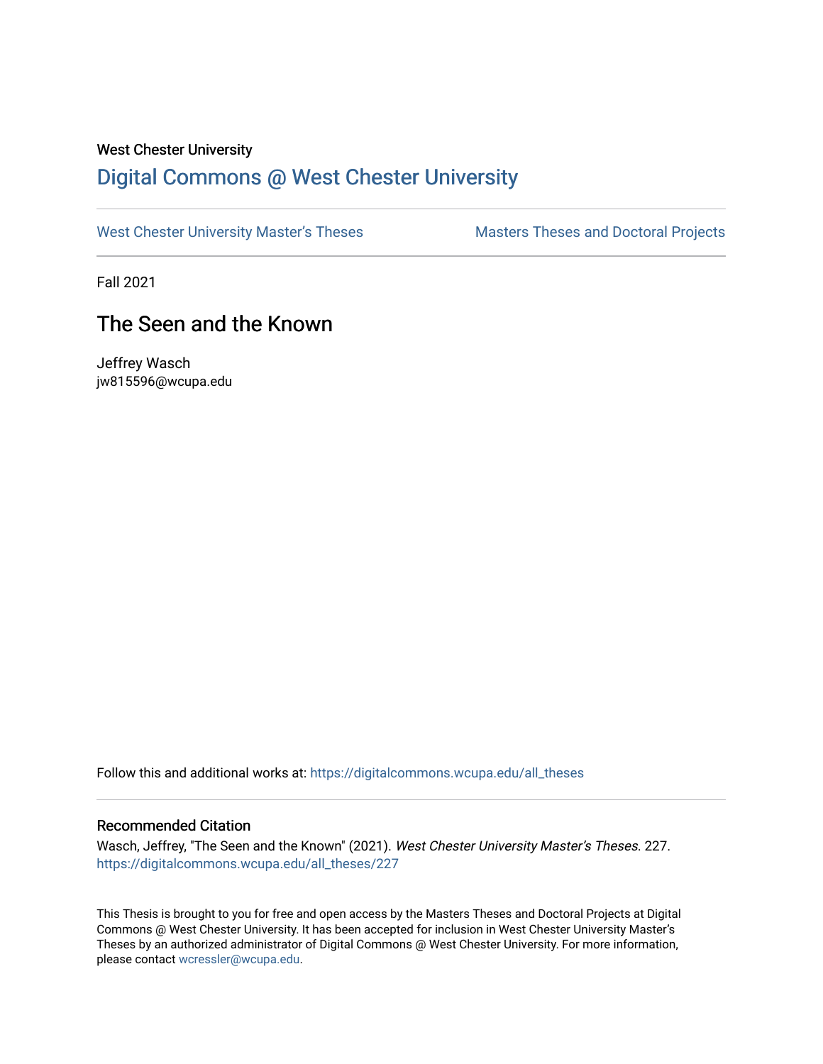West Chester University

# Digital Commons @ West Chester University

West Chester University Master's Theses

Masters Theses and Doctoral Projects

Fall 2021

## The Seen and the Known

Jeffrey Wasch
jw815596@wcupa.edu

Follow this and additional works at: https://digitalcommons.wcupa.edu/all_theses

### Recommended Citation

Wasch, Jeffrey, "The Seen and the Known" (2021). *West Chester University Master's Theses*. 227.
https://digitalcommons.wcupa.edu/all_theses/227

This Thesis is brought to you for free and open access by the Masters Theses and Doctoral Projects at Digital Commons @ West Chester University. It has been accepted for inclusion in West Chester University Master's Theses by an authorized administrator of Digital Commons @ West Chester University. For more information, please contact wcressler@wcupa.edu.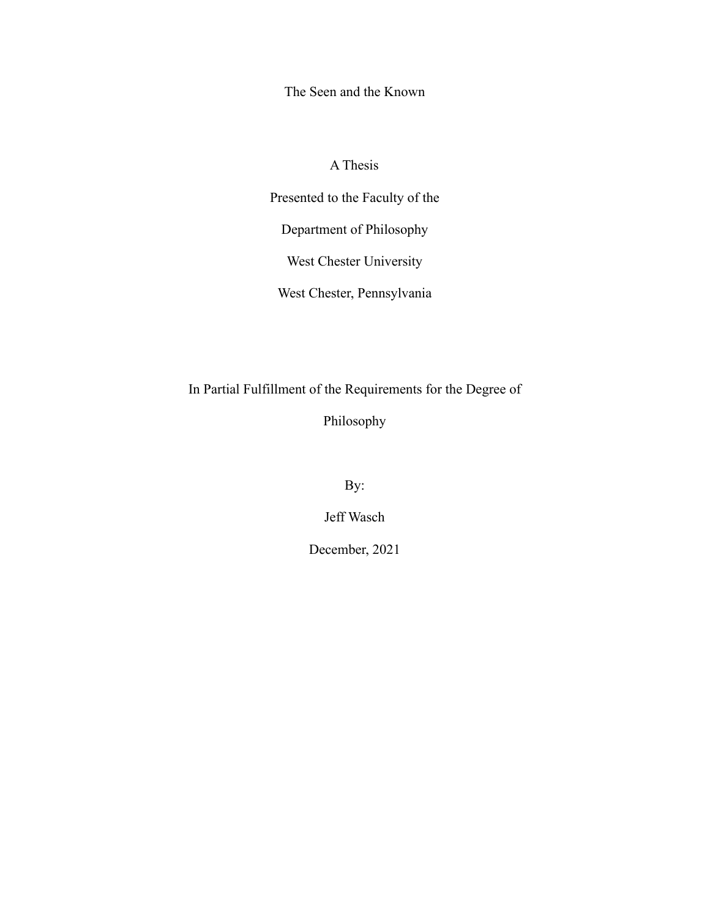# The Seen and the Known

A Thesis

Presented to the Faculty of the

Department of Philosophy

West Chester University

West Chester, Pennsylvania

In Partial Fulfillment of the Requirements for the Degree of

Philosophy

By:

Jeff Wasch

December, 2021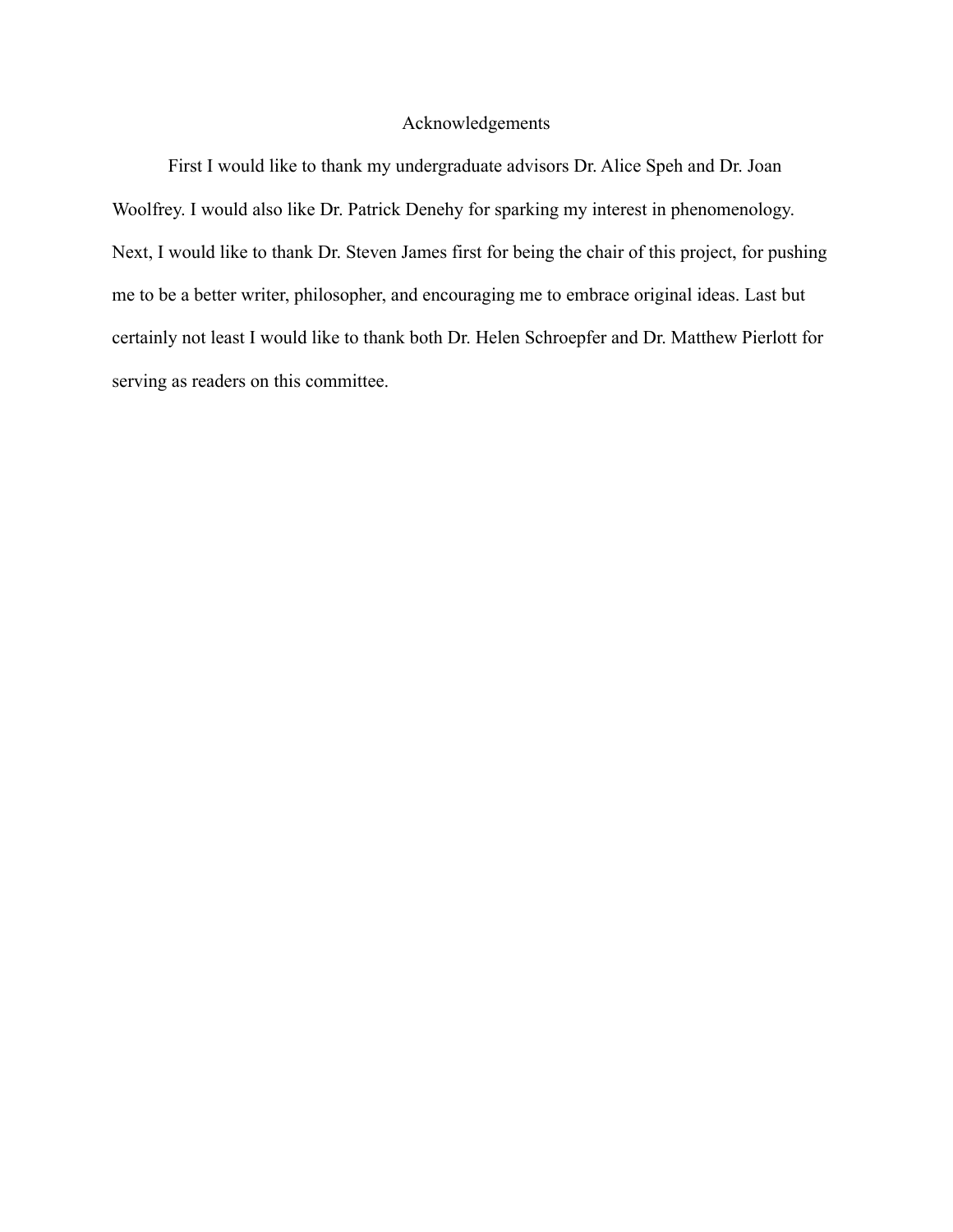# Acknowledgements

First I would like to thank my undergraduate advisors Dr. Alice Speh and Dr. Joan Woolfrey. I would also like Dr. Patrick Denehy for sparking my interest in phenomenology. Next, I would like to thank Dr. Steven James first for being the chair of this project, for pushing me to be a better writer, philosopher, and encouraging me to embrace original ideas. Last but certainly not least I would like to thank both Dr. Helen Schroepfer and Dr. Matthew Pierlott for serving as readers on this committee.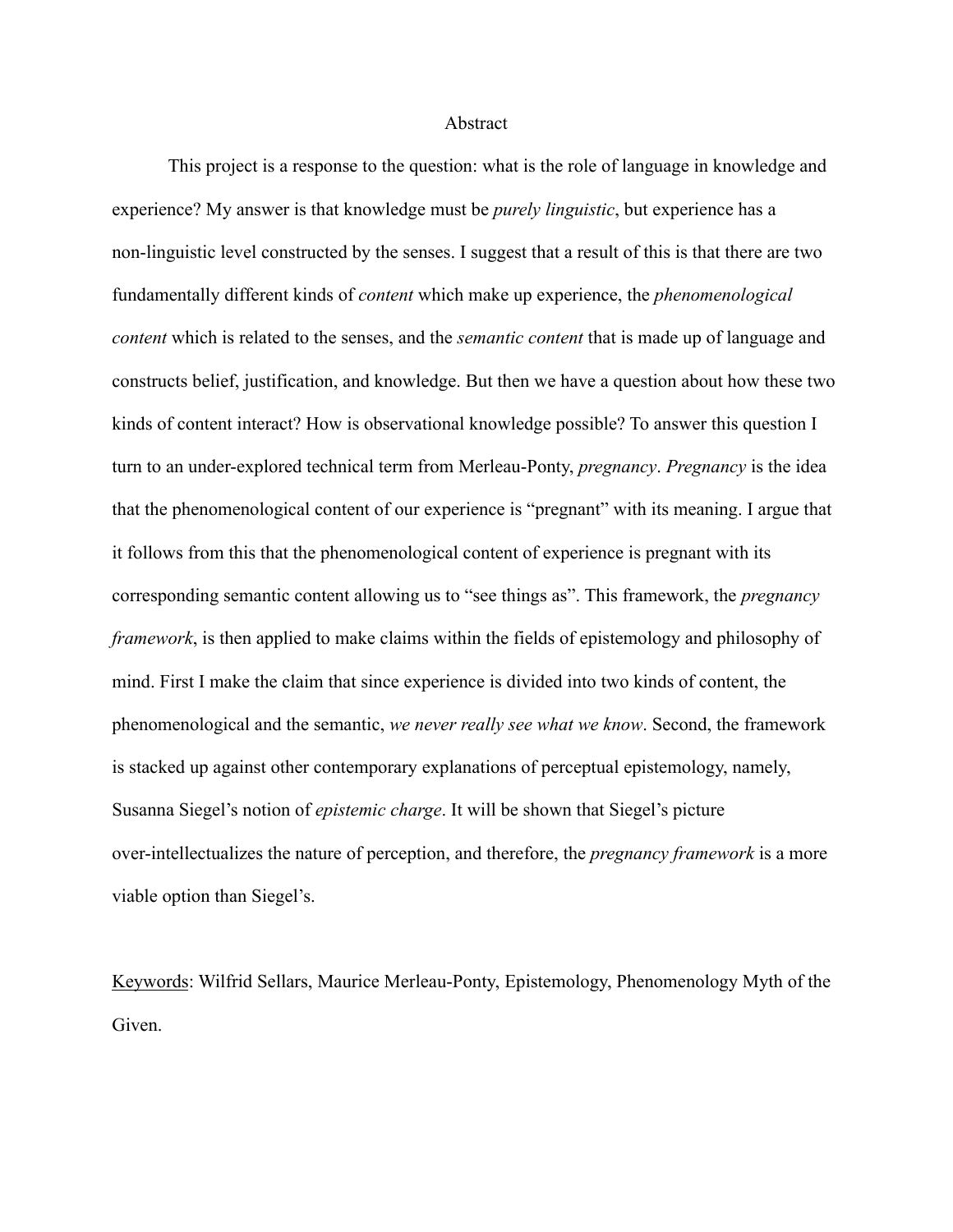# Abstract

This project is a response to the question: what is the role of language in knowledge and experience? My answer is that knowledge must be *purely linguistic*, but experience has a non-linguistic level constructed by the senses. I suggest that a result of this is that there are two fundamentally different kinds of *content* which make up experience, the *phenomenological content* which is related to the senses, and the *semantic content* that is made up of language and constructs belief, justification, and knowledge. But then we have a question about how these two kinds of content interact? How is observational knowledge possible? To answer this question I turn to an under-explored technical term from Merleau-Ponty, *pregnancy*. *Pregnancy* is the idea that the phenomenological content of our experience is "pregnant" with its meaning. I argue that it follows from this that the phenomenological content of experience is pregnant with its corresponding semantic content allowing us to "see things as". This framework, the *pregnancy framework*, is then applied to make claims within the fields of epistemology and philosophy of mind. First I make the claim that since experience is divided into two kinds of content, the phenomenological and the semantic, *we never really see what we know*. Second, the framework is stacked up against other contemporary explanations of perceptual epistemology, namely, Susanna Siegel's notion of *epistemic charge*. It will be shown that Siegel's picture over-intellectualizes the nature of perception, and therefore, the *pregnancy framework* is a more viable option than Siegel's.

<u>Keywords</u>: Wilfrid Sellars, Maurice Merleau-Ponty, Epistemology, Phenomenology Myth of the Given.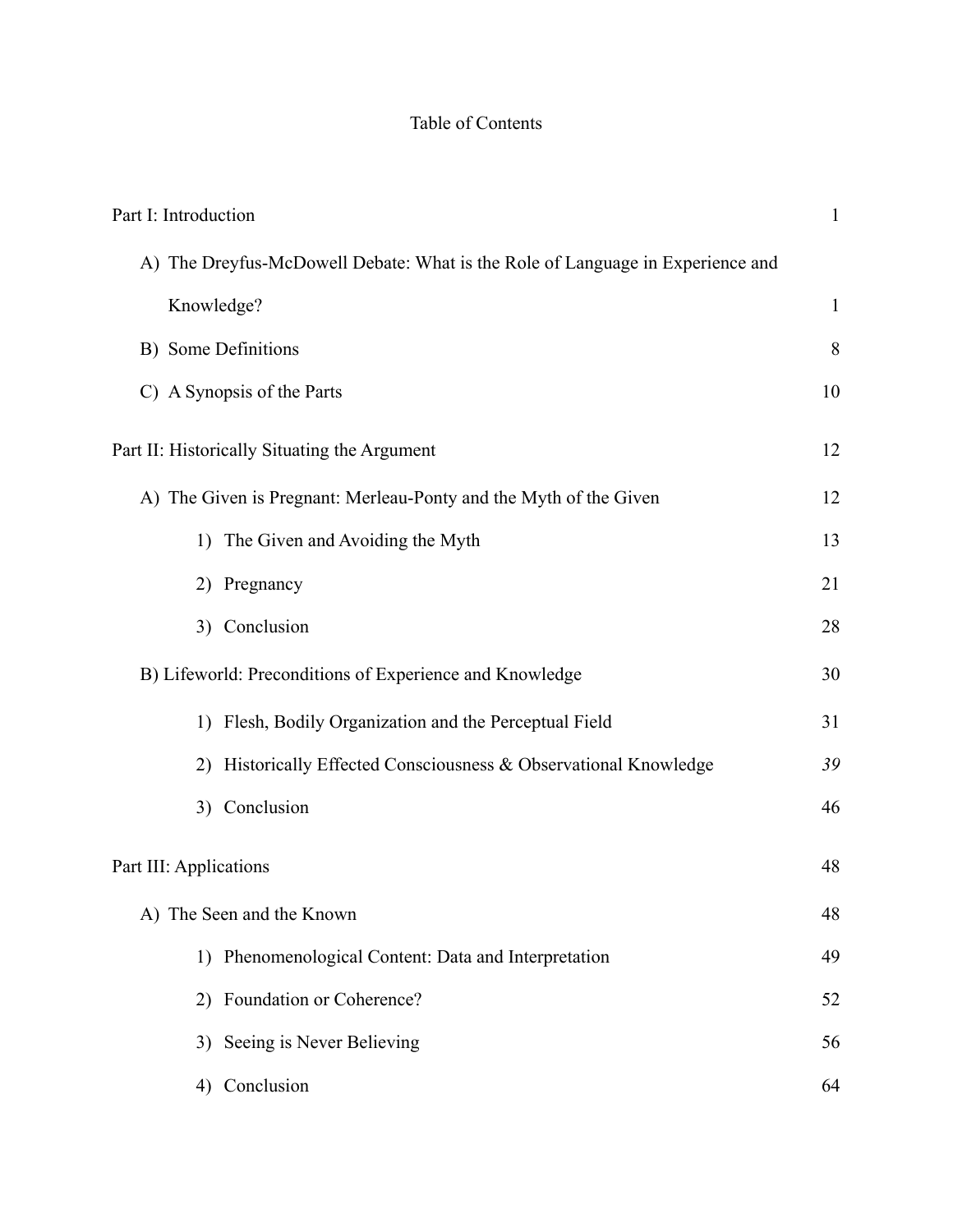# Table of Contents

Part I: Introduction 1

- A) The Dreyfus-McDowell Debate: What is the Role of Language in Experience and Knowledge? 1
- B) Some Definitions 8
- C) A Synopsis of the Parts 10

Part II: Historically Situating the Argument 12

- A) The Given is Pregnant: Merleau-Ponty and the Myth of the Given 12
  - 1) The Given and Avoiding the Myth 13
  - 2) Pregnancy 21
  - 3) Conclusion 28
- B) Lifeworld: Preconditions of Experience and Knowledge 30
  - 1) Flesh, Bodily Organization and the Perceptual Field 31
  - 2) Historically Effected Consciousness & Observational Knowledge *39*
  - 3) Conclusion 46

Part III: Applications 48

- A) The Seen and the Known 48
  - 1) Phenomenological Content: Data and Interpretation 49
  - 2) Foundation or Coherence? 52
  - 3) Seeing is Never Believing 56
  - 4) Conclusion 64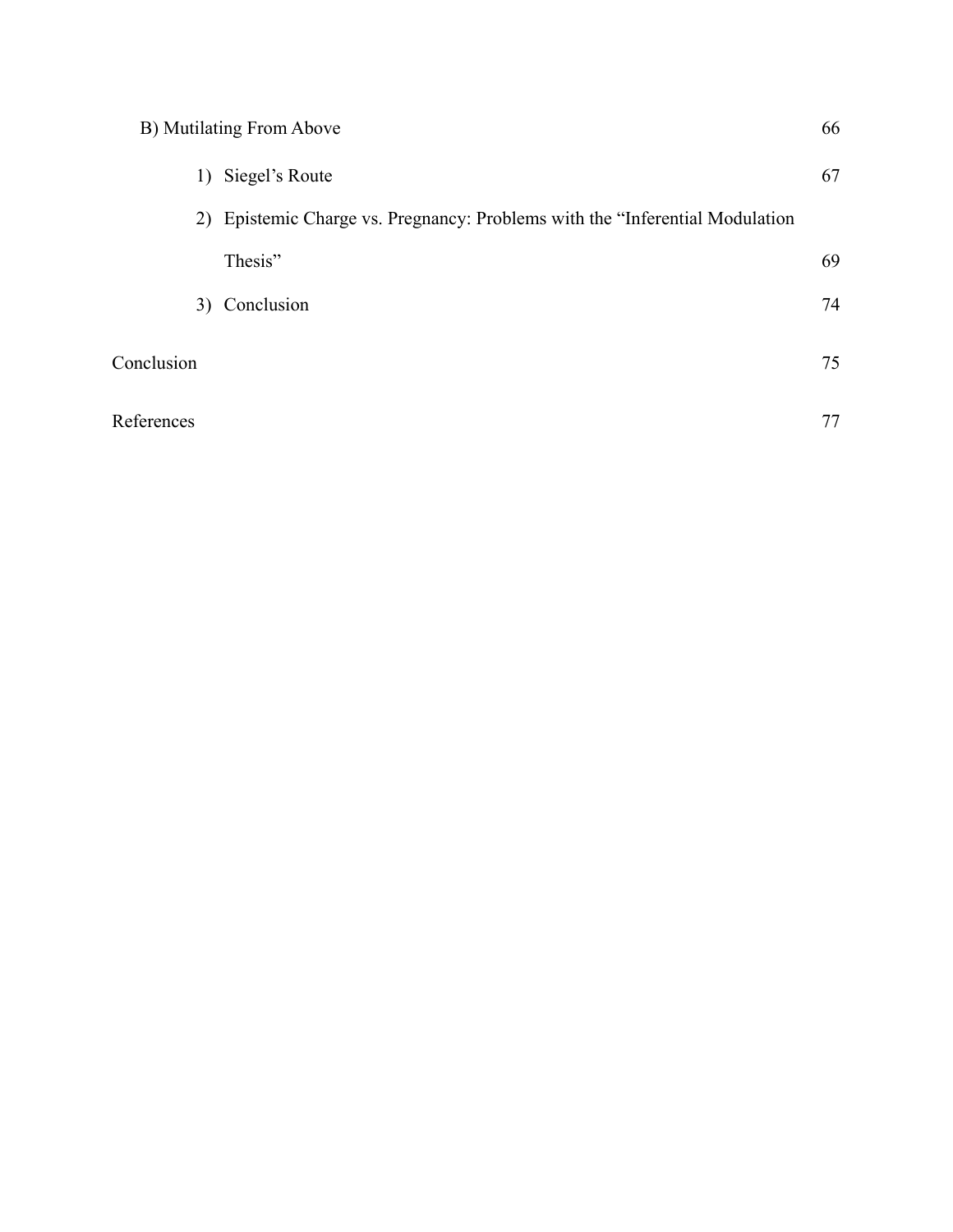B) Mutilating From Above 66

1) Siegel's Route 67
2) Epistemic Charge vs. Pregnancy: Problems with the "Inferential Modulation Thesis" 69
3) Conclusion 74

Conclusion 75

References 77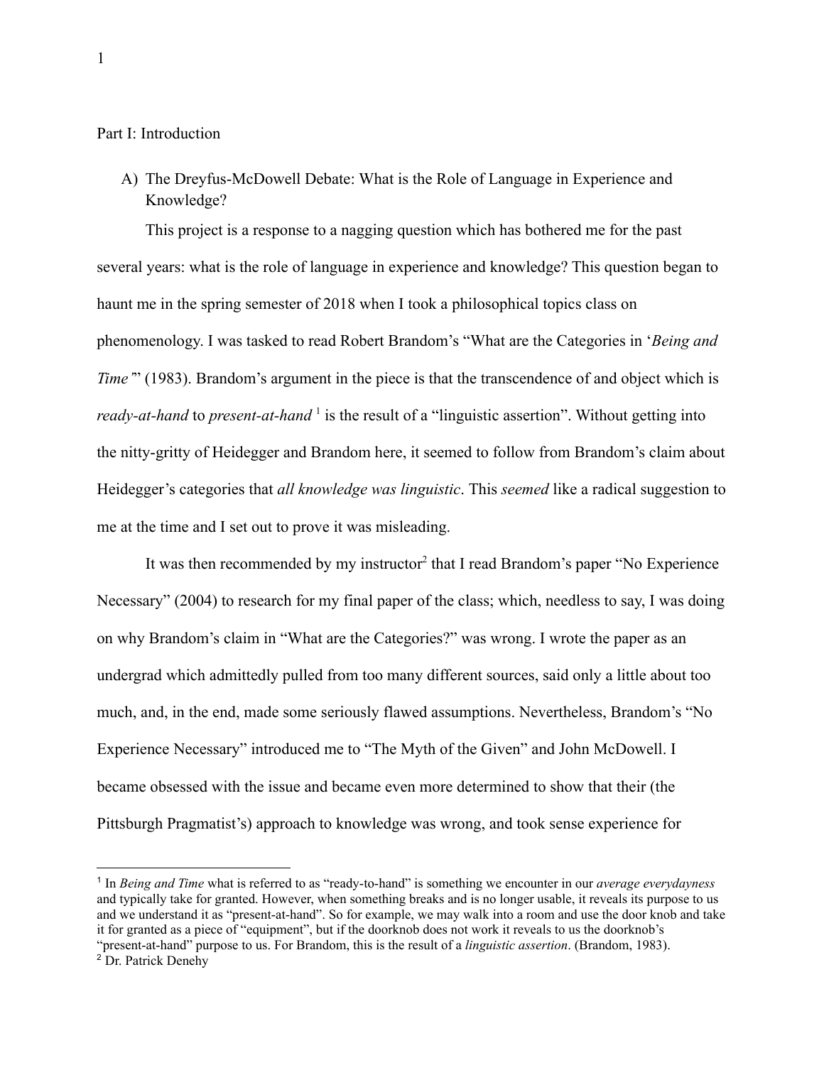Part I: Introduction

A) The Dreyfus-McDowell Debate: What is the Role of Language in Experience and Knowledge?

This project is a response to a nagging question which has bothered me for the past several years: what is the role of language in experience and knowledge? This question began to haunt me in the spring semester of 2018 when I took a philosophical topics class on phenomenology. I was tasked to read Robert Brandom's "What are the Categories in '*Being and Time*'" (1983). Brandom's argument in the piece is that the transcendence of and object which is *ready-at-hand* to *present-at-hand* [1] is the result of a "linguistic assertion". Without getting into the nitty-gritty of Heidegger and Brandom here, it seemed to follow from Brandom's claim about Heidegger's categories that *all knowledge was linguistic*. This *seemed* like a radical suggestion to me at the time and I set out to prove it was misleading.

It was then recommended by my instructor[2] that I read Brandom's paper "No Experience Necessary" (2004) to research for my final paper of the class; which, needless to say, I was doing on why Brandom's claim in "What are the Categories?" was wrong. I wrote the paper as an undergrad which admittedly pulled from too many different sources, said only a little about too much, and, in the end, made some seriously flawed assumptions. Nevertheless, Brandom's "No Experience Necessary" introduced me to "The Myth of the Given" and John McDowell. I became obsessed with the issue and became even more determined to show that their (the Pittsburgh Pragmatist's) approach to knowledge was wrong, and took sense experience for

---

[1] In *Being and Time* what is referred to as "ready-to-hand" is something we encounter in our *average everydayness* and typically take for granted. However, when something breaks and is no longer usable, it reveals its purpose to us and we understand it as "present-at-hand". So for example, we may walk into a room and use the door knob and take it for granted as a piece of "equipment", but if the doorknob does not work it reveals to us the doorknob's "present-at-hand" purpose to us. For Brandom, this is the result of a *linguistic assertion*. (Brandom, 1983).

[2] Dr. Patrick Denehy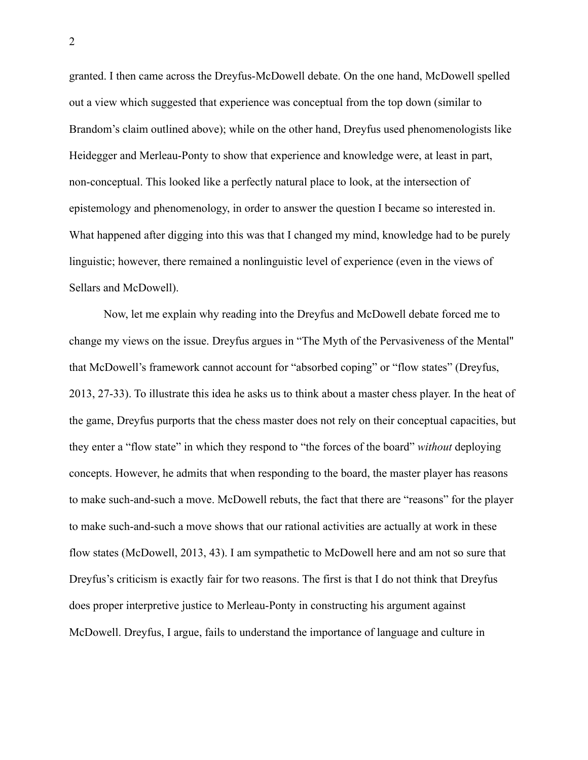granted. I then came across the Dreyfus-McDowell debate. On the one hand, McDowell spelled out a view which suggested that experience was conceptual from the top down (similar to Brandom's claim outlined above); while on the other hand, Dreyfus used phenomenologists like Heidegger and Merleau-Ponty to show that experience and knowledge were, at least in part, non-conceptual. This looked like a perfectly natural place to look, at the intersection of epistemology and phenomenology, in order to answer the question I became so interested in. What happened after digging into this was that I changed my mind, knowledge had to be purely linguistic; however, there remained a nonlinguistic level of experience (even in the views of Sellars and McDowell).

Now, let me explain why reading into the Dreyfus and McDowell debate forced me to change my views on the issue. Dreyfus argues in "The Myth of the Pervasiveness of the Mental" that McDowell's framework cannot account for "absorbed coping" or "flow states" (Dreyfus, 2013, 27-33). To illustrate this idea he asks us to think about a master chess player. In the heat of the game, Dreyfus purports that the chess master does not rely on their conceptual capacities, but they enter a "flow state" in which they respond to "the forces of the board" *without* deploying concepts. However, he admits that when responding to the board, the master player has reasons to make such-and-such a move. McDowell rebuts, the fact that there are "reasons" for the player to make such-and-such a move shows that our rational activities are actually at work in these flow states (McDowell, 2013, 43). I am sympathetic to McDowell here and am not so sure that Dreyfus's criticism is exactly fair for two reasons. The first is that I do not think that Dreyfus does proper interpretive justice to Merleau-Ponty in constructing his argument against McDowell. Dreyfus, I argue, fails to understand the importance of language and culture in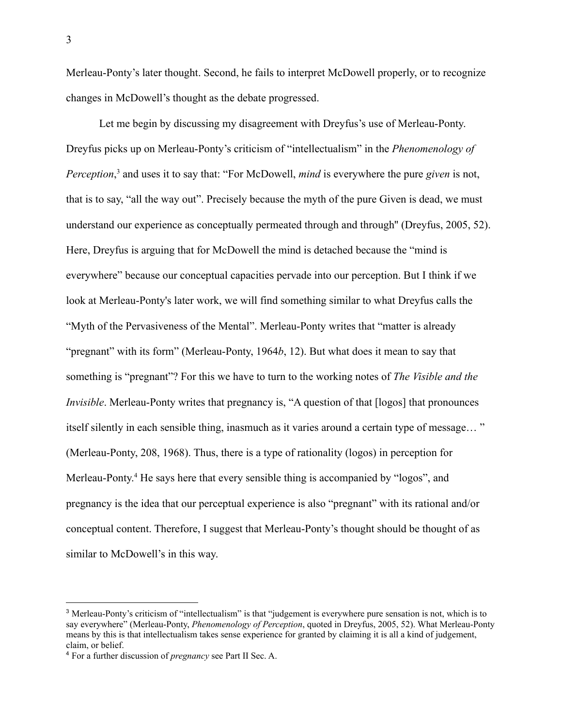Merleau-Ponty's later thought. Second, he fails to interpret McDowell properly, or to recognize changes in McDowell's thought as the debate progressed.

Let me begin by discussing my disagreement with Dreyfus's use of Merleau-Ponty. Dreyfus picks up on Merleau-Ponty's criticism of "intellectualism" in the *Phenomenology of Perception*,[3] and uses it to say that: "For McDowell, *mind* is everywhere the pure *given* is not, that is to say, "all the way out". Precisely because the myth of the pure Given is dead, we must understand our experience as conceptually permeated through and through" (Dreyfus, 2005, 52). Here, Dreyfus is arguing that for McDowell the mind is detached because the "mind is everywhere" because our conceptual capacities pervade into our perception. But I think if we look at Merleau-Ponty's later work, we will find something similar to what Dreyfus calls the "Myth of the Pervasiveness of the Mental". Merleau-Ponty writes that "matter is already "pregnant" with its form" (Merleau-Ponty, 1964*b*, 12). But what does it mean to say that something is "pregnant"? For this we have to turn to the working notes of *The Visible and the Invisible*. Merleau-Ponty writes that pregnancy is, "A question of that [logos] that pronounces itself silently in each sensible thing, inasmuch as it varies around a certain type of message… " (Merleau-Ponty, 208, 1968). Thus, there is a type of rationality (logos) in perception for Merleau-Ponty.[4] He says here that every sensible thing is accompanied by "logos", and pregnancy is the idea that our perceptual experience is also "pregnant" with its rational and/or conceptual content. Therefore, I suggest that Merleau-Ponty's thought should be thought of as similar to McDowell's in this way.

---

[3] Merleau-Ponty's criticism of "intellectualism" is that "judgement is everywhere pure sensation is not, which is to say everywhere" (Merleau-Ponty, *Phenomenology of Perception*, quoted in Dreyfus, 2005, 52). What Merleau-Ponty means by this is that intellectualism takes sense experience for granted by claiming it is all a kind of judgement, claim, or belief.

[4] For a further discussion of *pregnancy* see Part II Sec. A.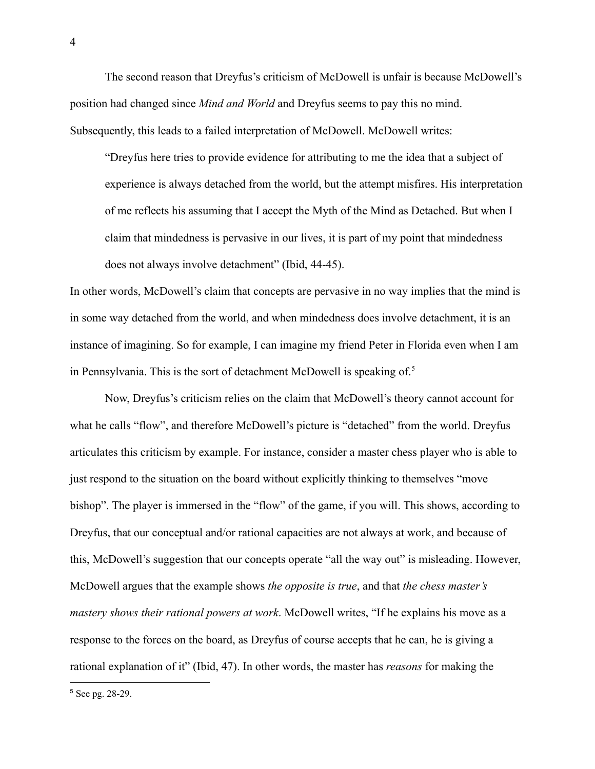The second reason that Dreyfus's criticism of McDowell is unfair is because McDowell's position had changed since *Mind and World* and Dreyfus seems to pay this no mind. Subsequently, this leads to a failed interpretation of McDowell. McDowell writes:

> "Dreyfus here tries to provide evidence for attributing to me the idea that a subject of experience is always detached from the world, but the attempt misfires. His interpretation of me reflects his assuming that I accept the Myth of the Mind as Detached. But when I claim that mindedness is pervasive in our lives, it is part of my point that mindedness does not always involve detachment" (Ibid, 44-45).

In other words, McDowell's claim that concepts are pervasive in no way implies that the mind is in some way detached from the world, and when mindedness does involve detachment, it is an instance of imagining. So for example, I can imagine my friend Peter in Florida even when I am in Pennsylvania. This is the sort of detachment McDowell is speaking of.[5]

Now, Dreyfus's criticism relies on the claim that McDowell's theory cannot account for what he calls "flow", and therefore McDowell's picture is "detached" from the world. Dreyfus articulates this criticism by example. For instance, consider a master chess player who is able to just respond to the situation on the board without explicitly thinking to themselves "move bishop". The player is immersed in the "flow" of the game, if you will. This shows, according to Dreyfus, that our conceptual and/or rational capacities are not always at work, and because of this, McDowell's suggestion that our concepts operate "all the way out" is misleading. However, McDowell argues that the example shows *the opposite is true*, and that *the chess master's mastery shows their rational powers at work*. McDowell writes, "If he explains his move as a response to the forces on the board, as Dreyfus of course accepts that he can, he is giving a rational explanation of it" (Ibid, 47). In other words, the master has *reasons* for making the

[5] See pg. 28-29.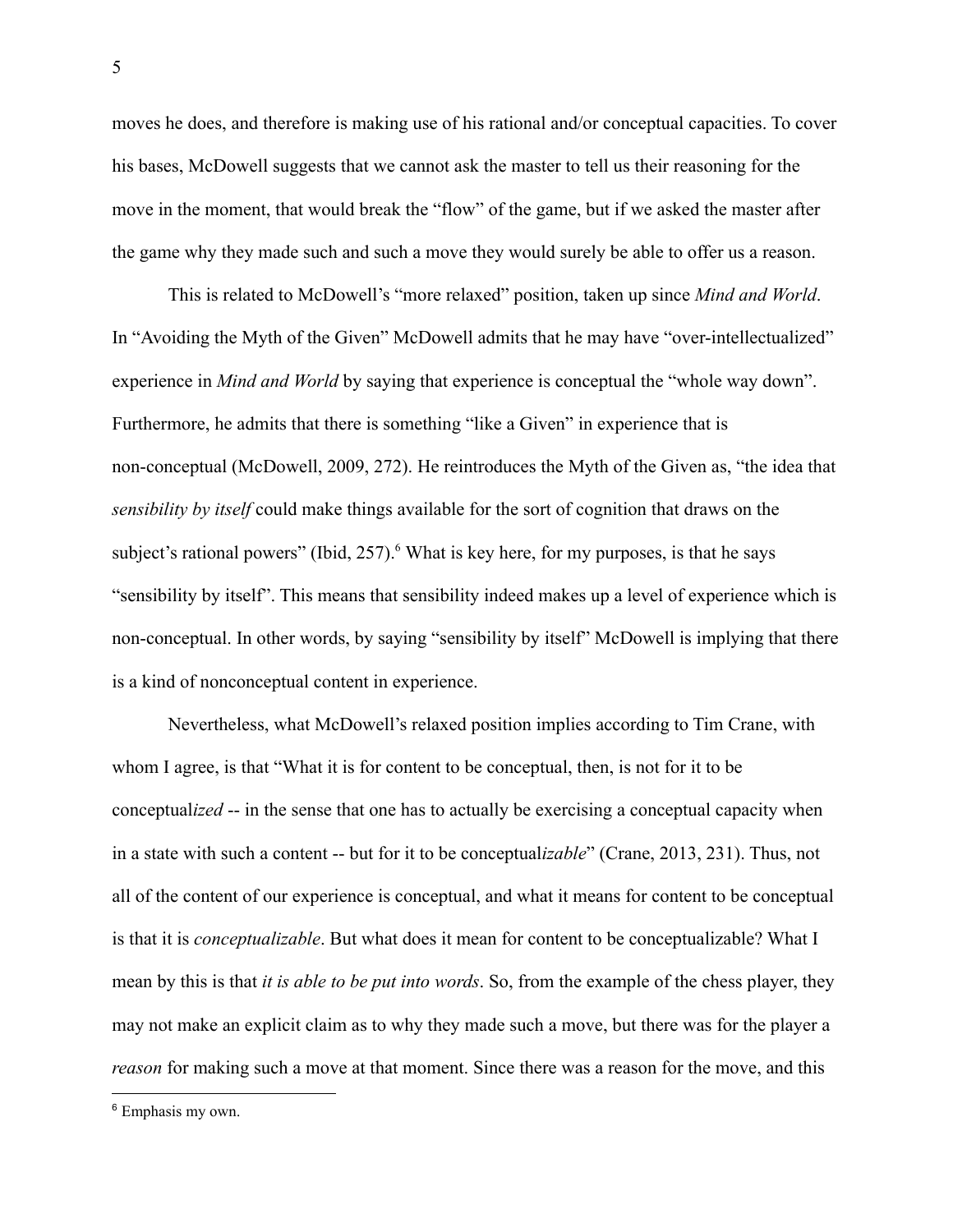moves he does, and therefore is making use of his rational and/or conceptual capacities. To cover his bases, McDowell suggests that we cannot ask the master to tell us their reasoning for the move in the moment, that would break the "flow" of the game, but if we asked the master after the game why they made such and such a move they would surely be able to offer us a reason.

This is related to McDowell's "more relaxed" position, taken up since *Mind and World*. In "Avoiding the Myth of the Given" McDowell admits that he may have "over-intellectualized" experience in *Mind and World* by saying that experience is conceptual the "whole way down". Furthermore, he admits that there is something "like a Given" in experience that is non-conceptual (McDowell, 2009, 272). He reintroduces the Myth of the Given as, "the idea that *sensibility by itself* could make things available for the sort of cognition that draws on the subject's rational powers" (Ibid, 257).[6] What is key here, for my purposes, is that he says "sensibility by itself". This means that sensibility indeed makes up a level of experience which is non-conceptual. In other words, by saying "sensibility by itself" McDowell is implying that there is a kind of nonconceptual content in experience.

Nevertheless, what McDowell's relaxed position implies according to Tim Crane, with whom I agree, is that "What it is for content to be conceptual, then, is not for it to be conceptual*ized* -- in the sense that one has to actually be exercising a conceptual capacity when in a state with such a content -- but for it to be conceptual*izable*" (Crane, 2013, 231). Thus, not all of the content of our experience is conceptual, and what it means for content to be conceptual is that it is *conceptualizable*. But what does it mean for content to be conceptualizable? What I mean by this is that *it is able to be put into words*. So, from the example of the chess player, they may not make an explicit claim as to why they made such a move, but there was for the player a *reason* for making such a move at that moment. Since there was a reason for the move, and this

[6] Emphasis my own.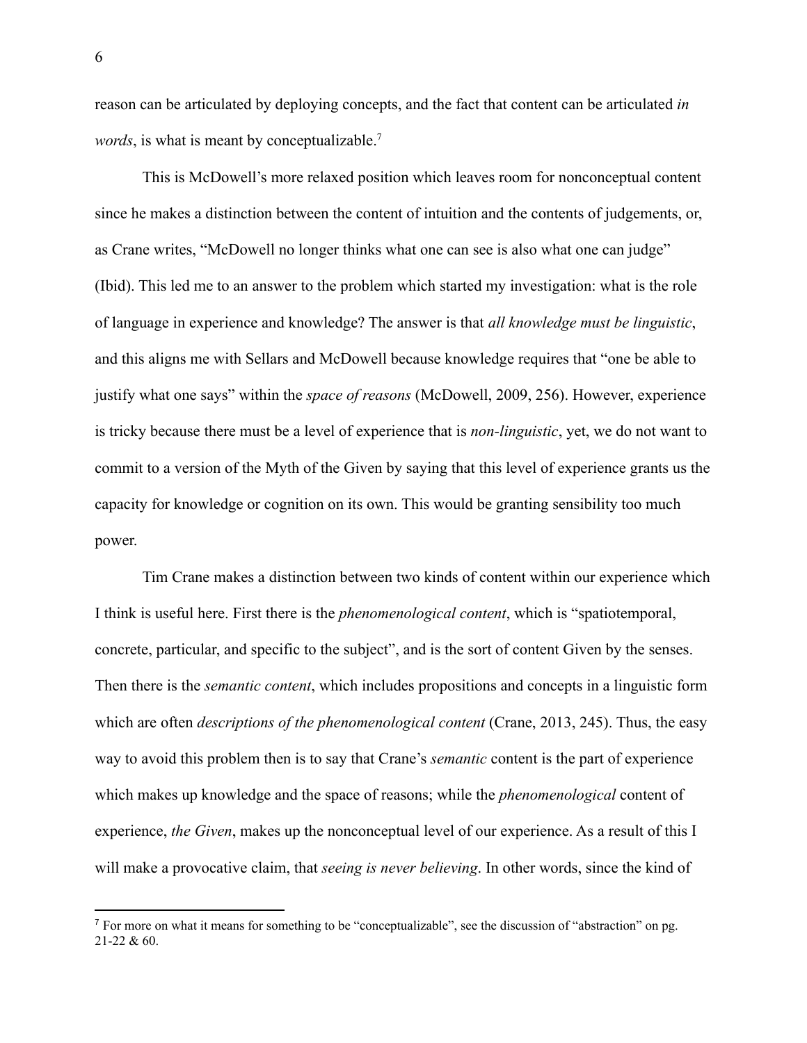reason can be articulated by deploying concepts, and the fact that content can be articulated *in words*, is what is meant by conceptualizable.[7]

This is McDowell's more relaxed position which leaves room for nonconceptual content since he makes a distinction between the content of intuition and the contents of judgements, or, as Crane writes, "McDowell no longer thinks what one can see is also what one can judge" (Ibid). This led me to an answer to the problem which started my investigation: what is the role of language in experience and knowledge? The answer is that *all knowledge must be linguistic*, and this aligns me with Sellars and McDowell because knowledge requires that "one be able to justify what one says" within the *space of reasons* (McDowell, 2009, 256). However, experience is tricky because there must be a level of experience that is *non-linguistic*, yet, we do not want to commit to a version of the Myth of the Given by saying that this level of experience grants us the capacity for knowledge or cognition on its own. This would be granting sensibility too much power.

Tim Crane makes a distinction between two kinds of content within our experience which I think is useful here. First there is the *phenomenological content*, which is "spatiotemporal, concrete, particular, and specific to the subject", and is the sort of content Given by the senses. Then there is the *semantic content*, which includes propositions and concepts in a linguistic form which are often *descriptions of the phenomenological content* (Crane, 2013, 245). Thus, the easy way to avoid this problem then is to say that Crane's *semantic* content is the part of experience which makes up knowledge and the space of reasons; while the *phenomenological* content of experience, *the Given*, makes up the nonconceptual level of our experience. As a result of this I will make a provocative claim, that *seeing is never believing*. In other words, since the kind of

[7] For more on what it means for something to be "conceptualizable", see the discussion of "abstraction" on pg. 21-22 & 60.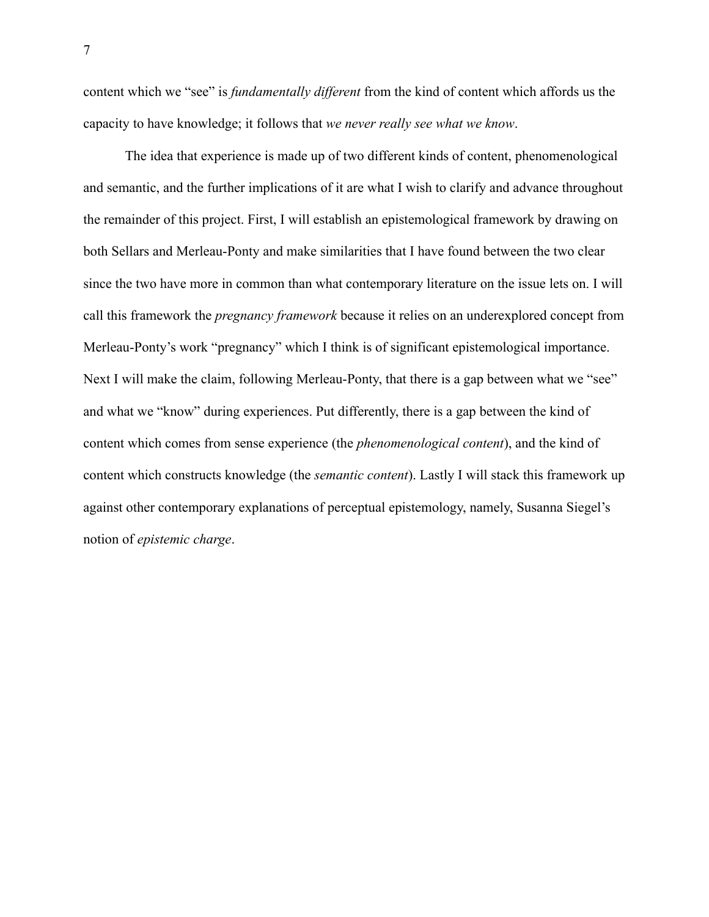content which we "see" is *fundamentally different* from the kind of content which affords us the capacity to have knowledge; it follows that *we never really see what we know*.

The idea that experience is made up of two different kinds of content, phenomenological and semantic, and the further implications of it are what I wish to clarify and advance throughout the remainder of this project. First, I will establish an epistemological framework by drawing on both Sellars and Merleau-Ponty and make similarities that I have found between the two clear since the two have more in common than what contemporary literature on the issue lets on. I will call this framework the *pregnancy framework* because it relies on an underexplored concept from Merleau-Ponty's work "pregnancy" which I think is of significant epistemological importance. Next I will make the claim, following Merleau-Ponty, that there is a gap between what we "see" and what we "know" during experiences. Put differently, there is a gap between the kind of content which comes from sense experience (the *phenomenological content*), and the kind of content which constructs knowledge (the *semantic content*). Lastly I will stack this framework up against other contemporary explanations of perceptual epistemology, namely, Susanna Siegel's notion of *epistemic charge*.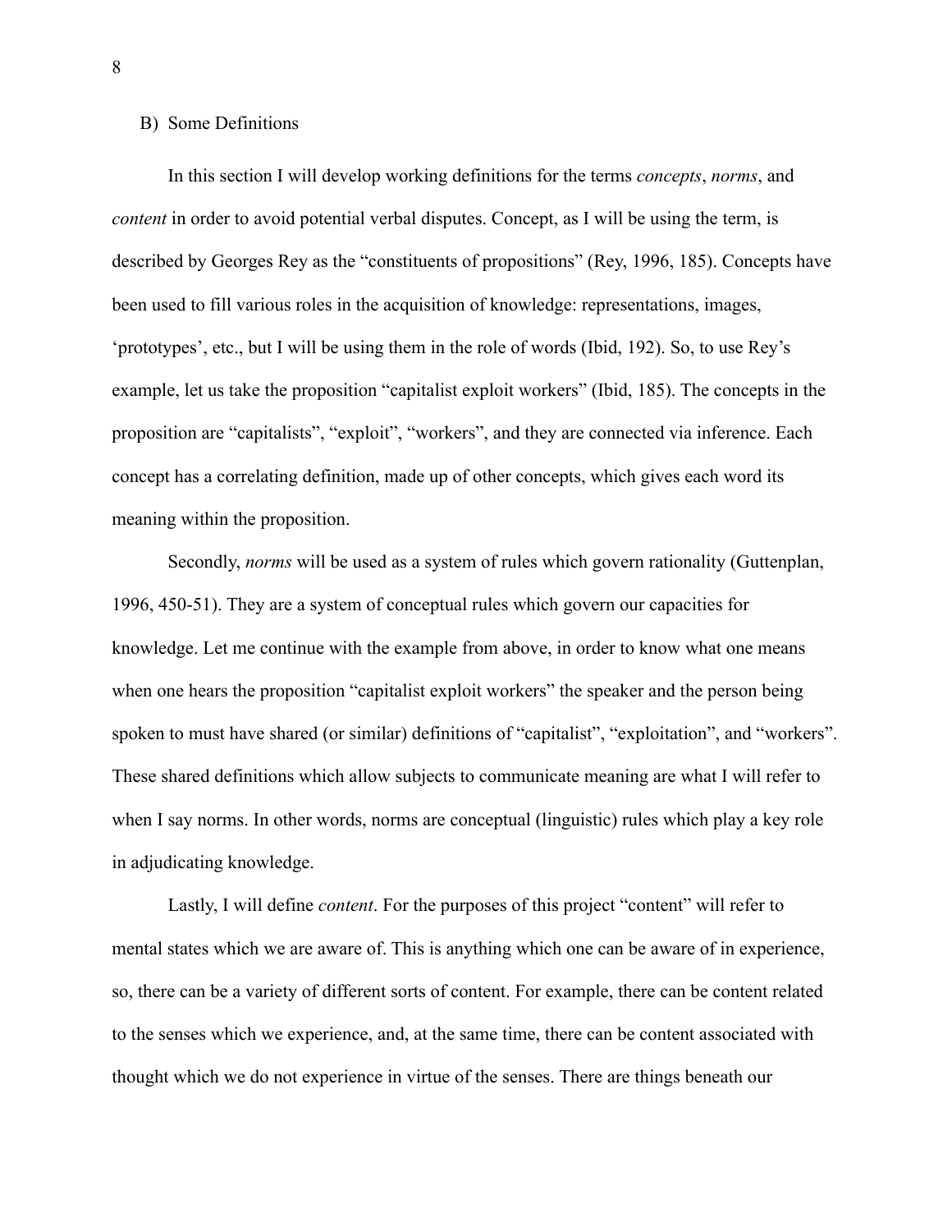B) Some Definitions

In this section I will develop working definitions for the terms *concepts*, *norms*, and *content* in order to avoid potential verbal disputes. Concept, as I will be using the term, is described by Georges Rey as the "constituents of propositions" (Rey, 1996, 185). Concepts have been used to fill various roles in the acquisition of knowledge: representations, images, 'prototypes', etc., but I will be using them in the role of words (Ibid, 192). So, to use Rey's example, let us take the proposition "capitalist exploit workers" (Ibid, 185). The concepts in the proposition are "capitalists", "exploit", "workers", and they are connected via inference. Each concept has a correlating definition, made up of other concepts, which gives each word its meaning within the proposition.

Secondly, *norms* will be used as a system of rules which govern rationality (Guttenplan, 1996, 450-51). They are a system of conceptual rules which govern our capacities for knowledge. Let me continue with the example from above, in order to know what one means when one hears the proposition "capitalist exploit workers" the speaker and the person being spoken to must have shared (or similar) definitions of "capitalist", "exploitation", and "workers". These shared definitions which allow subjects to communicate meaning are what I will refer to when I say norms. In other words, norms are conceptual (linguistic) rules which play a key role in adjudicating knowledge.

Lastly, I will define *content*. For the purposes of this project "content" will refer to mental states which we are aware of. This is anything which one can be aware of in experience, so, there can be a variety of different sorts of content. For example, there can be content related to the senses which we experience, and, at the same time, there can be content associated with thought which we do not experience in virtue of the senses. There are things beneath our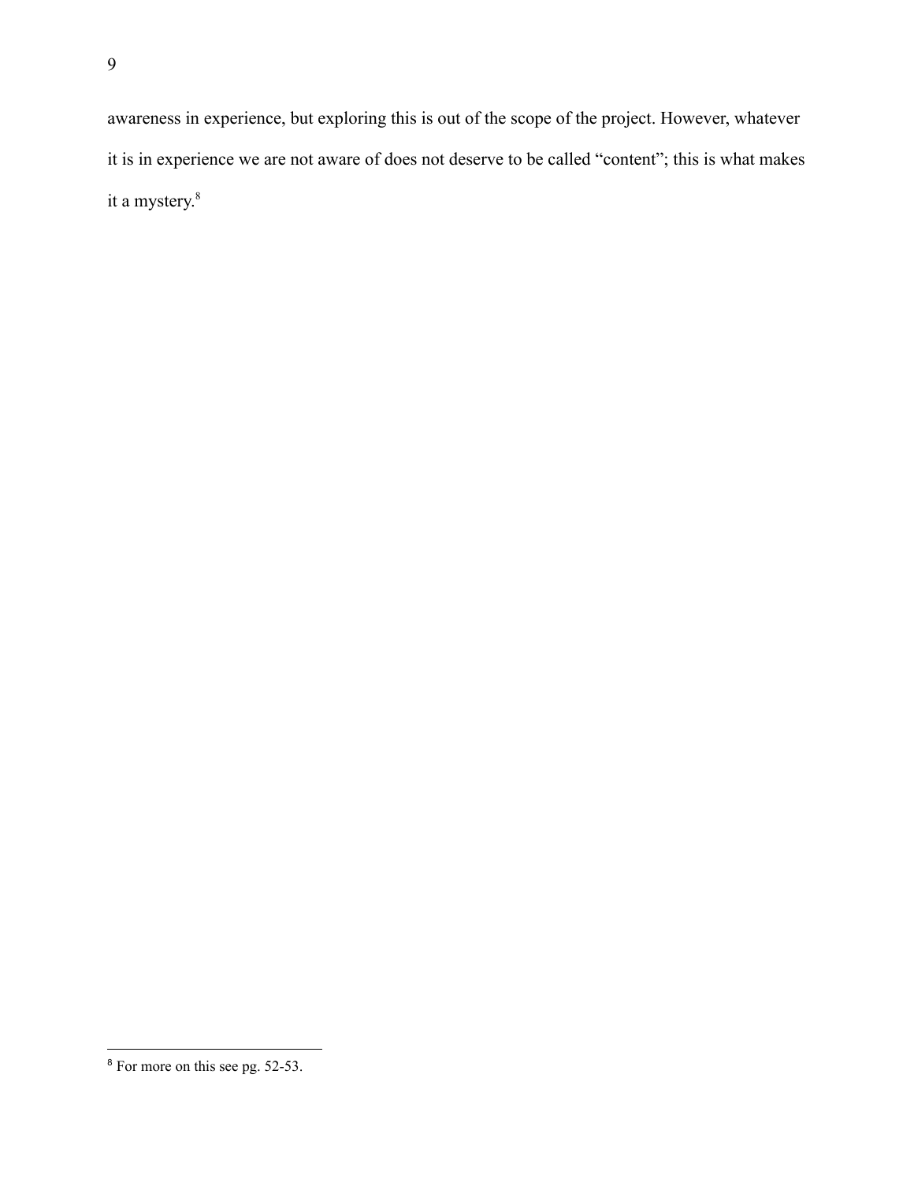awareness in experience, but exploring this is out of the scope of the project. However, whatever it is in experience we are not aware of does not deserve to be called "content"; this is what makes it a mystery.[8]

---

[8] For more on this see pg. 52-53.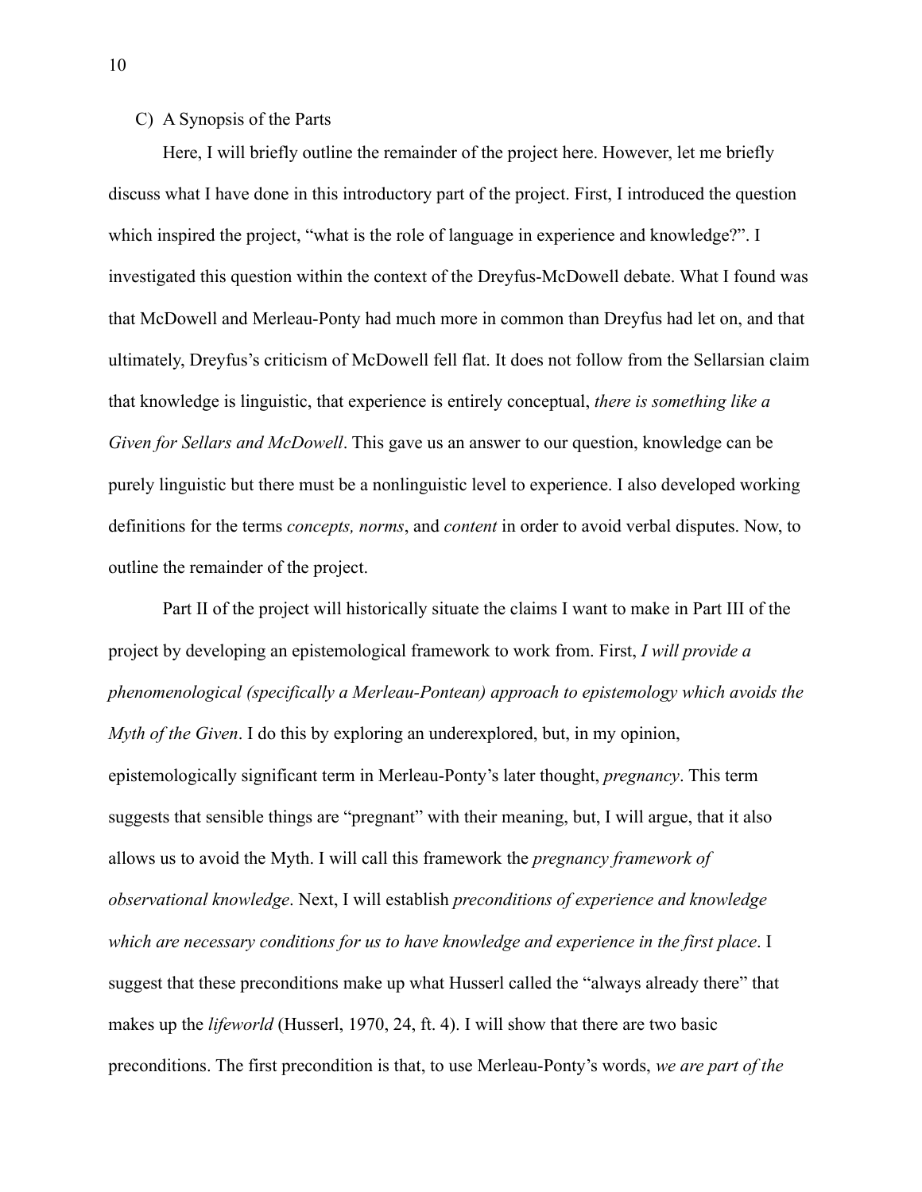C) A Synopsis of the Parts

Here, I will briefly outline the remainder of the project here. However, let me briefly discuss what I have done in this introductory part of the project. First, I introduced the question which inspired the project, "what is the role of language in experience and knowledge?". I investigated this question within the context of the Dreyfus-McDowell debate. What I found was that McDowell and Merleau-Ponty had much more in common than Dreyfus had let on, and that ultimately, Dreyfus's criticism of McDowell fell flat. It does not follow from the Sellarsian claim that knowledge is linguistic, that experience is entirely conceptual, *there is something like a Given for Sellars and McDowell*. This gave us an answer to our question, knowledge can be purely linguistic but there must be a nonlinguistic level to experience. I also developed working definitions for the terms *concepts, norms*, and *content* in order to avoid verbal disputes. Now, to outline the remainder of the project.

Part II of the project will historically situate the claims I want to make in Part III of the project by developing an epistemological framework to work from. First, *I will provide a phenomenological (specifically a Merleau-Pontean) approach to epistemology which avoids the Myth of the Given*. I do this by exploring an underexplored, but, in my opinion, epistemologically significant term in Merleau-Ponty's later thought, *pregnancy*. This term suggests that sensible things are "pregnant" with their meaning, but, I will argue, that it also allows us to avoid the Myth. I will call this framework the *pregnancy framework of observational knowledge*. Next, I will establish *preconditions of experience and knowledge which are necessary conditions for us to have knowledge and experience in the first place*. I suggest that these preconditions make up what Husserl called the "always already there" that makes up the *lifeworld* (Husserl, 1970, 24, ft. 4). I will show that there are two basic preconditions. The first precondition is that, to use Merleau-Ponty's words, *we are part of the*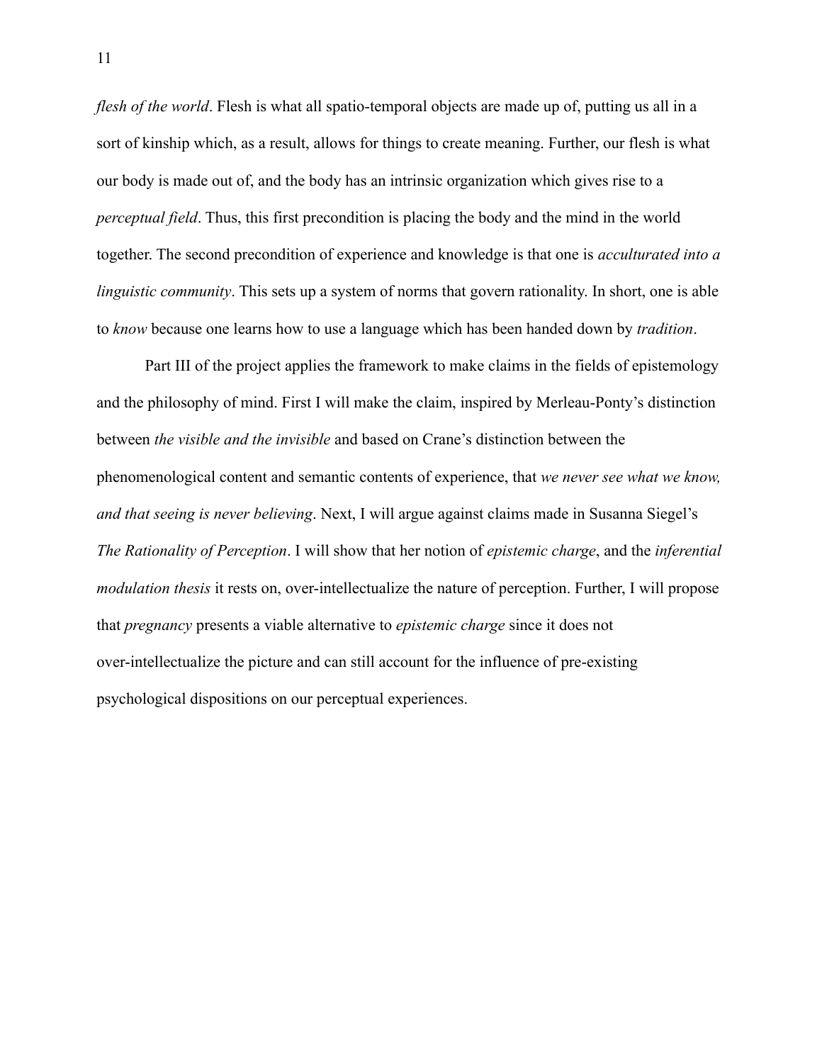*flesh of the world*. Flesh is what all spatio-temporal objects are made up of, putting us all in a sort of kinship which, as a result, allows for things to create meaning. Further, our flesh is what our body is made out of, and the body has an intrinsic organization which gives rise to a *perceptual field*. Thus, this first precondition is placing the body and the mind in the world together. The second precondition of experience and knowledge is that one is *acculturated into a linguistic community*. This sets up a system of norms that govern rationality. In short, one is able to *know* because one learns how to use a language which has been handed down by *tradition*.

Part III of the project applies the framework to make claims in the fields of epistemology and the philosophy of mind. First I will make the claim, inspired by Merleau-Ponty's distinction between *the visible and the invisible* and based on Crane's distinction between the phenomenological content and semantic contents of experience, that *we never see what we know, and that seeing is never believing*. Next, I will argue against claims made in Susanna Siegel's *The Rationality of Perception*. I will show that her notion of *epistemic charge*, and the *inferential modulation thesis* it rests on, over-intellectualize the nature of perception. Further, I will propose that *pregnancy* presents a viable alternative to *epistemic charge* since it does not over-intellectualize the picture and can still account for the influence of pre-existing psychological dispositions on our perceptual experiences.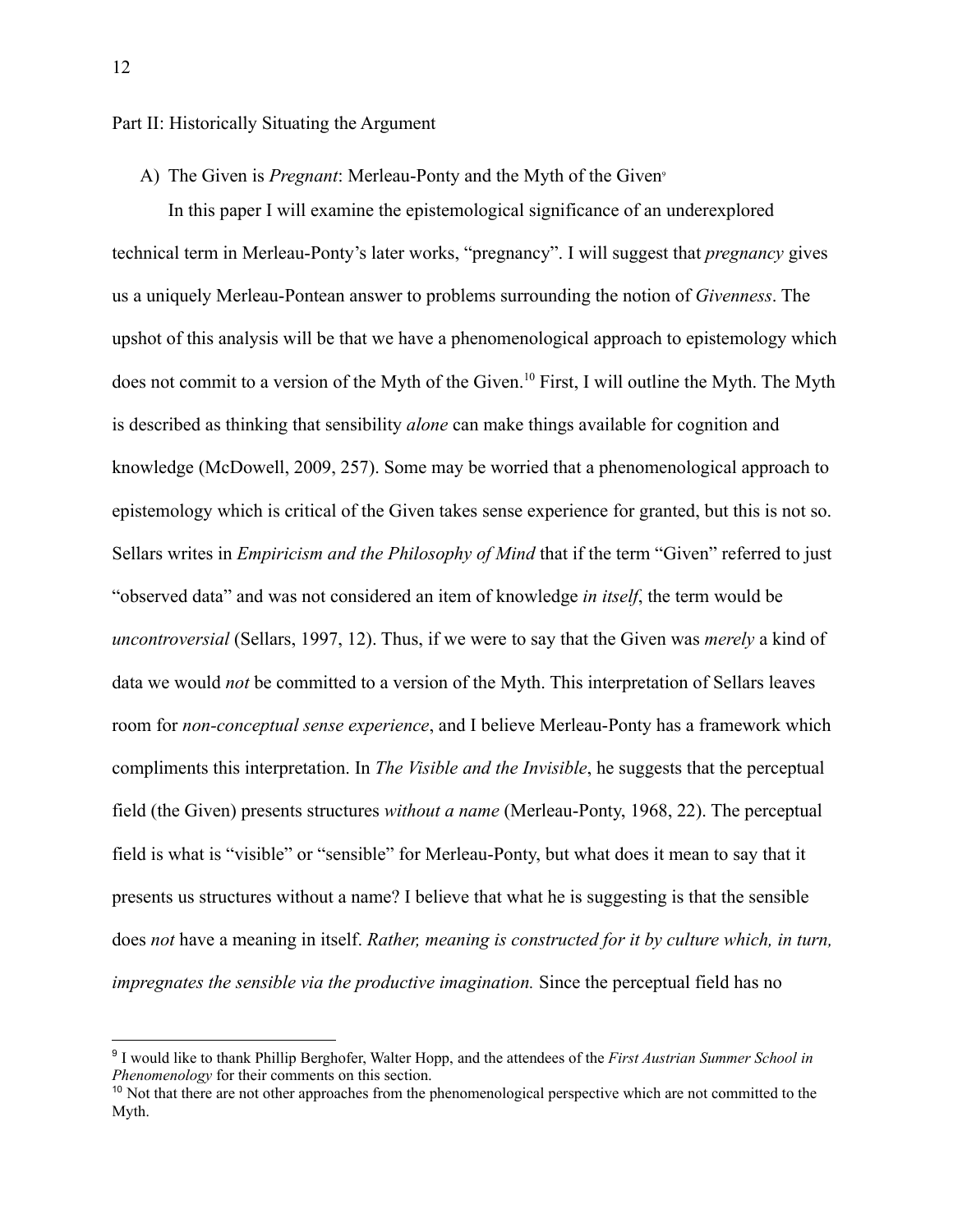## Part II: Historically Situating the Argument

### A) The Given is *Pregnant*: Merleau-Ponty and the Myth of the Given[9]

In this paper I will examine the epistemological significance of an underexplored technical term in Merleau-Ponty's later works, "pregnancy". I will suggest that *pregnancy* gives us a uniquely Merleau-Pontean answer to problems surrounding the notion of *Givenness*. The upshot of this analysis will be that we have a phenomenological approach to epistemology which does not commit to a version of the Myth of the Given.[10] First, I will outline the Myth. The Myth is described as thinking that sensibility *alone* can make things available for cognition and knowledge (McDowell, 2009, 257). Some may be worried that a phenomenological approach to epistemology which is critical of the Given takes sense experience for granted, but this is not so. Sellars writes in *Empiricism and the Philosophy of Mind* that if the term "Given" referred to just "observed data" and was not considered an item of knowledge *in itself*, the term would be *uncontroversial* (Sellars, 1997, 12). Thus, if we were to say that the Given was *merely* a kind of data we would *not* be committed to a version of the Myth. This interpretation of Sellars leaves room for *non-conceptual sense experience*, and I believe Merleau-Ponty has a framework which compliments this interpretation. In *The Visible and the Invisible*, he suggests that the perceptual field (the Given) presents structures *without a name* (Merleau-Ponty, 1968, 22). The perceptual field is what is "visible" or "sensible" for Merleau-Ponty, but what does it mean to say that it presents us structures without a name? I believe that what he is suggesting is that the sensible does *not* have a meaning in itself. *Rather, meaning is constructed for it by culture which, in turn, impregnates the sensible via the productive imagination.* Since the perceptual field has no

---

[9] I would like to thank Phillip Berghofer, Walter Hopp, and the attendees of the *First Austrian Summer School in Phenomenology* for their comments on this section.

[10] Not that there are not other approaches from the phenomenological perspective which are not committed to the Myth.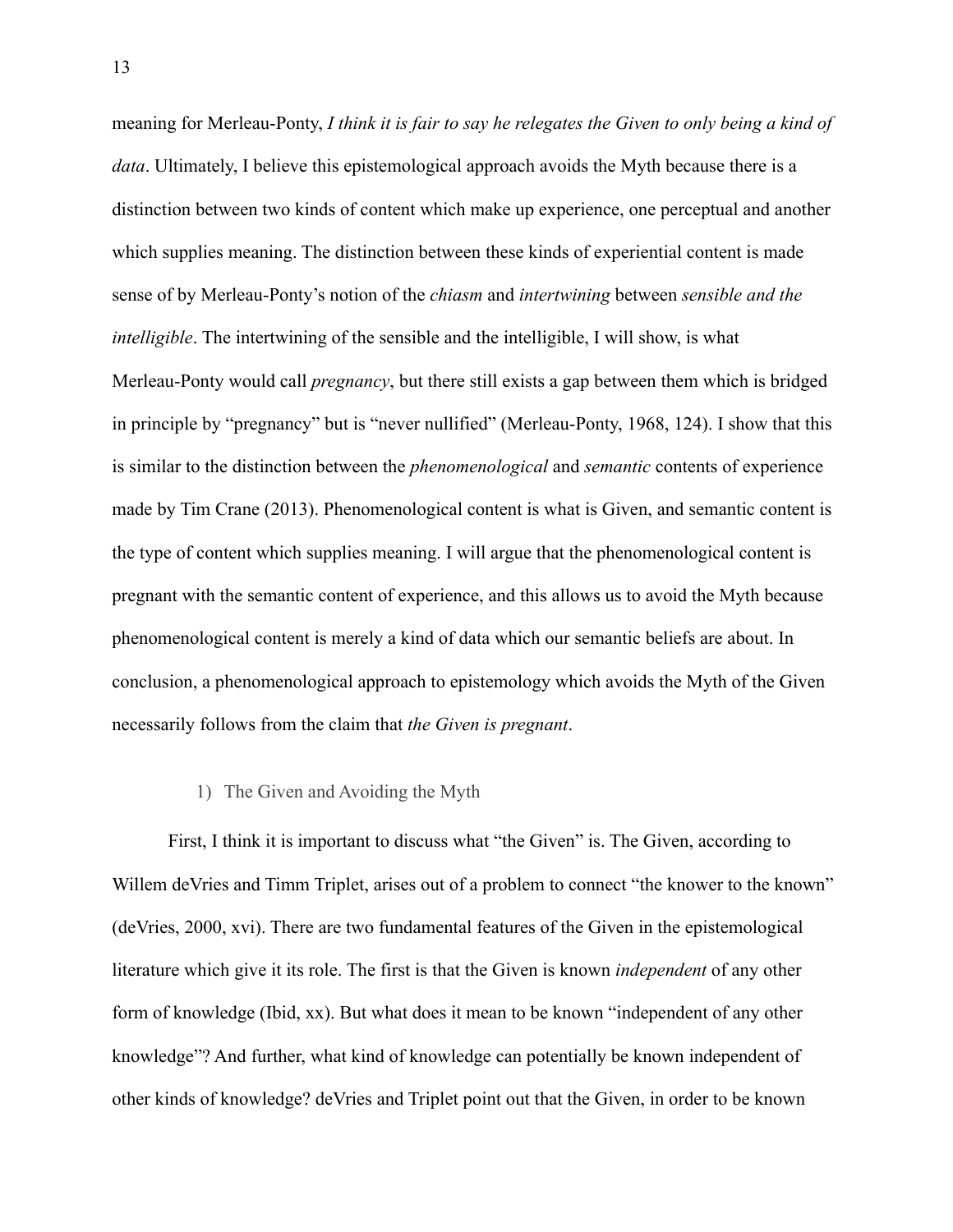meaning for Merleau-Ponty, *I think it is fair to say he relegates the Given to only being a kind of data*. Ultimately, I believe this epistemological approach avoids the Myth because there is a distinction between two kinds of content which make up experience, one perceptual and another which supplies meaning. The distinction between these kinds of experiential content is made sense of by Merleau-Ponty's notion of the *chiasm* and *intertwining* between *sensible and the intelligible*. The intertwining of the sensible and the intelligible, I will show, is what Merleau-Ponty would call *pregnancy*, but there still exists a gap between them which is bridged in principle by "pregnancy" but is "never nullified" (Merleau-Ponty, 1968, 124). I show that this is similar to the distinction between the *phenomenological* and *semantic* contents of experience made by Tim Crane (2013). Phenomenological content is what is Given, and semantic content is the type of content which supplies meaning. I will argue that the phenomenological content is pregnant with the semantic content of experience, and this allows us to avoid the Myth because phenomenological content is merely a kind of data which our semantic beliefs are about. In conclusion, a phenomenological approach to epistemology which avoids the Myth of the Given necessarily follows from the claim that *the Given is pregnant*.

## 1) The Given and Avoiding the Myth

First, I think it is important to discuss what "the Given" is. The Given, according to Willem deVries and Timm Triplet, arises out of a problem to connect "the knower to the known" (deVries, 2000, xvi). There are two fundamental features of the Given in the epistemological literature which give it its role. The first is that the Given is known *independent* of any other form of knowledge (Ibid, xx). But what does it mean to be known "independent of any other knowledge"? And further, what kind of knowledge can potentially be known independent of other kinds of knowledge? deVries and Triplet point out that the Given, in order to be known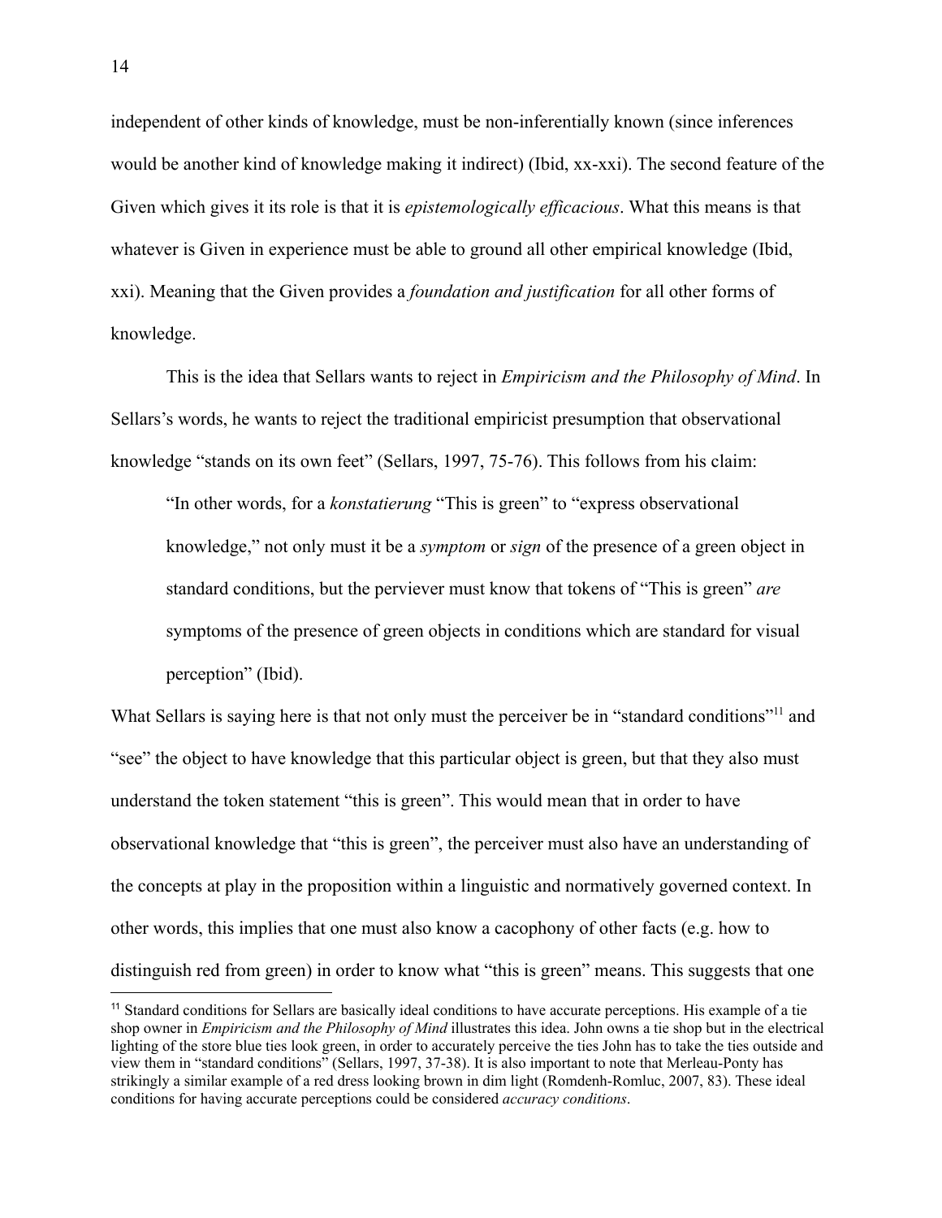independent of other kinds of knowledge, must be non-inferentially known (since inferences would be another kind of knowledge making it indirect) (Ibid, xx-xxi). The second feature of the Given which gives it its role is that it is *epistemologically efficacious*. What this means is that whatever is Given in experience must be able to ground all other empirical knowledge (Ibid, xxi). Meaning that the Given provides a *foundation and justification* for all other forms of knowledge.

This is the idea that Sellars wants to reject in *Empiricism and the Philosophy of Mind*. In Sellars's words, he wants to reject the traditional empiricist presumption that observational knowledge "stands on its own feet" (Sellars, 1997, 75-76). This follows from his claim:

> "In other words, for a *konstatierung* "This is green" to "express observational knowledge," not only must it be a *symptom* or *sign* of the presence of a green object in standard conditions, but the perviever must know that tokens of "This is green" *are* symptoms of the presence of green objects in conditions which are standard for visual perception" (Ibid).

What Sellars is saying here is that not only must the perceiver be in "standard conditions"[11] and "see" the object to have knowledge that this particular object is green, but that they also must understand the token statement "this is green". This would mean that in order to have observational knowledge that "this is green", the perceiver must also have an understanding of the concepts at play in the proposition within a linguistic and normatively governed context. In other words, this implies that one must also know a cacophony of other facts (e.g. how to distinguish red from green) in order to know what "this is green" means. This suggests that one

---

[11] Standard conditions for Sellars are basically ideal conditions to have accurate perceptions. His example of a tie shop owner in *Empiricism and the Philosophy of Mind* illustrates this idea. John owns a tie shop but in the electrical lighting of the store blue ties look green, in order to accurately perceive the ties John has to take the ties outside and view them in "standard conditions" (Sellars, 1997, 37-38). It is also important to note that Merleau-Ponty has strikingly a similar example of a red dress looking brown in dim light (Romdenh-Romluc, 2007, 83). These ideal conditions for having accurate perceptions could be considered *accuracy conditions*.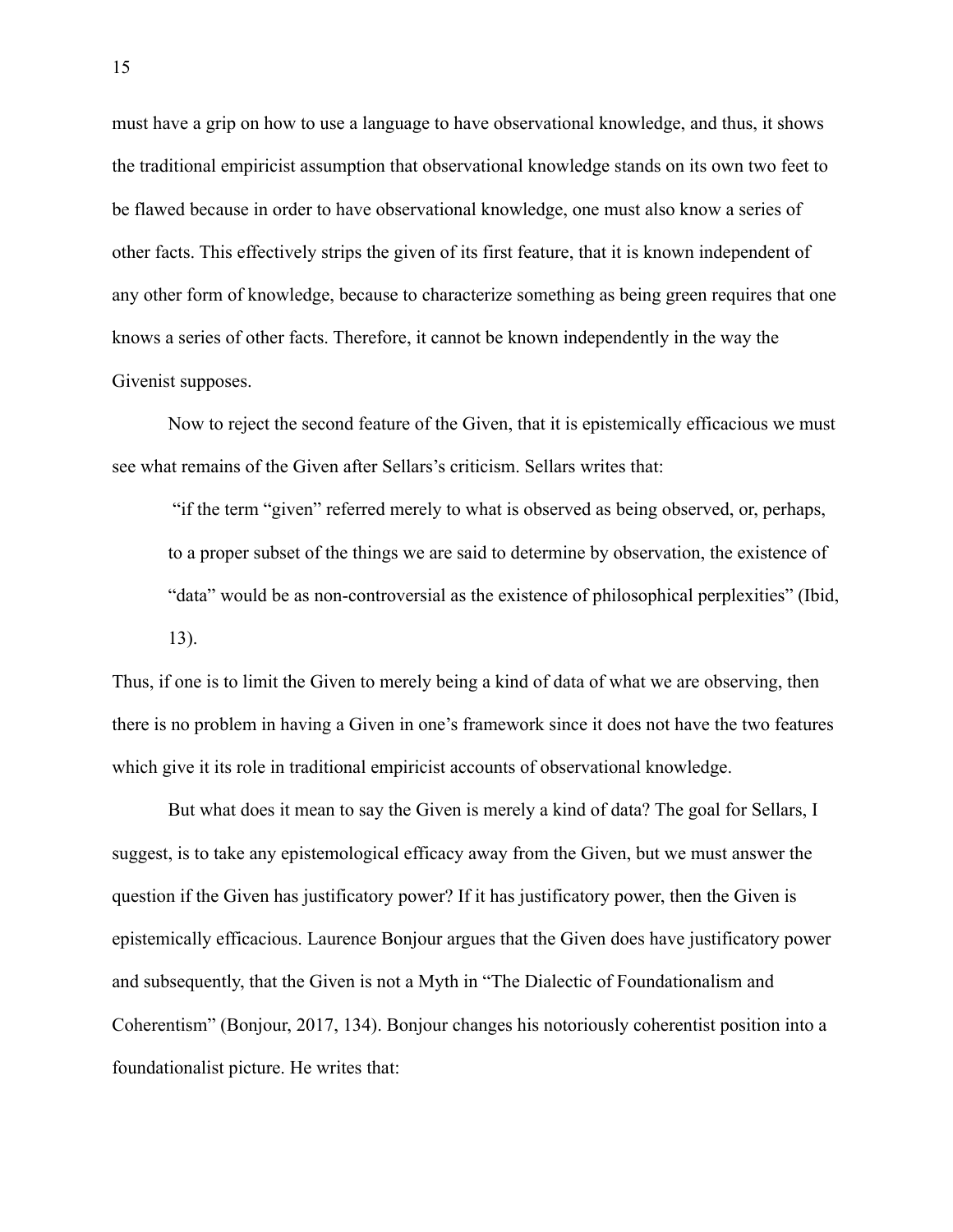must have a grip on how to use a language to have observational knowledge, and thus, it shows the traditional empiricist assumption that observational knowledge stands on its own two feet to be flawed because in order to have observational knowledge, one must also know a series of other facts. This effectively strips the given of its first feature, that it is known independent of any other form of knowledge, because to characterize something as being green requires that one knows a series of other facts. Therefore, it cannot be known independently in the way the Givenist supposes.

Now to reject the second feature of the Given, that it is epistemically efficacious we must see what remains of the Given after Sellars's criticism. Sellars writes that:

> "if the term "given" referred merely to what is observed as being observed, or, perhaps, to a proper subset of the things we are said to determine by observation, the existence of "data" would be as non-controversial as the existence of philosophical perplexities" (Ibid, 13).

Thus, if one is to limit the Given to merely being a kind of data of what we are observing, then there is no problem in having a Given in one's framework since it does not have the two features which give it its role in traditional empiricist accounts of observational knowledge.

But what does it mean to say the Given is merely a kind of data? The goal for Sellars, I suggest, is to take any epistemological efficacy away from the Given, but we must answer the question if the Given has justificatory power? If it has justificatory power, then the Given is epistemically efficacious. Laurence Bonjour argues that the Given does have justificatory power and subsequently, that the Given is not a Myth in "The Dialectic of Foundationalism and Coherentism" (Bonjour, 2017, 134). Bonjour changes his notoriously coherentist position into a foundationalist picture. He writes that: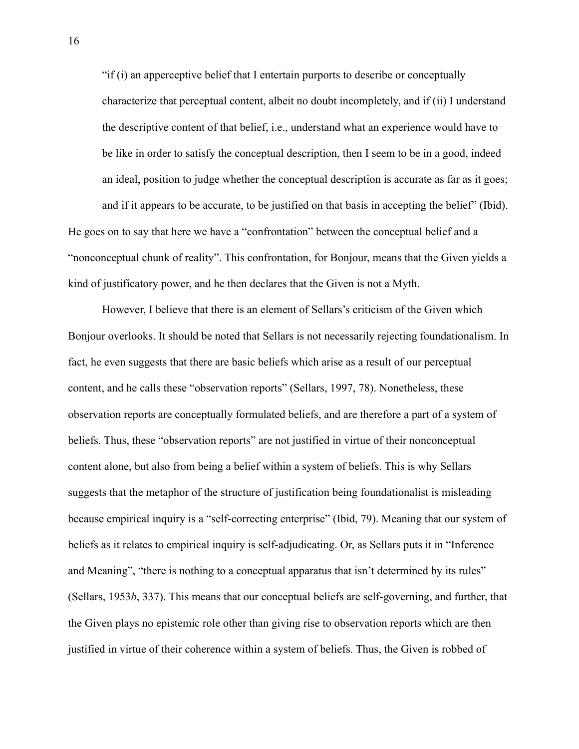> "if (i) an apperceptive belief that I entertain purports to describe or conceptually characterize that perceptual content, albeit no doubt incompletely, and if (ii) I understand the descriptive content of that belief, i.e., understand what an experience would have to be like in order to satisfy the conceptual description, then I seem to be in a good, indeed an ideal, position to judge whether the conceptual description is accurate as far as it goes; and if it appears to be accurate, to be justified on that basis in accepting the belief" (Ibid).

He goes on to say that here we have a "confrontation" between the conceptual belief and a "nonconceptual chunk of reality". This confrontation, for Bonjour, means that the Given yields a kind of justificatory power, and he then declares that the Given is not a Myth.

However, I believe that there is an element of Sellars's criticism of the Given which Bonjour overlooks. It should be noted that Sellars is not necessarily rejecting foundationalism. In fact, he even suggests that there are basic beliefs which arise as a result of our perceptual content, and he calls these "observation reports" (Sellars, 1997, 78). Nonetheless, these observation reports are conceptually formulated beliefs, and are therefore a part of a system of beliefs. Thus, these "observation reports" are not justified in virtue of their nonconceptual content alone, but also from being a belief within a system of beliefs. This is why Sellars suggests that the metaphor of the structure of justification being foundationalist is misleading because empirical inquiry is a "self-correcting enterprise" (Ibid, 79). Meaning that our system of beliefs as it relates to empirical inquiry is self-adjudicating. Or, as Sellars puts it in "Inference and Meaning", "there is nothing to a conceptual apparatus that isn't determined by its rules" (Sellars, 1953*b*, 337). This means that our conceptual beliefs are self-governing, and further, that the Given plays no epistemic role other than giving rise to observation reports which are then justified in virtue of their coherence within a system of beliefs. Thus, the Given is robbed of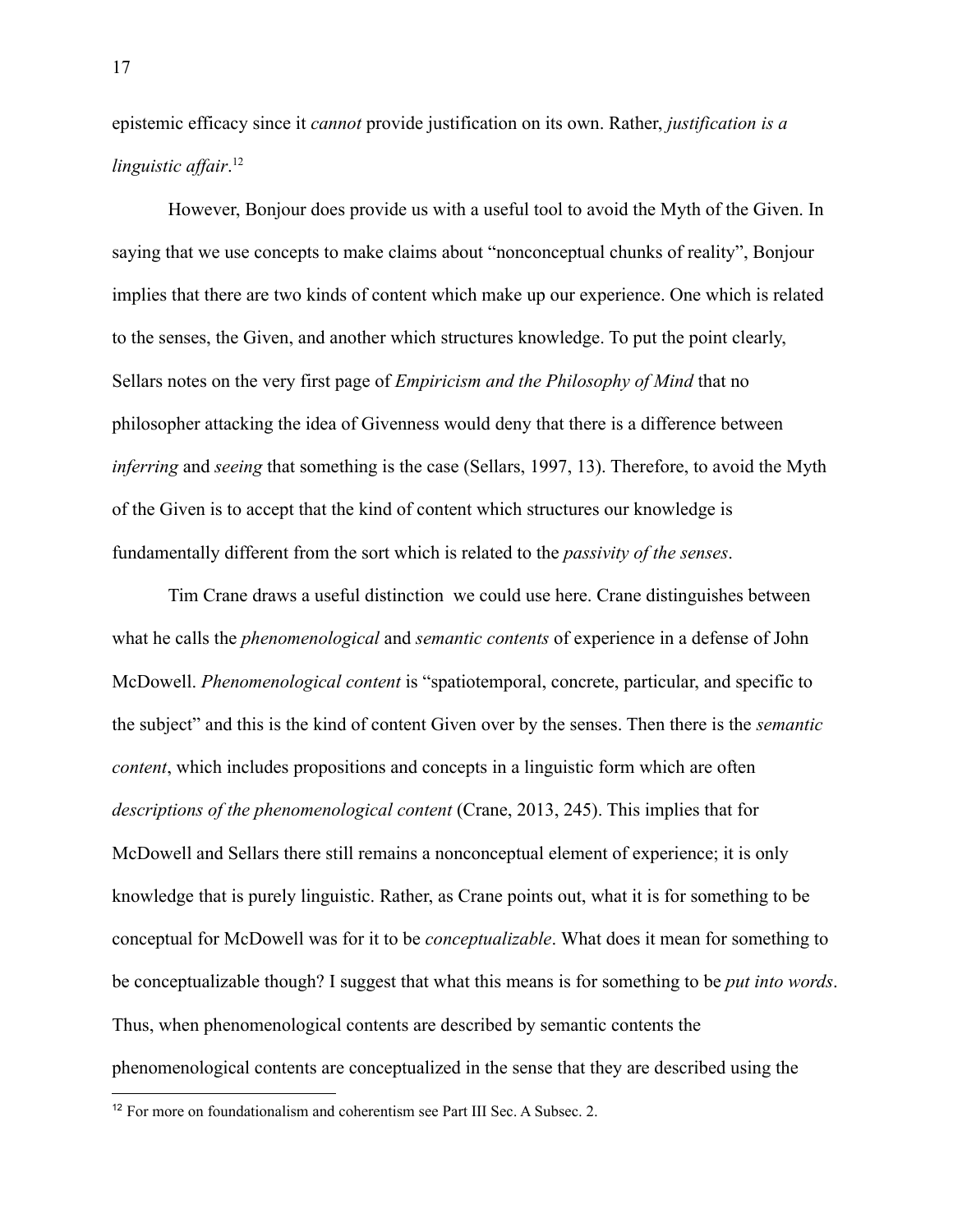epistemic efficacy since it *cannot* provide justification on its own. Rather, *justification is a linguistic affair*.[12]

However, Bonjour does provide us with a useful tool to avoid the Myth of the Given. In saying that we use concepts to make claims about "nonconceptual chunks of reality", Bonjour implies that there are two kinds of content which make up our experience. One which is related to the senses, the Given, and another which structures knowledge. To put the point clearly, Sellars notes on the very first page of *Empiricism and the Philosophy of Mind* that no philosopher attacking the idea of Givenness would deny that there is a difference between *inferring* and *seeing* that something is the case (Sellars, 1997, 13). Therefore, to avoid the Myth of the Given is to accept that the kind of content which structures our knowledge is fundamentally different from the sort which is related to the *passivity of the senses*.

Tim Crane draws a useful distinction we could use here. Crane distinguishes between what he calls the *phenomenological* and *semantic contents* of experience in a defense of John McDowell. *Phenomenological content* is "spatiotemporal, concrete, particular, and specific to the subject" and this is the kind of content Given over by the senses. Then there is the *semantic content*, which includes propositions and concepts in a linguistic form which are often *descriptions of the phenomenological content* (Crane, 2013, 245). This implies that for McDowell and Sellars there still remains a nonconceptual element of experience; it is only knowledge that is purely linguistic. Rather, as Crane points out, what it is for something to be conceptual for McDowell was for it to be *conceptualizable*. What does it mean for something to be conceptualizable though? I suggest that what this means is for something to be *put into words*. Thus, when phenomenological contents are described by semantic contents the phenomenological contents are conceptualized in the sense that they are described using the

[12] For more on foundationalism and coherentism see Part III Sec. A Subsec. 2.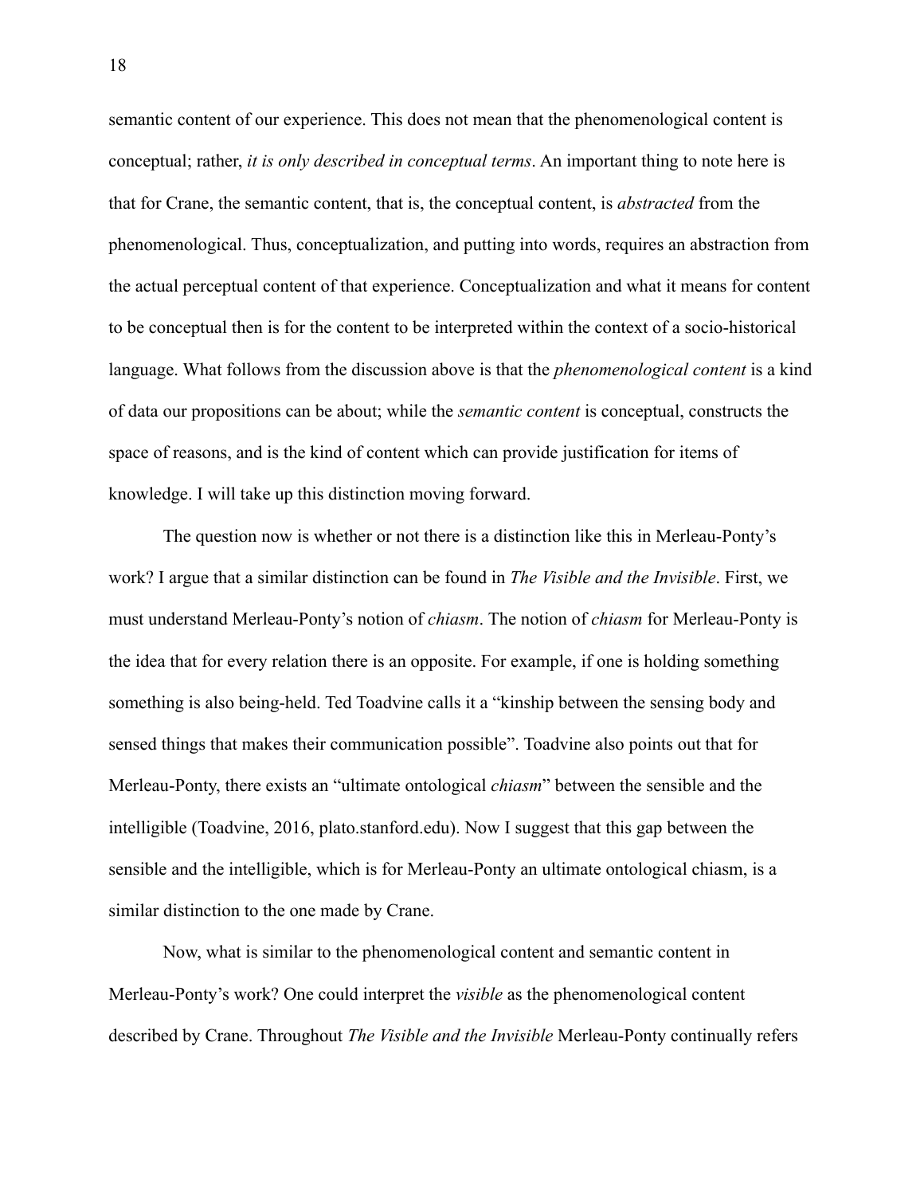semantic content of our experience. This does not mean that the phenomenological content is conceptual; rather, *it is only described in conceptual terms*. An important thing to note here is that for Crane, the semantic content, that is, the conceptual content, is *abstracted* from the phenomenological. Thus, conceptualization, and putting into words, requires an abstraction from the actual perceptual content of that experience. Conceptualization and what it means for content to be conceptual then is for the content to be interpreted within the context of a socio-historical language. What follows from the discussion above is that the *phenomenological content* is a kind of data our propositions can be about; while the *semantic content* is conceptual, constructs the space of reasons, and is the kind of content which can provide justification for items of knowledge. I will take up this distinction moving forward.

The question now is whether or not there is a distinction like this in Merleau-Ponty's work? I argue that a similar distinction can be found in *The Visible and the Invisible*. First, we must understand Merleau-Ponty's notion of *chiasm*. The notion of *chiasm* for Merleau-Ponty is the idea that for every relation there is an opposite. For example, if one is holding something something is also being-held. Ted Toadvine calls it a "kinship between the sensing body and sensed things that makes their communication possible". Toadvine also points out that for Merleau-Ponty, there exists an "ultimate ontological *chiasm*" between the sensible and the intelligible (Toadvine, 2016, plato.stanford.edu). Now I suggest that this gap between the sensible and the intelligible, which is for Merleau-Ponty an ultimate ontological chiasm, is a similar distinction to the one made by Crane.

Now, what is similar to the phenomenological content and semantic content in Merleau-Ponty's work? One could interpret the *visible* as the phenomenological content described by Crane. Throughout *The Visible and the Invisible* Merleau-Ponty continually refers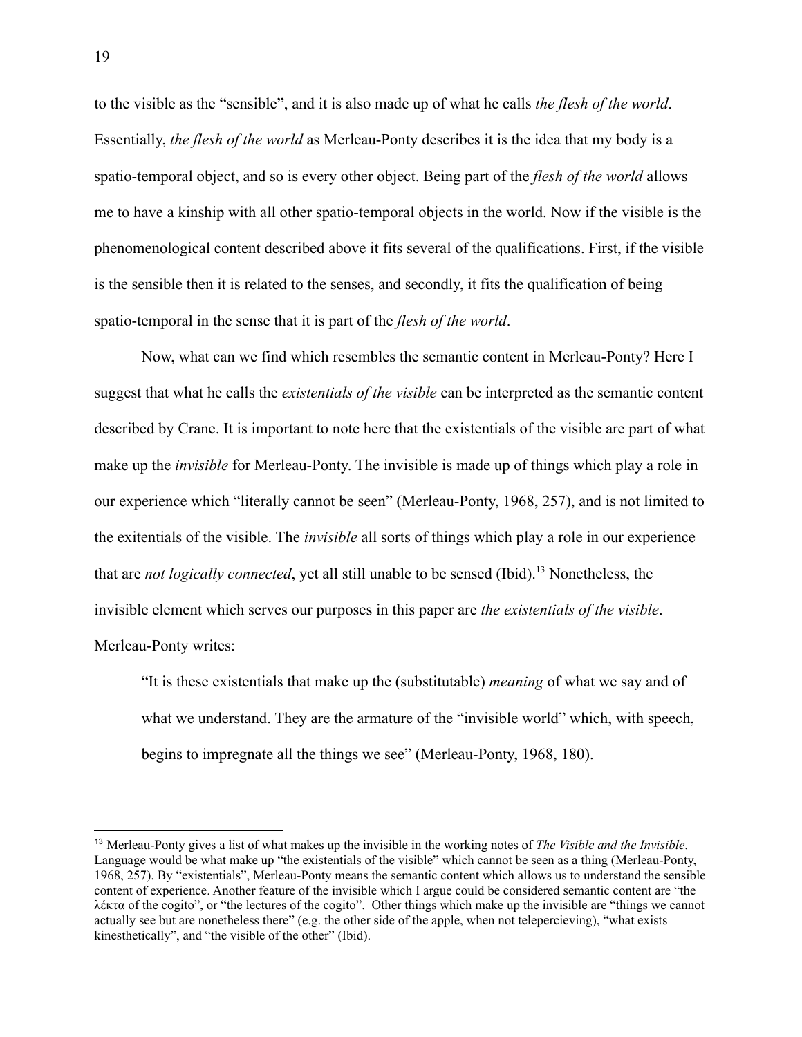to the visible as the "sensible", and it is also made up of what he calls *the flesh of the world*. Essentially, *the flesh of the world* as Merleau-Ponty describes it is the idea that my body is a spatio-temporal object, and so is every other object. Being part of the *flesh of the world* allows me to have a kinship with all other spatio-temporal objects in the world. Now if the visible is the phenomenological content described above it fits several of the qualifications. First, if the visible is the sensible then it is related to the senses, and secondly, it fits the qualification of being spatio-temporal in the sense that it is part of the *flesh of the world*.

Now, what can we find which resembles the semantic content in Merleau-Ponty? Here I suggest that what he calls the *existentials of the visible* can be interpreted as the semantic content described by Crane. It is important to note here that the existentials of the visible are part of what make up the *invisible* for Merleau-Ponty. The invisible is made up of things which play a role in our experience which "literally cannot be seen" (Merleau-Ponty, 1968, 257), and is not limited to the exitentials of the visible. The *invisible* all sorts of things which play a role in our experience that are *not logically connected*, yet all still unable to be sensed (Ibid).[13] Nonetheless, the invisible element which serves our purposes in this paper are *the existentials of the visible*. Merleau-Ponty writes:

> "It is these existentials that make up the (substitutable) *meaning* of what we say and of what we understand. They are the armature of the "invisible world" which, with speech, begins to impregnate all the things we see" (Merleau-Ponty, 1968, 180).

---

[13] Merleau-Ponty gives a list of what makes up the invisible in the working notes of *The Visible and the Invisible*. Language would be what make up "the existentials of the visible" which cannot be seen as a thing (Merleau-Ponty, 1968, 257). By "existentials", Merleau-Ponty means the semantic content which allows us to understand the sensible content of experience. Another feature of the invisible which I argue could be considered semantic content are "the λέκτα of the cogito", or "the lectures of the cogito". Other things which make up the invisible are "things we cannot actually see but are nonetheless there" (e.g. the other side of the apple, when not telepercieving), "what exists kinesthetically", and "the visible of the other" (Ibid).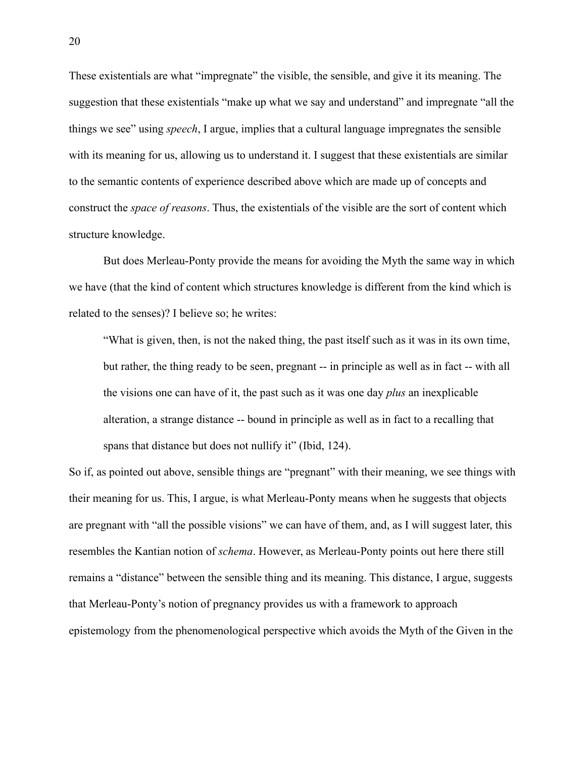These existentials are what "impregnate" the visible, the sensible, and give it its meaning. The suggestion that these existentials "make up what we say and understand" and impregnate "all the things we see" using *speech*, I argue, implies that a cultural language impregnates the sensible with its meaning for us, allowing us to understand it. I suggest that these existentials are similar to the semantic contents of experience described above which are made up of concepts and construct the *space of reasons*. Thus, the existentials of the visible are the sort of content which structure knowledge.

But does Merleau-Ponty provide the means for avoiding the Myth the same way in which we have (that the kind of content which structures knowledge is different from the kind which is related to the senses)? I believe so; he writes:

> "What is given, then, is not the naked thing, the past itself such as it was in its own time, but rather, the thing ready to be seen, pregnant -- in principle as well as in fact -- with all the visions one can have of it, the past such as it was one day *plus* an inexplicable alteration, a strange distance -- bound in principle as well as in fact to a recalling that spans that distance but does not nullify it" (Ibid, 124).

So if, as pointed out above, sensible things are "pregnant" with their meaning, we see things with their meaning for us. This, I argue, is what Merleau-Ponty means when he suggests that objects are pregnant with "all the possible visions" we can have of them, and, as I will suggest later, this resembles the Kantian notion of *schema*. However, as Merleau-Ponty points out here there still remains a "distance" between the sensible thing and its meaning. This distance, I argue, suggests that Merleau-Ponty's notion of pregnancy provides us with a framework to approach epistemology from the phenomenological perspective which avoids the Myth of the Given in the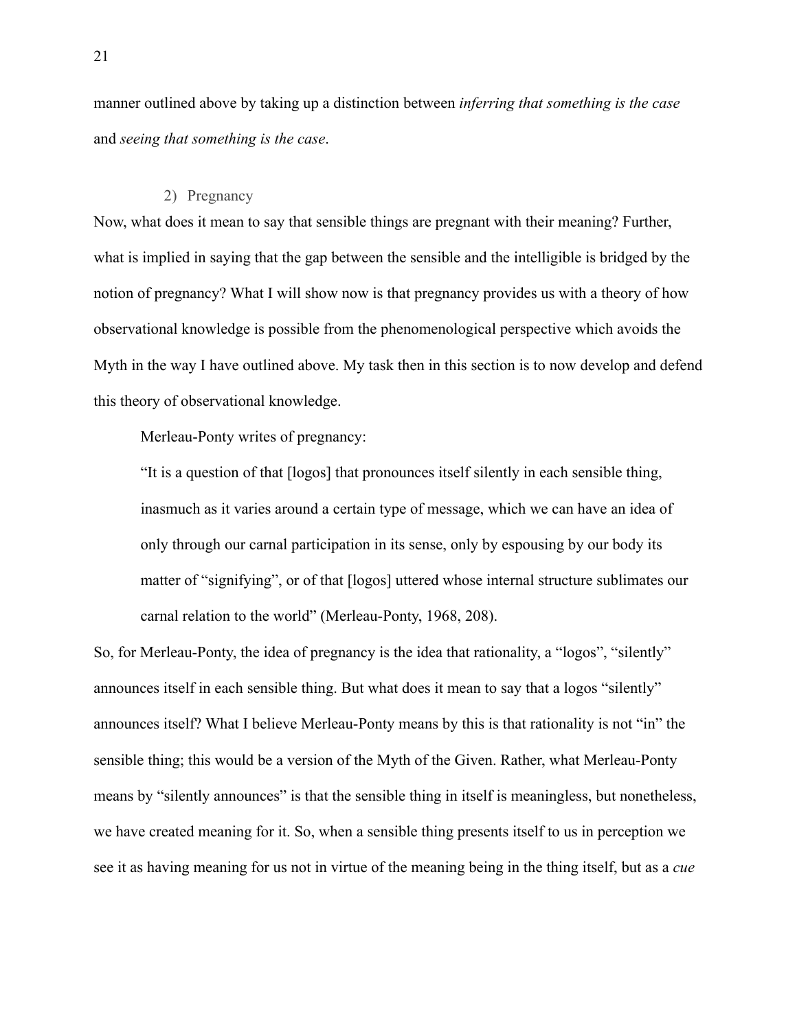manner outlined above by taking up a distinction between *inferring that something is the case* and *seeing that something is the case*.

## 2) Pregnancy

Now, what does it mean to say that sensible things are pregnant with their meaning? Further, what is implied in saying that the gap between the sensible and the intelligible is bridged by the notion of pregnancy? What I will show now is that pregnancy provides us with a theory of how observational knowledge is possible from the phenomenological perspective which avoids the Myth in the way I have outlined above. My task then in this section is to now develop and defend this theory of observational knowledge.

Merleau-Ponty writes of pregnancy:

> "It is a question of that [logos] that pronounces itself silently in each sensible thing, inasmuch as it varies around a certain type of message, which we can have an idea of only through our carnal participation in its sense, only by espousing by our body its matter of "signifying", or of that [logos] uttered whose internal structure sublimates our carnal relation to the world" (Merleau-Ponty, 1968, 208).

So, for Merleau-Ponty, the idea of pregnancy is the idea that rationality, a "logos", "silently" announces itself in each sensible thing. But what does it mean to say that a logos "silently" announces itself? What I believe Merleau-Ponty means by this is that rationality is not "in" the sensible thing; this would be a version of the Myth of the Given. Rather, what Merleau-Ponty means by "silently announces" is that the sensible thing in itself is meaningless, but nonetheless, we have created meaning for it. So, when a sensible thing presents itself to us in perception we see it as having meaning for us not in virtue of the meaning being in the thing itself, but as a *cue*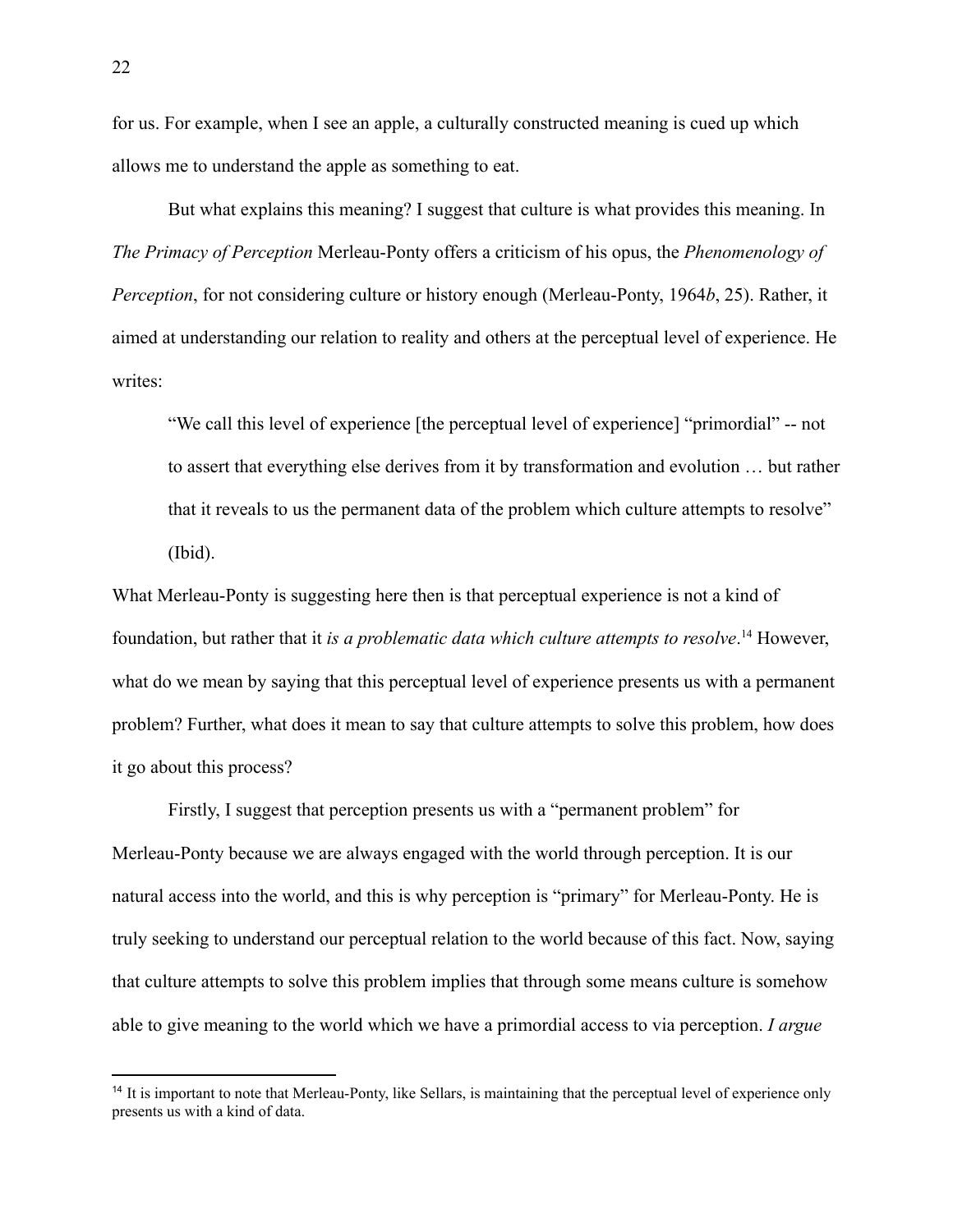for us. For example, when I see an apple, a culturally constructed meaning is cued up which allows me to understand the apple as something to eat.

But what explains this meaning? I suggest that culture is what provides this meaning. In *The Primacy of Perception* Merleau-Ponty offers a criticism of his opus, the *Phenomenology of Perception*, for not considering culture or history enough (Merleau-Ponty, 1964*b*, 25). Rather, it aimed at understanding our relation to reality and others at the perceptual level of experience. He writes:

> "We call this level of experience [the perceptual level of experience] "primordial" -- not to assert that everything else derives from it by transformation and evolution … but rather that it reveals to us the permanent data of the problem which culture attempts to resolve" (Ibid).

What Merleau-Ponty is suggesting here then is that perceptual experience is not a kind of foundation, but rather that it *is a problematic data which culture attempts to resolve*.[14] However, what do we mean by saying that this perceptual level of experience presents us with a permanent problem? Further, what does it mean to say that culture attempts to solve this problem, how does it go about this process?

Firstly, I suggest that perception presents us with a "permanent problem" for Merleau-Ponty because we are always engaged with the world through perception. It is our natural access into the world, and this is why perception is "primary" for Merleau-Ponty. He is truly seeking to understand our perceptual relation to the world because of this fact. Now, saying that culture attempts to solve this problem implies that through some means culture is somehow able to give meaning to the world which we have a primordial access to via perception. *I argue*

---

[14] It is important to note that Merleau-Ponty, like Sellars, is maintaining that the perceptual level of experience only presents us with a kind of data.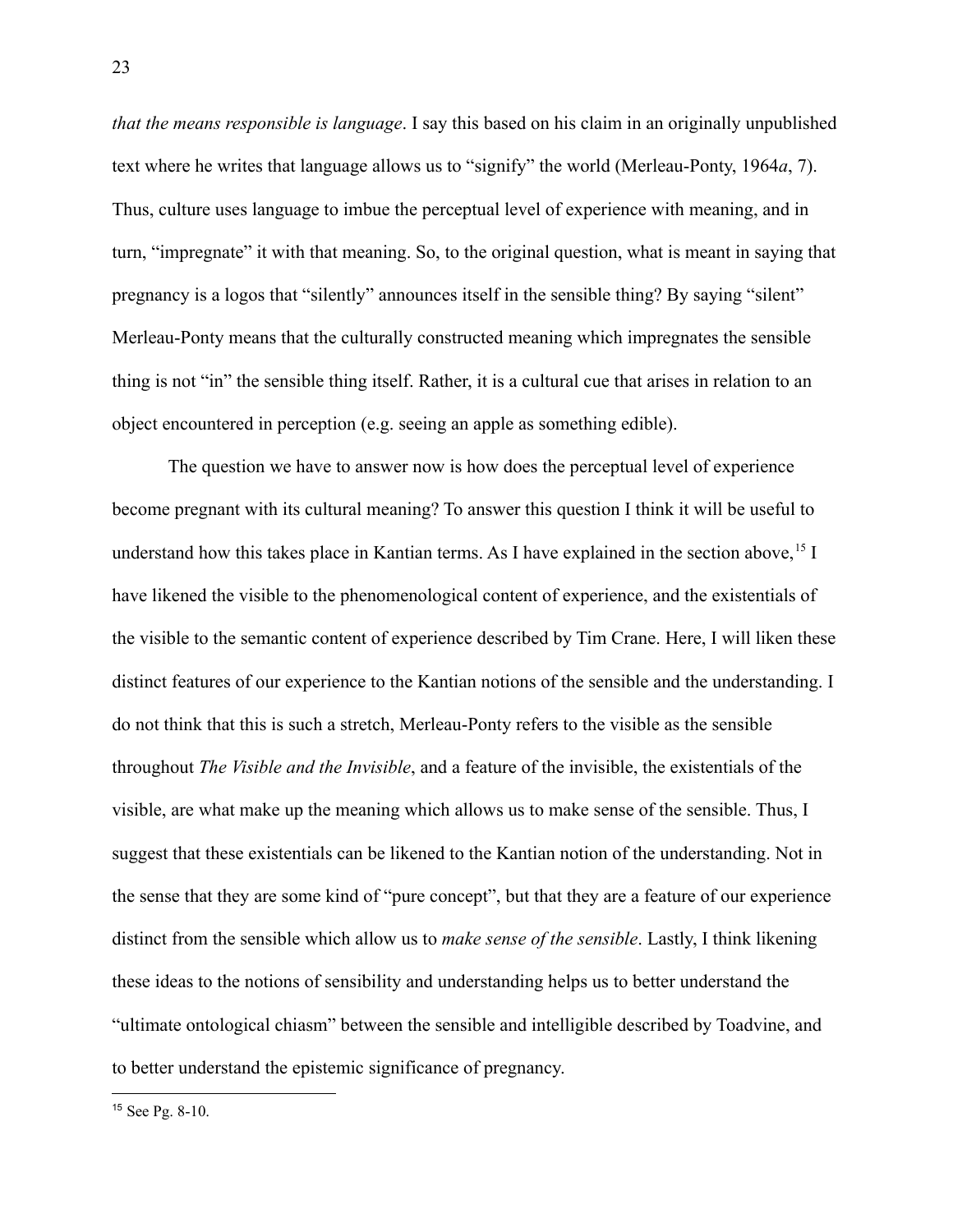*that the means responsible is language*. I say this based on his claim in an originally unpublished text where he writes that language allows us to "signify" the world (Merleau-Ponty, 1964*a*, 7). Thus, culture uses language to imbue the perceptual level of experience with meaning, and in turn, "impregnate" it with that meaning. So, to the original question, what is meant in saying that pregnancy is a logos that "silently" announces itself in the sensible thing? By saying "silent" Merleau-Ponty means that the culturally constructed meaning which impregnates the sensible thing is not "in" the sensible thing itself. Rather, it is a cultural cue that arises in relation to an object encountered in perception (e.g. seeing an apple as something edible).

The question we have to answer now is how does the perceptual level of experience become pregnant with its cultural meaning? To answer this question I think it will be useful to understand how this takes place in Kantian terms. As I have explained in the section above,[15] I have likened the visible to the phenomenological content of experience, and the existentials of the visible to the semantic content of experience described by Tim Crane. Here, I will liken these distinct features of our experience to the Kantian notions of the sensible and the understanding. I do not think that this is such a stretch, Merleau-Ponty refers to the visible as the sensible throughout *The Visible and the Invisible*, and a feature of the invisible, the existentials of the visible, are what make up the meaning which allows us to make sense of the sensible. Thus, I suggest that these existentials can be likened to the Kantian notion of the understanding. Not in the sense that they are some kind of "pure concept", but that they are a feature of our experience distinct from the sensible which allow us to *make sense of the sensible*. Lastly, I think likening these ideas to the notions of sensibility and understanding helps us to better understand the "ultimate ontological chiasm" between the sensible and intelligible described by Toadvine, and to better understand the epistemic significance of pregnancy.

---

[15] See Pg. 8-10.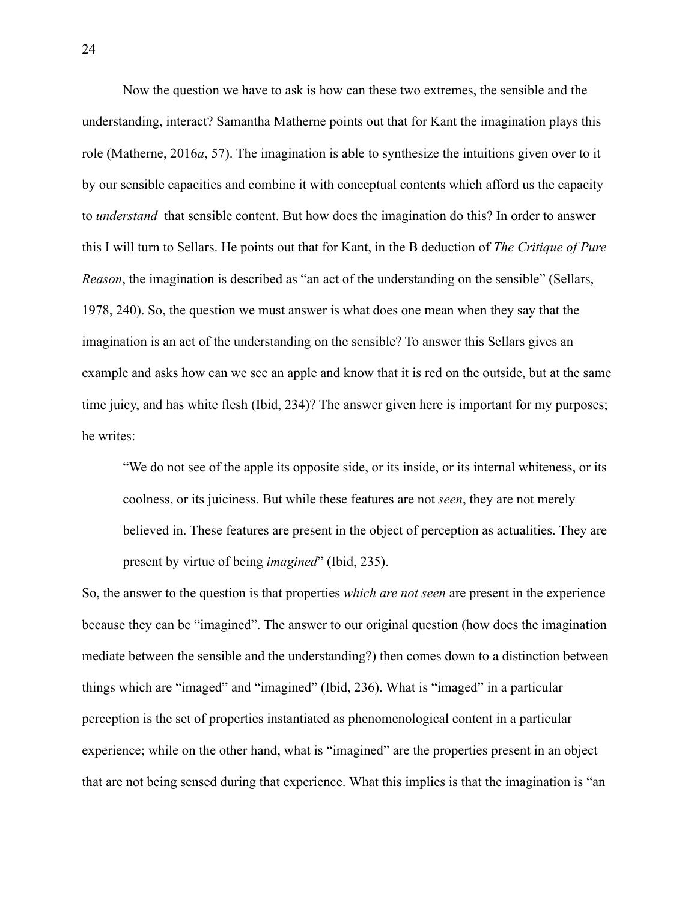Now the question we have to ask is how can these two extremes, the sensible and the understanding, interact? Samantha Matherne points out that for Kant the imagination plays this role (Matherne, 2016*a*, 57). The imagination is able to synthesize the intuitions given over to it by our sensible capacities and combine it with conceptual contents which afford us the capacity to *understand* that sensible content. But how does the imagination do this? In order to answer this I will turn to Sellars. He points out that for Kant, in the B deduction of *The Critique of Pure Reason*, the imagination is described as "an act of the understanding on the sensible" (Sellars, 1978, 240). So, the question we must answer is what does one mean when they say that the imagination is an act of the understanding on the sensible? To answer this Sellars gives an example and asks how can we see an apple and know that it is red on the outside, but at the same time juicy, and has white flesh (Ibid, 234)? The answer given here is important for my purposes; he writes:

> "We do not see of the apple its opposite side, or its inside, or its internal whiteness, or its coolness, or its juiciness. But while these features are not *seen*, they are not merely believed in. These features are present in the object of perception as actualities. They are present by virtue of being *imagined*" (Ibid, 235).

So, the answer to the question is that properties *which are not seen* are present in the experience because they can be "imagined". The answer to our original question (how does the imagination mediate between the sensible and the understanding?) then comes down to a distinction between things which are "imaged" and "imagined" (Ibid, 236). What is "imaged" in a particular perception is the set of properties instantiated as phenomenological content in a particular experience; while on the other hand, what is "imagined" are the properties present in an object that are not being sensed during that experience. What this implies is that the imagination is "an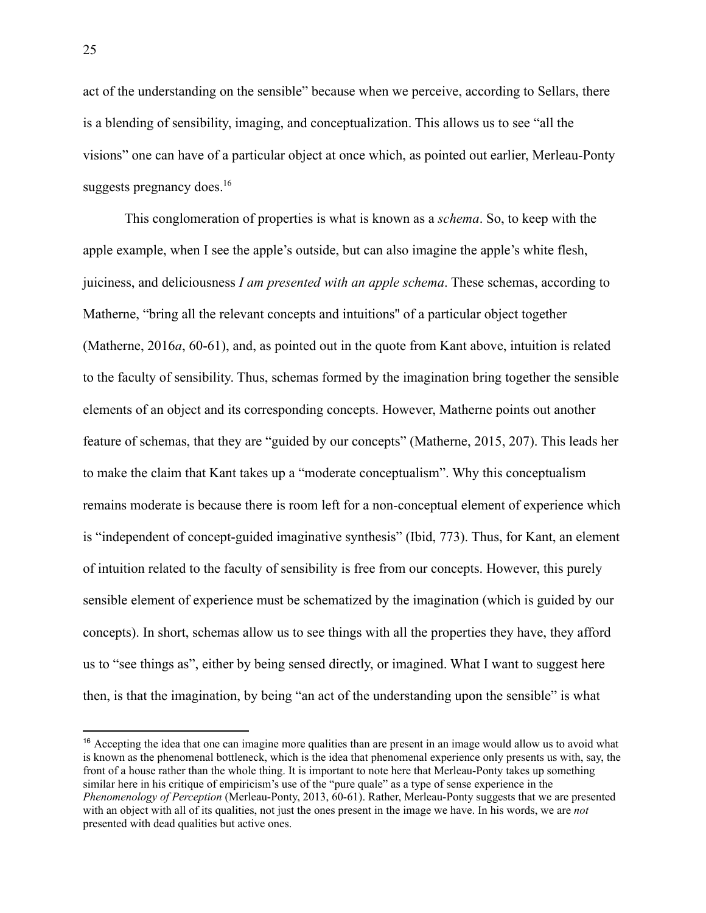act of the understanding on the sensible" because when we perceive, according to Sellars, there is a blending of sensibility, imaging, and conceptualization. This allows us to see "all the visions" one can have of a particular object at once which, as pointed out earlier, Merleau-Ponty suggests pregnancy does.[16]

This conglomeration of properties is what is known as a *schema*. So, to keep with the apple example, when I see the apple's outside, but can also imagine the apple's white flesh, juiciness, and deliciousness *I am presented with an apple schema*. These schemas, according to Matherne, "bring all the relevant concepts and intuitions" of a particular object together (Matherne, 2016*a*, 60-61), and, as pointed out in the quote from Kant above, intuition is related to the faculty of sensibility. Thus, schemas formed by the imagination bring together the sensible elements of an object and its corresponding concepts. However, Matherne points out another feature of schemas, that they are "guided by our concepts" (Matherne, 2015, 207). This leads her to make the claim that Kant takes up a "moderate conceptualism". Why this conceptualism remains moderate is because there is room left for a non-conceptual element of experience which is "independent of concept-guided imaginative synthesis" (Ibid, 773). Thus, for Kant, an element of intuition related to the faculty of sensibility is free from our concepts. However, this purely sensible element of experience must be schematized by the imagination (which is guided by our concepts). In short, schemas allow us to see things with all the properties they have, they afford us to "see things as", either by being sensed directly, or imagined. What I want to suggest here then, is that the imagination, by being "an act of the understanding upon the sensible" is what

[16] Accepting the idea that one can imagine more qualities than are present in an image would allow us to avoid what is known as the phenomenal bottleneck, which is the idea that phenomenal experience only presents us with, say, the front of a house rather than the whole thing. It is important to note here that Merleau-Ponty takes up something similar here in his critique of empiricism's use of the "pure quale" as a type of sense experience in the *Phenomenology of Perception* (Merleau-Ponty, 2013, 60-61). Rather, Merleau-Ponty suggests that we are presented with an object with all of its qualities, not just the ones present in the image we have. In his words, we are *not* presented with dead qualities but active ones.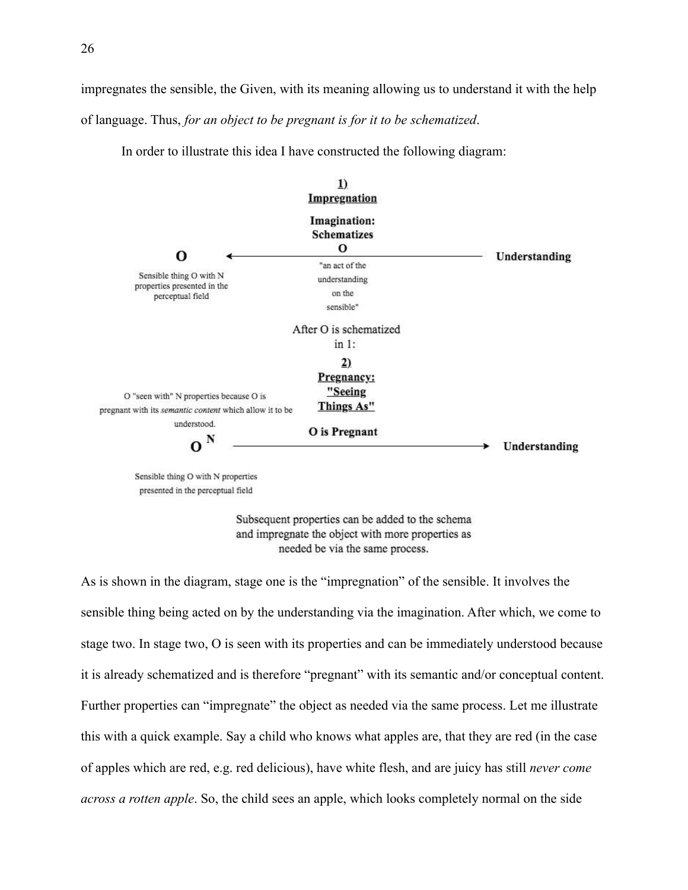impregnates the sensible, the Given, with its meaning allowing us to understand it with the help of language. Thus, *for an object to be pregnant is for it to be schematized*.

In order to illustrate this idea I have constructed the following diagram:

**1) Impregnation**

**Imagination: Schematizes O**

**O** ← "an act of the understanding on the sensible" — **Understanding**

Sensible thing O with N properties presented in the perceptual field

After O is schematized in 1:

**2) Pregnancy: "Seeing Things As"**

O "seen with" N properties because O is pregnant with its *semantic content* which allow it to be understood.

**O is Pregnant**

**$O^N$** → **Understanding**

Sensible thing O with N properties presented in the perceptual field

Subsequent properties can be added to the schema and impregnate the object with more properties as needed be via the same process.

As is shown in the diagram, stage one is the "impregnation" of the sensible. It involves the sensible thing being acted on by the understanding via the imagination. After which, we come to stage two. In stage two, O is seen with its properties and can be immediately understood because it is already schematized and is therefore "pregnant" with its semantic and/or conceptual content. Further properties can "impregnate" the object as needed via the same process. Let me illustrate this with a quick example. Say a child who knows what apples are, that they are red (in the case of apples which are red, e.g. red delicious), have white flesh, and are juicy has still *never come across a rotten apple*. So, the child sees an apple, which looks completely normal on the side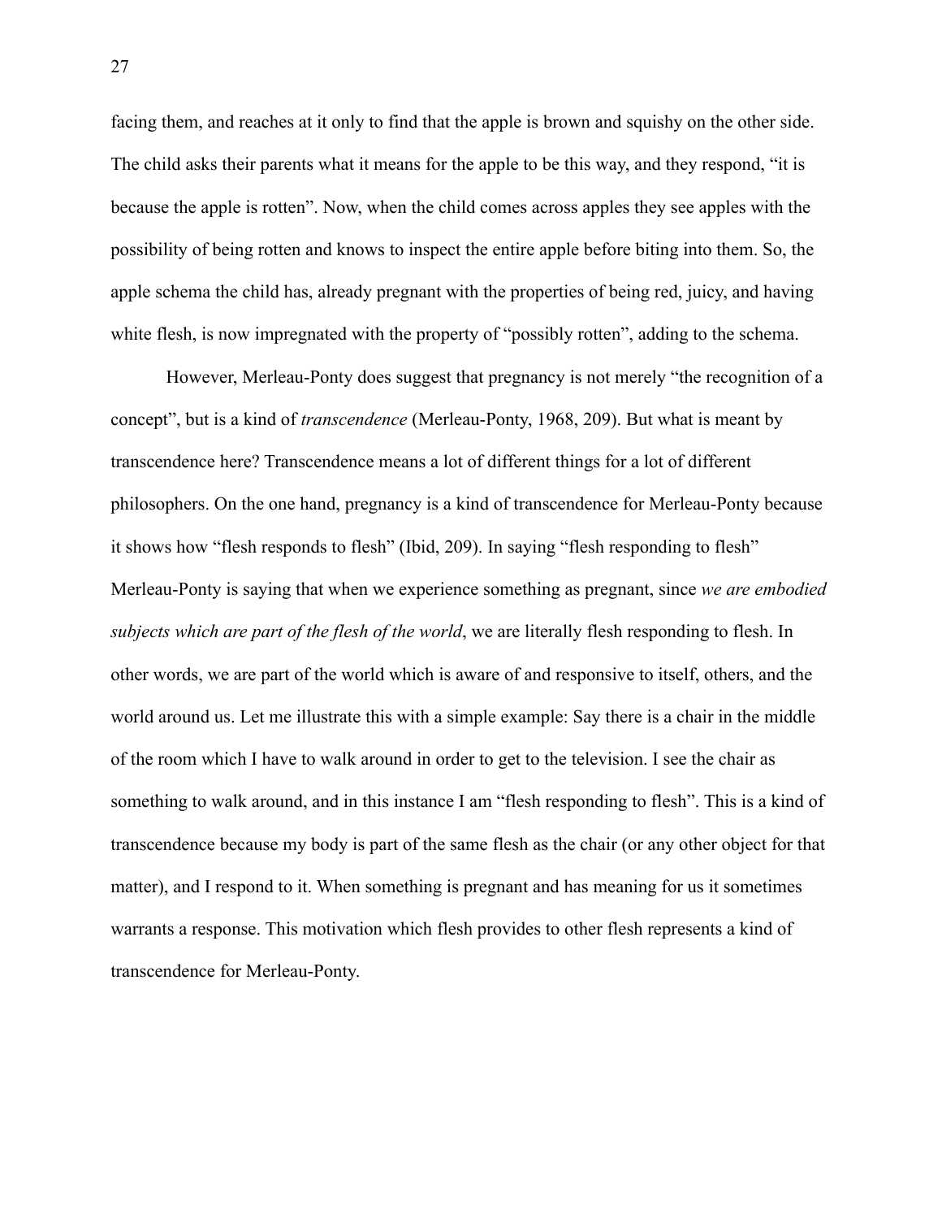facing them, and reaches at it only to find that the apple is brown and squishy on the other side. The child asks their parents what it means for the apple to be this way, and they respond, "it is because the apple is rotten". Now, when the child comes across apples they see apples with the possibility of being rotten and knows to inspect the entire apple before biting into them. So, the apple schema the child has, already pregnant with the properties of being red, juicy, and having white flesh, is now impregnated with the property of "possibly rotten", adding to the schema.

However, Merleau-Ponty does suggest that pregnancy is not merely "the recognition of a concept", but is a kind of *transcendence* (Merleau-Ponty, 1968, 209). But what is meant by transcendence here? Transcendence means a lot of different things for a lot of different philosophers. On the one hand, pregnancy is a kind of transcendence for Merleau-Ponty because it shows how "flesh responds to flesh" (Ibid, 209). In saying "flesh responding to flesh" Merleau-Ponty is saying that when we experience something as pregnant, since *we are embodied subjects which are part of the flesh of the world*, we are literally flesh responding to flesh. In other words, we are part of the world which is aware of and responsive to itself, others, and the world around us. Let me illustrate this with a simple example: Say there is a chair in the middle of the room which I have to walk around in order to get to the television. I see the chair as something to walk around, and in this instance I am "flesh responding to flesh". This is a kind of transcendence because my body is part of the same flesh as the chair (or any other object for that matter), and I respond to it. When something is pregnant and has meaning for us it sometimes warrants a response. This motivation which flesh provides to other flesh represents a kind of transcendence for Merleau-Ponty.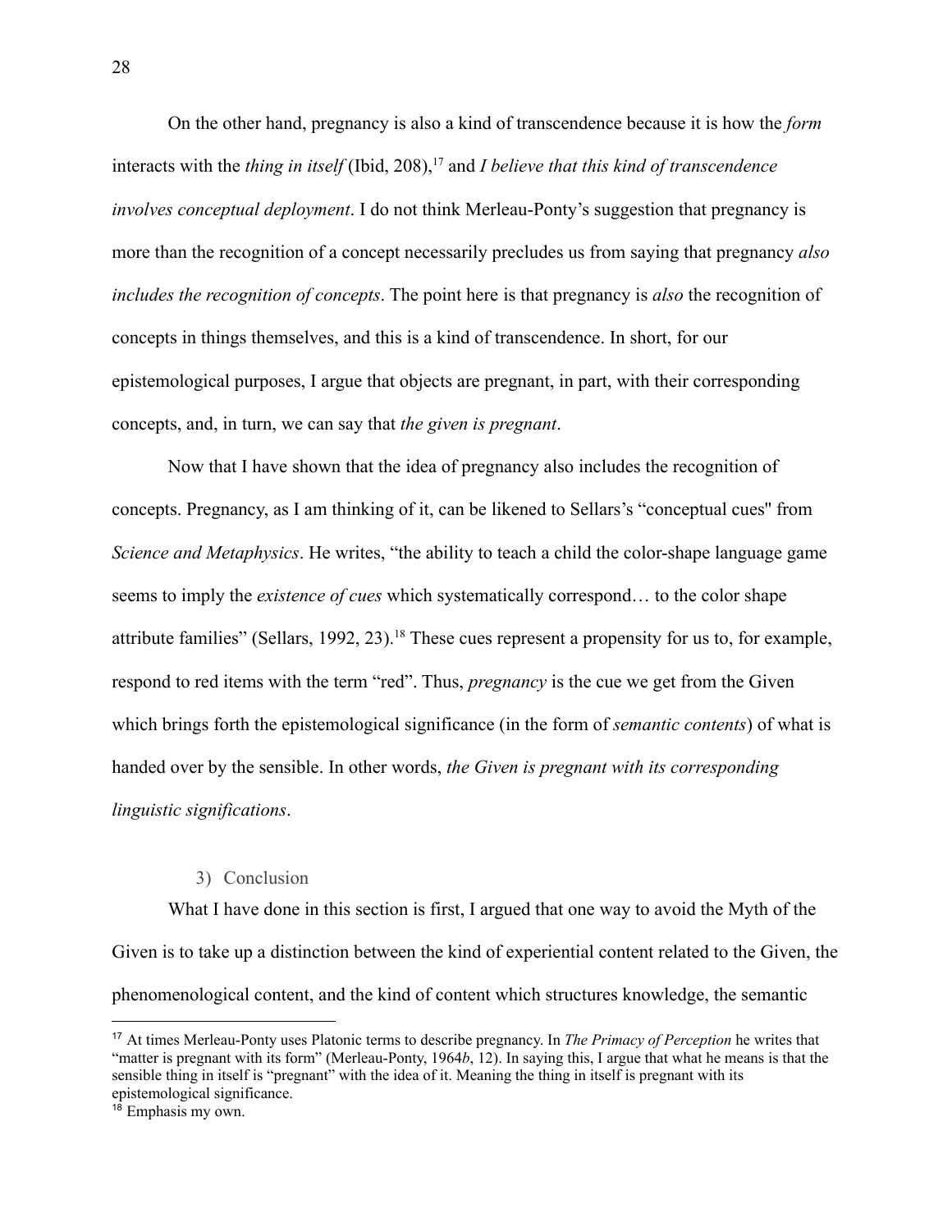On the other hand, pregnancy is also a kind of transcendence because it is how the *form* interacts with the *thing in itself* (Ibid, 208),[17] and *I believe that this kind of transcendence involves conceptual deployment*. I do not think Merleau-Ponty's suggestion that pregnancy is more than the recognition of a concept necessarily precludes us from saying that pregnancy *also includes the recognition of concepts*. The point here is that pregnancy is *also* the recognition of concepts in things themselves, and this is a kind of transcendence. In short, for our epistemological purposes, I argue that objects are pregnant, in part, with their corresponding concepts, and, in turn, we can say that *the given is pregnant*.

Now that I have shown that the idea of pregnancy also includes the recognition of concepts. Pregnancy, as I am thinking of it, can be likened to Sellars's "conceptual cues" from *Science and Metaphysics*. He writes, "the ability to teach a child the color-shape language game seems to imply the *existence of cues* which systematically correspond… to the color shape attribute families" (Sellars, 1992, 23).[18] These cues represent a propensity for us to, for example, respond to red items with the term "red". Thus, *pregnancy* is the cue we get from the Given which brings forth the epistemological significance (in the form of *semantic contents*) of what is handed over by the sensible. In other words, *the Given is pregnant with its corresponding linguistic significations*.

### 3) Conclusion

What I have done in this section is first, I argued that one way to avoid the Myth of the Given is to take up a distinction between the kind of experiential content related to the Given, the phenomenological content, and the kind of content which structures knowledge, the semantic

---

[17] At times Merleau-Ponty uses Platonic terms to describe pregnancy. In *The Primacy of Perception* he writes that "matter is pregnant with its form" (Merleau-Ponty, 1964*b*, 12). In saying this, I argue that what he means is that the sensible thing in itself is "pregnant" with the idea of it. Meaning the thing in itself is pregnant with its epistemological significance.

[18] Emphasis my own.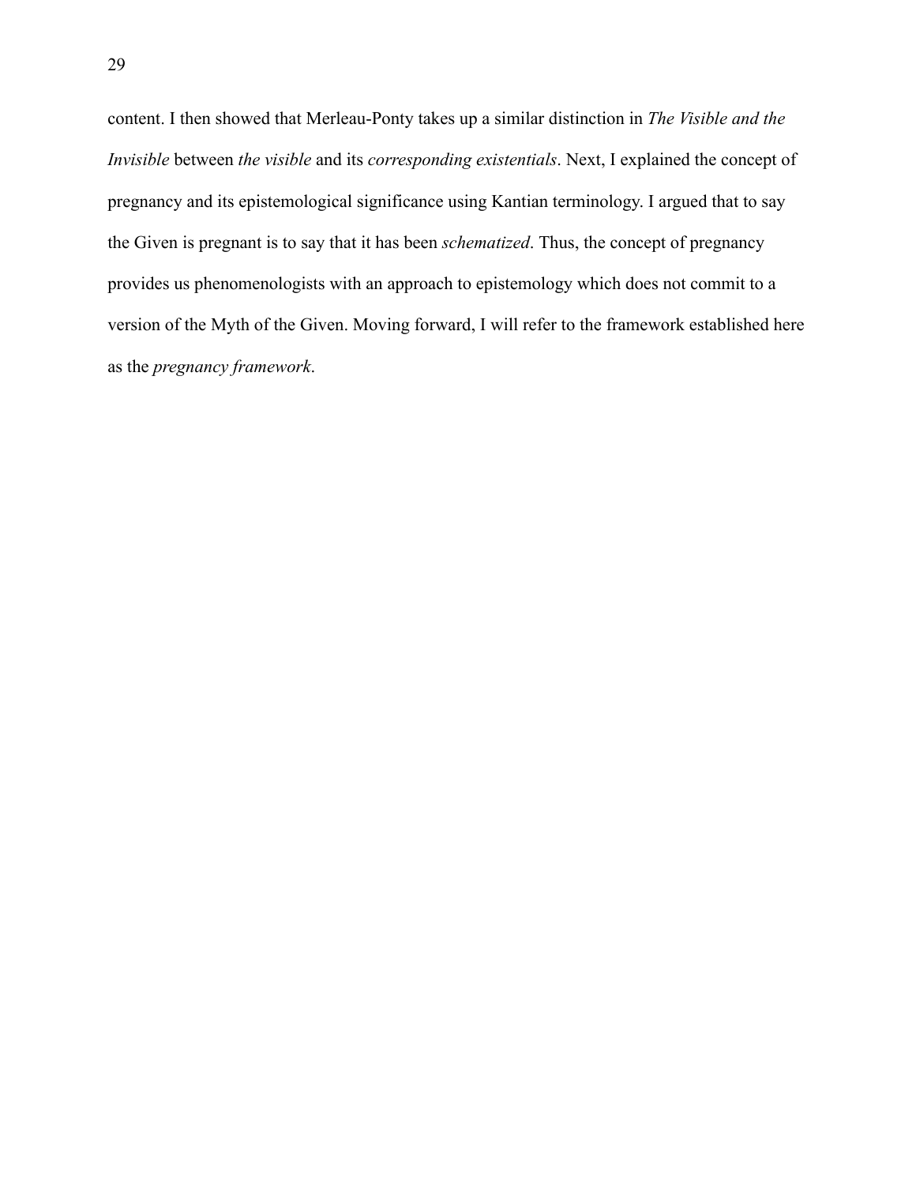content. I then showed that Merleau-Ponty takes up a similar distinction in *The Visible and the Invisible* between *the visible* and its *corresponding existentials*. Next, I explained the concept of pregnancy and its epistemological significance using Kantian terminology. I argued that to say the Given is pregnant is to say that it has been *schematized*. Thus, the concept of pregnancy provides us phenomenologists with an approach to epistemology which does not commit to a version of the Myth of the Given. Moving forward, I will refer to the framework established here as the *pregnancy framework*.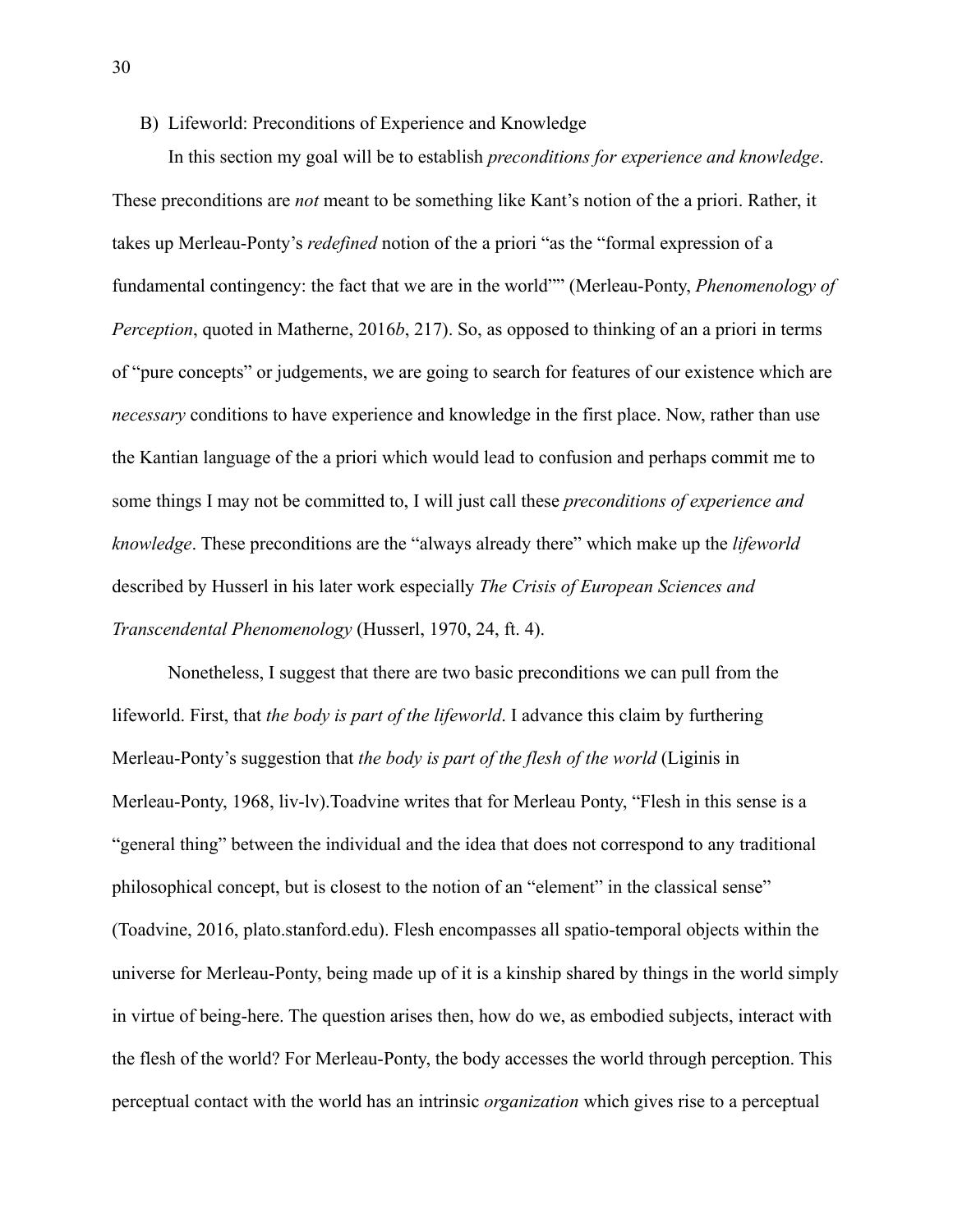### B) Lifeworld: Preconditions of Experience and Knowledge

In this section my goal will be to establish *preconditions for experience and knowledge*. These preconditions are *not* meant to be something like Kant's notion of the a priori. Rather, it takes up Merleau-Ponty's *redefined* notion of the a priori "as the "formal expression of a fundamental contingency: the fact that we are in the world"" (Merleau-Ponty, *Phenomenology of Perception*, quoted in Matherne, 2016*b*, 217). So, as opposed to thinking of an a priori in terms of "pure concepts" or judgements, we are going to search for features of our existence which are *necessary* conditions to have experience and knowledge in the first place. Now, rather than use the Kantian language of the a priori which would lead to confusion and perhaps commit me to some things I may not be committed to, I will just call these *preconditions of experience and knowledge*. These preconditions are the "always already there" which make up the *lifeworld* described by Husserl in his later work especially *The Crisis of European Sciences and Transcendental Phenomenology* (Husserl, 1970, 24, ft. 4).

Nonetheless, I suggest that there are two basic preconditions we can pull from the lifeworld. First, that *the body is part of the lifeworld*. I advance this claim by furthering Merleau-Ponty's suggestion that *the body is part of the flesh of the world* (Liginis in Merleau-Ponty, 1968, liv-lv).Toadvine writes that for Merleau Ponty, "Flesh in this sense is a "general thing" between the individual and the idea that does not correspond to any traditional philosophical concept, but is closest to the notion of an "element" in the classical sense" (Toadvine, 2016, plato.stanford.edu). Flesh encompasses all spatio-temporal objects within the universe for Merleau-Ponty, being made up of it is a kinship shared by things in the world simply in virtue of being-here. The question arises then, how do we, as embodied subjects, interact with the flesh of the world? For Merleau-Ponty, the body accesses the world through perception. This perceptual contact with the world has an intrinsic *organization* which gives rise to a perceptual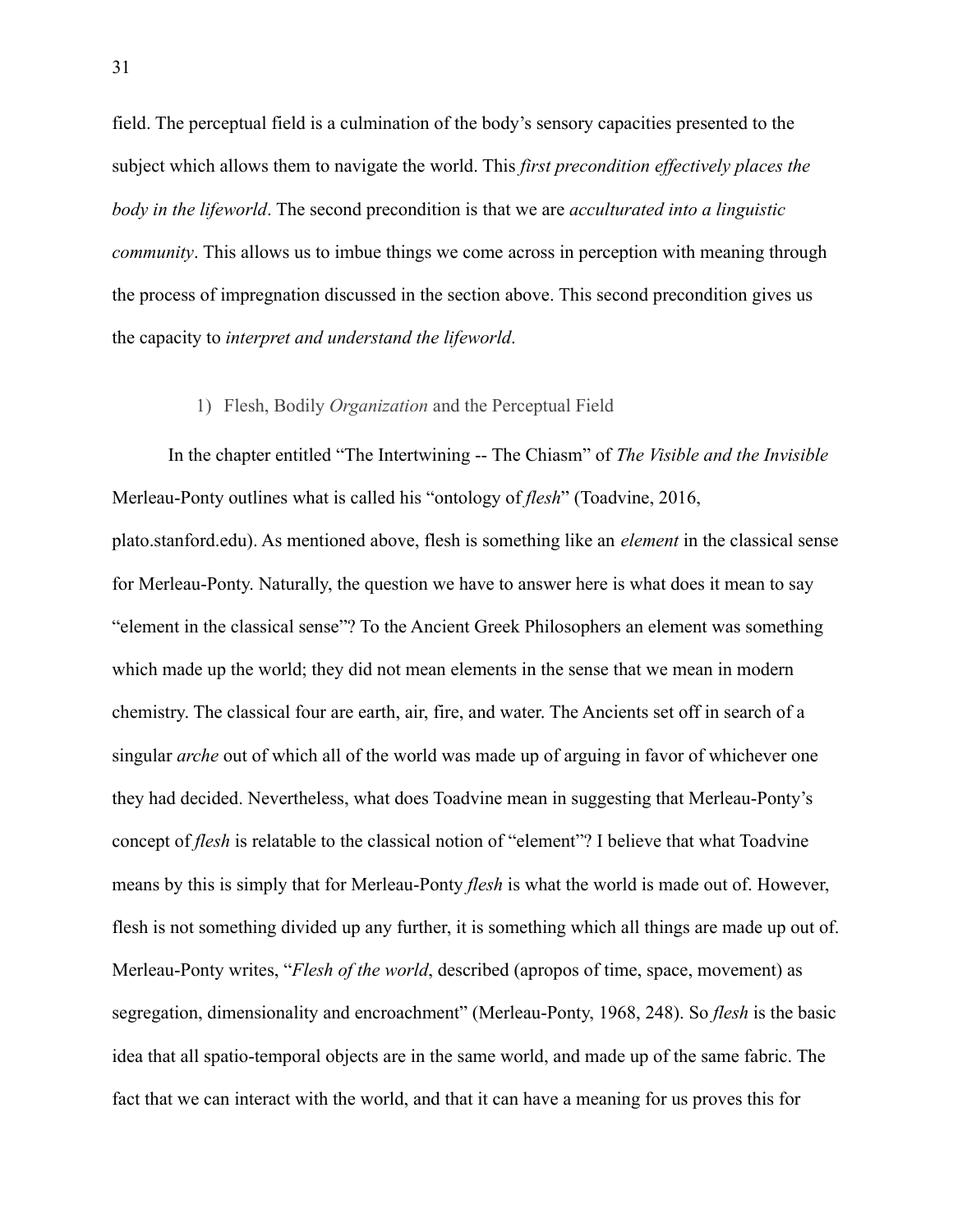field. The perceptual field is a culmination of the body's sensory capacities presented to the subject which allows them to navigate the world. This *first precondition effectively places the body in the lifeworld*. The second precondition is that we are *acculturated into a linguistic community*. This allows us to imbue things we come across in perception with meaning through the process of impregnation discussed in the section above. This second precondition gives us the capacity to *interpret and understand the lifeworld*.

### 1) Flesh, Bodily *Organization* and the Perceptual Field

In the chapter entitled "The Intertwining -- The Chiasm" of *The Visible and the Invisible* Merleau-Ponty outlines what is called his "ontology of *flesh*" (Toadvine, 2016, plato.stanford.edu). As mentioned above, flesh is something like an *element* in the classical sense for Merleau-Ponty. Naturally, the question we have to answer here is what does it mean to say "element in the classical sense"? To the Ancient Greek Philosophers an element was something which made up the world; they did not mean elements in the sense that we mean in modern chemistry. The classical four are earth, air, fire, and water. The Ancients set off in search of a singular *arche* out of which all of the world was made up of arguing in favor of whichever one they had decided. Nevertheless, what does Toadvine mean in suggesting that Merleau-Ponty's concept of *flesh* is relatable to the classical notion of "element"? I believe that what Toadvine means by this is simply that for Merleau-Ponty *flesh* is what the world is made out of. However, flesh is not something divided up any further, it is something which all things are made up out of. Merleau-Ponty writes, "*Flesh of the world*, described (apropos of time, space, movement) as segregation, dimensionality and encroachment" (Merleau-Ponty, 1968, 248). So *flesh* is the basic idea that all spatio-temporal objects are in the same world, and made up of the same fabric. The fact that we can interact with the world, and that it can have a meaning for us proves this for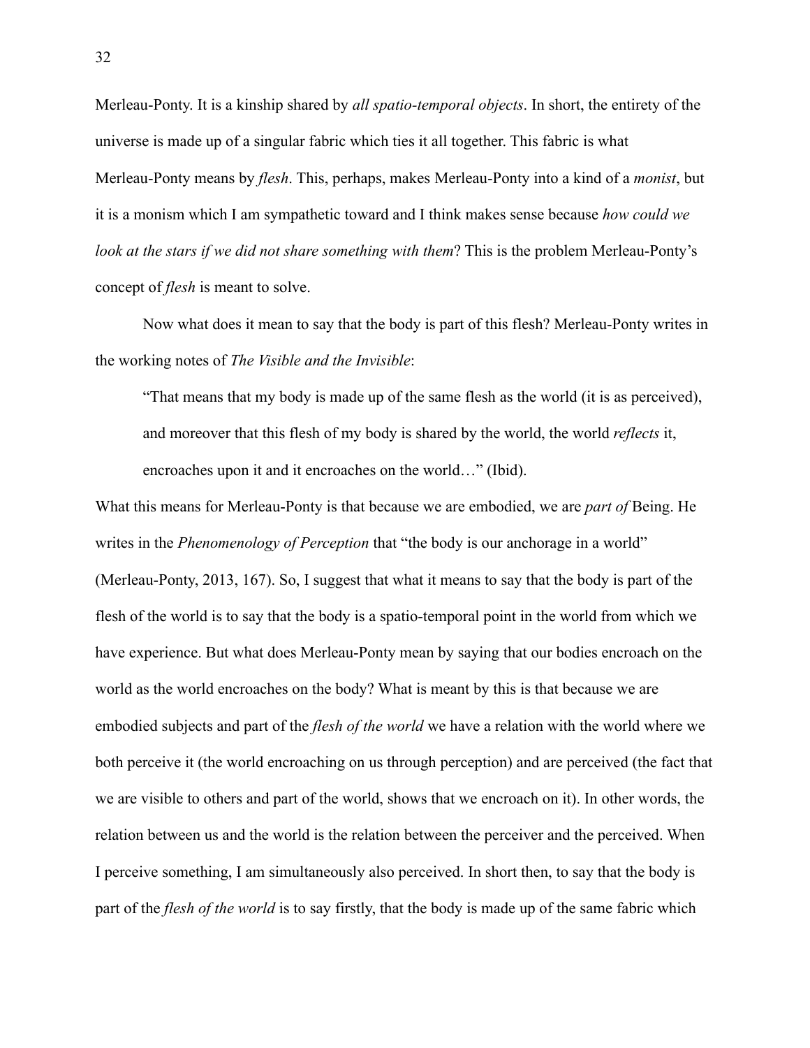Merleau-Ponty. It is a kinship shared by *all spatio-temporal objects*. In short, the entirety of the universe is made up of a singular fabric which ties it all together. This fabric is what Merleau-Ponty means by *flesh*. This, perhaps, makes Merleau-Ponty into a kind of a *monist*, but it is a monism which I am sympathetic toward and I think makes sense because *how could we look at the stars if we did not share something with them*? This is the problem Merleau-Ponty's concept of *flesh* is meant to solve.

Now what does it mean to say that the body is part of this flesh? Merleau-Ponty writes in the working notes of *The Visible and the Invisible*:

> "That means that my body is made up of the same flesh as the world (it is as perceived), and moreover that this flesh of my body is shared by the world, the world *reflects* it, encroaches upon it and it encroaches on the world…" (Ibid).

What this means for Merleau-Ponty is that because we are embodied, we are *part of* Being. He writes in the *Phenomenology of Perception* that "the body is our anchorage in a world" (Merleau-Ponty, 2013, 167). So, I suggest that what it means to say that the body is part of the flesh of the world is to say that the body is a spatio-temporal point in the world from which we have experience. But what does Merleau-Ponty mean by saying that our bodies encroach on the world as the world encroaches on the body? What is meant by this is that because we are embodied subjects and part of the *flesh of the world* we have a relation with the world where we both perceive it (the world encroaching on us through perception) and are perceived (the fact that we are visible to others and part of the world, shows that we encroach on it). In other words, the relation between us and the world is the relation between the perceiver and the perceived. When I perceive something, I am simultaneously also perceived. In short then, to say that the body is part of the *flesh of the world* is to say firstly, that the body is made up of the same fabric which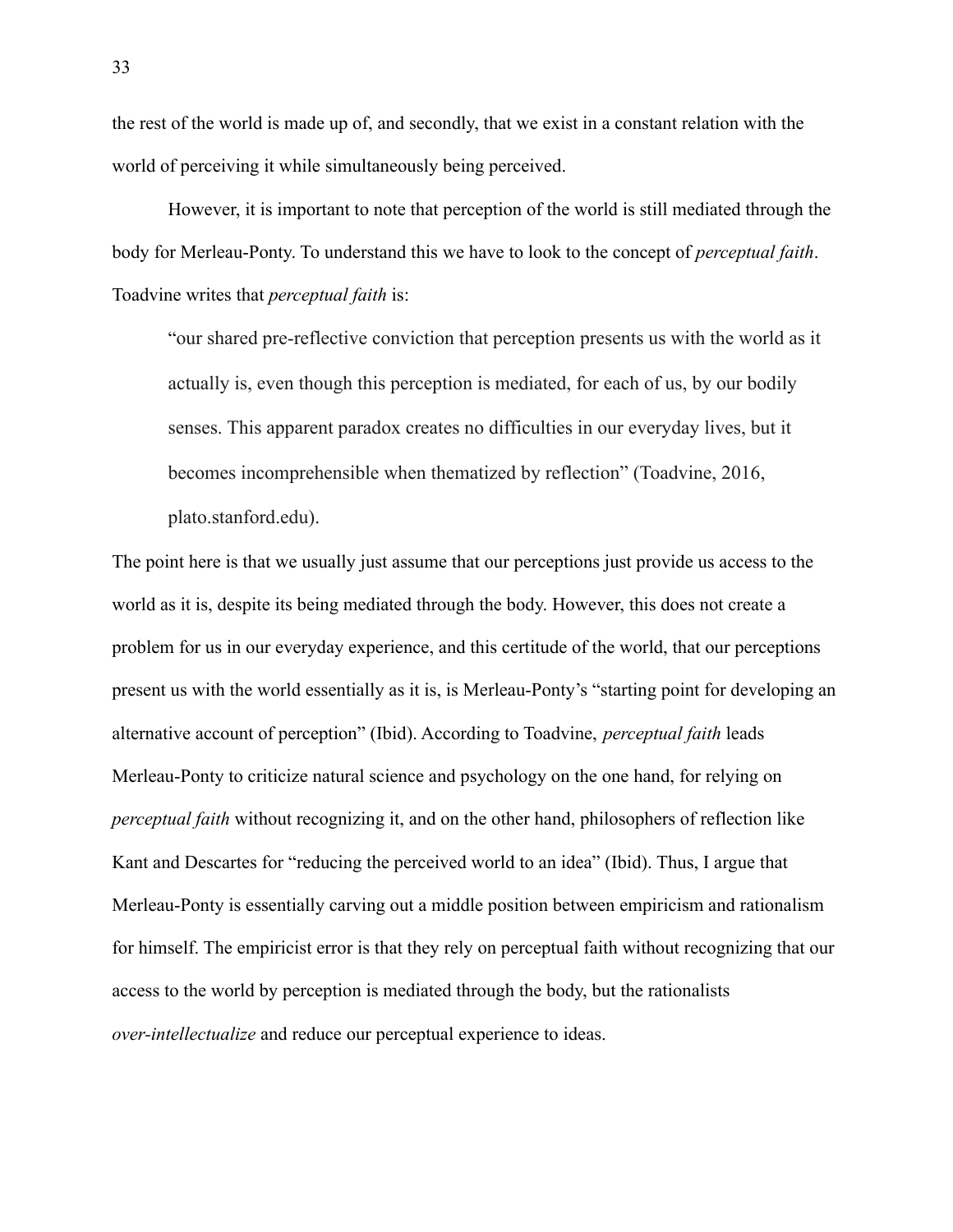the rest of the world is made up of, and secondly, that we exist in a constant relation with the world of perceiving it while simultaneously being perceived.

However, it is important to note that perception of the world is still mediated through the body for Merleau-Ponty. To understand this we have to look to the concept of *perceptual faith*. Toadvine writes that *perceptual faith* is:

> "our shared pre-reflective conviction that perception presents us with the world as it actually is, even though this perception is mediated, for each of us, by our bodily senses. This apparent paradox creates no difficulties in our everyday lives, but it becomes incomprehensible when thematized by reflection" (Toadvine, 2016, plato.stanford.edu).

The point here is that we usually just assume that our perceptions just provide us access to the world as it is, despite its being mediated through the body. However, this does not create a problem for us in our everyday experience, and this certitude of the world, that our perceptions present us with the world essentially as it is, is Merleau-Ponty's "starting point for developing an alternative account of perception" (Ibid). According to Toadvine, *perceptual faith* leads Merleau-Ponty to criticize natural science and psychology on the one hand, for relying on *perceptual faith* without recognizing it, and on the other hand, philosophers of reflection like Kant and Descartes for "reducing the perceived world to an idea" (Ibid). Thus, I argue that Merleau-Ponty is essentially carving out a middle position between empiricism and rationalism for himself. The empiricist error is that they rely on perceptual faith without recognizing that our access to the world by perception is mediated through the body, but the rationalists *over-intellectualize* and reduce our perceptual experience to ideas.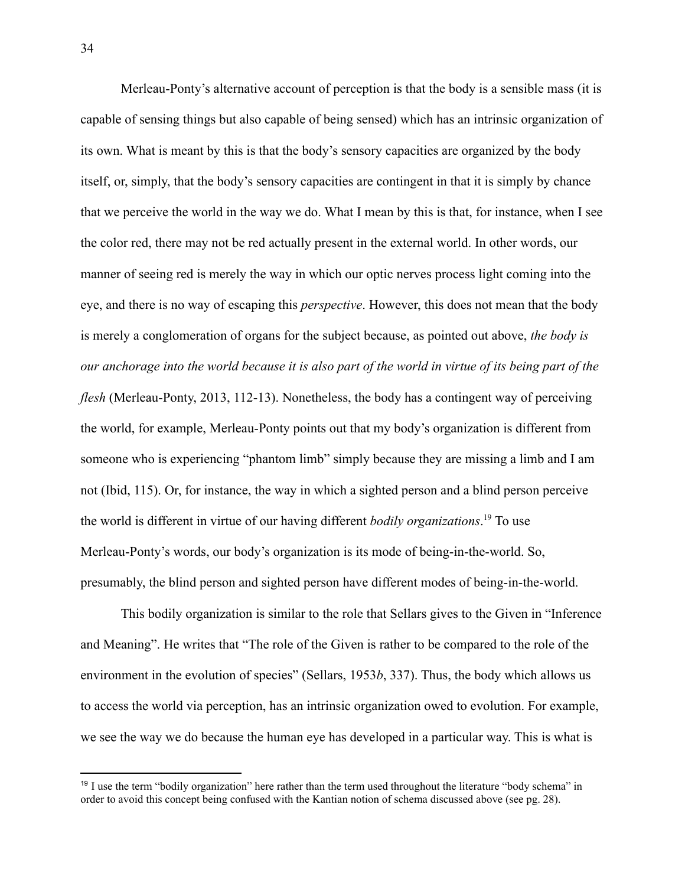Merleau-Ponty's alternative account of perception is that the body is a sensible mass (it is capable of sensing things but also capable of being sensed) which has an intrinsic organization of its own. What is meant by this is that the body's sensory capacities are organized by the body itself, or, simply, that the body's sensory capacities are contingent in that it is simply by chance that we perceive the world in the way we do. What I mean by this is that, for instance, when I see the color red, there may not be red actually present in the external world. In other words, our manner of seeing red is merely the way in which our optic nerves process light coming into the eye, and there is no way of escaping this *perspective*. However, this does not mean that the body is merely a conglomeration of organs for the subject because, as pointed out above, *the body is our anchorage into the world because it is also part of the world in virtue of its being part of the flesh* (Merleau-Ponty, 2013, 112-13). Nonetheless, the body has a contingent way of perceiving the world, for example, Merleau-Ponty points out that my body's organization is different from someone who is experiencing "phantom limb" simply because they are missing a limb and I am not (Ibid, 115). Or, for instance, the way in which a sighted person and a blind person perceive the world is different in virtue of our having different *bodily organizations*.[19] To use Merleau-Ponty's words, our body's organization is its mode of being-in-the-world. So, presumably, the blind person and sighted person have different modes of being-in-the-world.

This bodily organization is similar to the role that Sellars gives to the Given in "Inference and Meaning". He writes that "The role of the Given is rather to be compared to the role of the environment in the evolution of species" (Sellars, 1953*b*, 337). Thus, the body which allows us to access the world via perception, has an intrinsic organization owed to evolution. For example, we see the way we do because the human eye has developed in a particular way. This is what is

[19] I use the term "bodily organization" here rather than the term used throughout the literature "body schema" in order to avoid this concept being confused with the Kantian notion of schema discussed above (see pg. 28).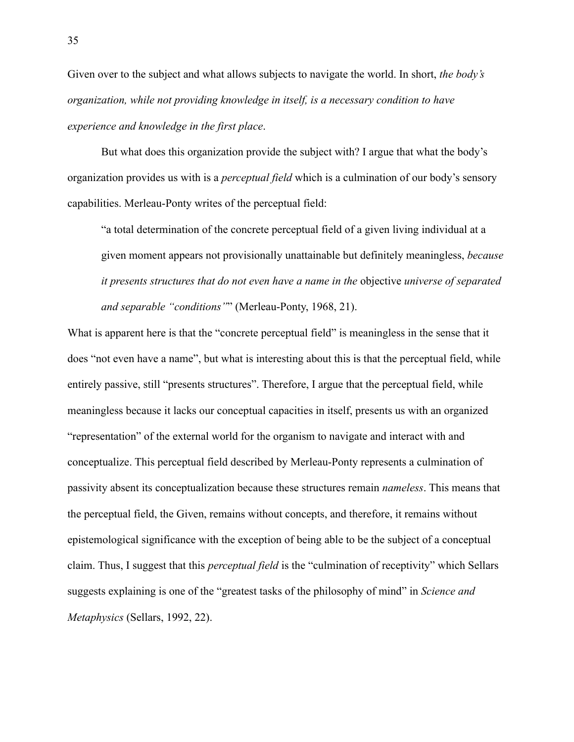Given over to the subject and what allows subjects to navigate the world. In short, *the body's organization, while not providing knowledge in itself, is a necessary condition to have experience and knowledge in the first place*.

But what does this organization provide the subject with? I argue that what the body's organization provides us with is a *perceptual field* which is a culmination of our body's sensory capabilities. Merleau-Ponty writes of the perceptual field:

> "a total determination of the concrete perceptual field of a given living individual at a given moment appears not provisionally unattainable but definitely meaningless, *because it presents structures that do not even have a name in the* objective *universe of separated and separable "conditions"*" (Merleau-Ponty, 1968, 21).

What is apparent here is that the "concrete perceptual field" is meaningless in the sense that it does "not even have a name", but what is interesting about this is that the perceptual field, while entirely passive, still "presents structures". Therefore, I argue that the perceptual field, while meaningless because it lacks our conceptual capacities in itself, presents us with an organized "representation" of the external world for the organism to navigate and interact with and conceptualize. This perceptual field described by Merleau-Ponty represents a culmination of passivity absent its conceptualization because these structures remain *nameless*. This means that the perceptual field, the Given, remains without concepts, and therefore, it remains without epistemological significance with the exception of being able to be the subject of a conceptual claim. Thus, I suggest that this *perceptual field* is the "culmination of receptivity" which Sellars suggests explaining is one of the "greatest tasks of the philosophy of mind" in *Science and Metaphysics* (Sellars, 1992, 22).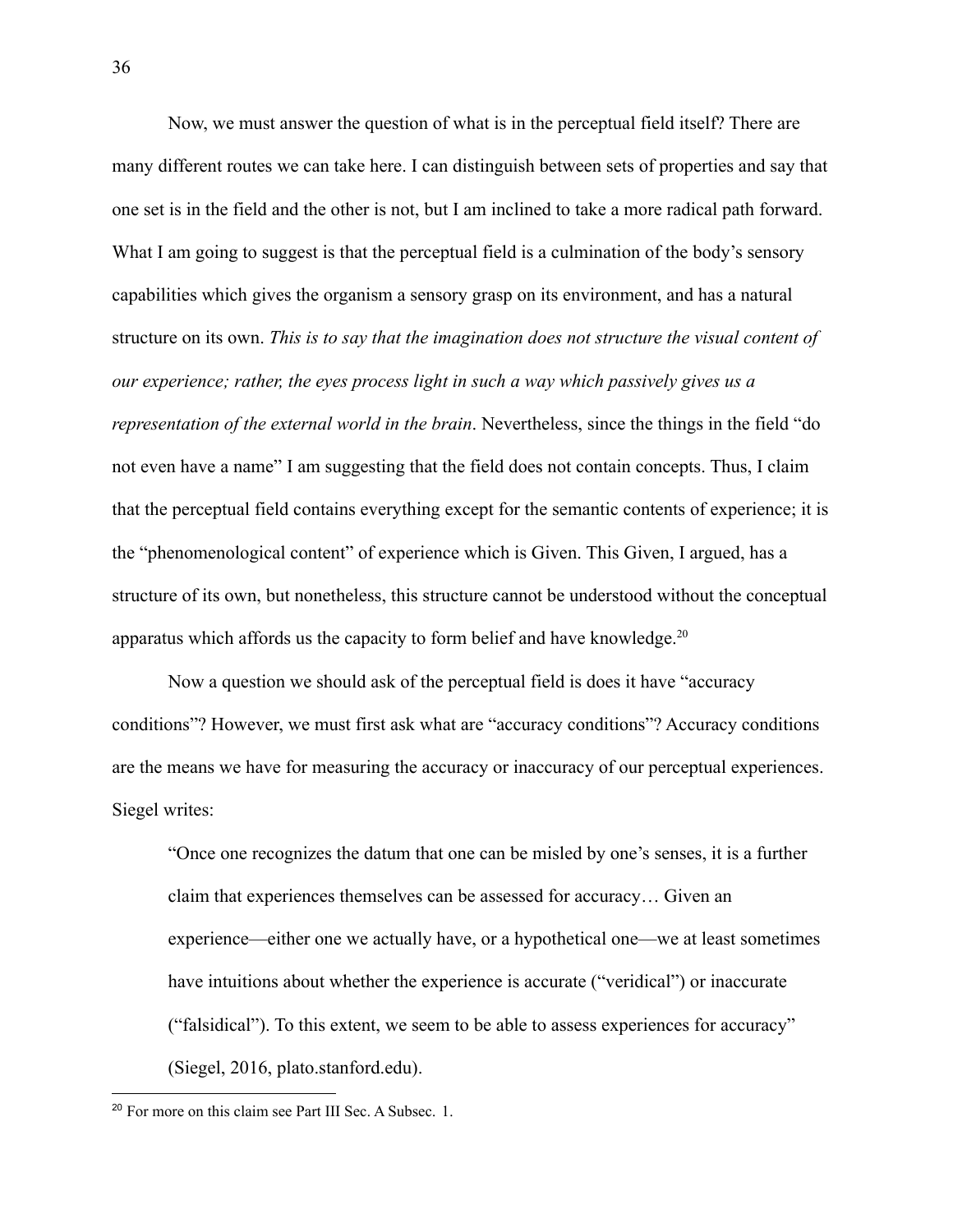Now, we must answer the question of what is in the perceptual field itself? There are many different routes we can take here. I can distinguish between sets of properties and say that one set is in the field and the other is not, but I am inclined to take a more radical path forward. What I am going to suggest is that the perceptual field is a culmination of the body's sensory capabilities which gives the organism a sensory grasp on its environment, and has a natural structure on its own. *This is to say that the imagination does not structure the visual content of our experience; rather, the eyes process light in such a way which passively gives us a representation of the external world in the brain*. Nevertheless, since the things in the field "do not even have a name" I am suggesting that the field does not contain concepts. Thus, I claim that the perceptual field contains everything except for the semantic contents of experience; it is the "phenomenological content" of experience which is Given. This Given, I argued, has a structure of its own, but nonetheless, this structure cannot be understood without the conceptual apparatus which affords us the capacity to form belief and have knowledge.[20]

Now a question we should ask of the perceptual field is does it have "accuracy conditions"? However, we must first ask what are "accuracy conditions"? Accuracy conditions are the means we have for measuring the accuracy or inaccuracy of our perceptual experiences. Siegel writes:

> "Once one recognizes the datum that one can be misled by one's senses, it is a further claim that experiences themselves can be assessed for accuracy… Given an experience—either one we actually have, or a hypothetical one—we at least sometimes have intuitions about whether the experience is accurate ("veridical") or inaccurate ("falsidical"). To this extent, we seem to be able to assess experiences for accuracy" (Siegel, 2016, plato.stanford.edu).

[20] For more on this claim see Part III Sec. A Subsec. 1.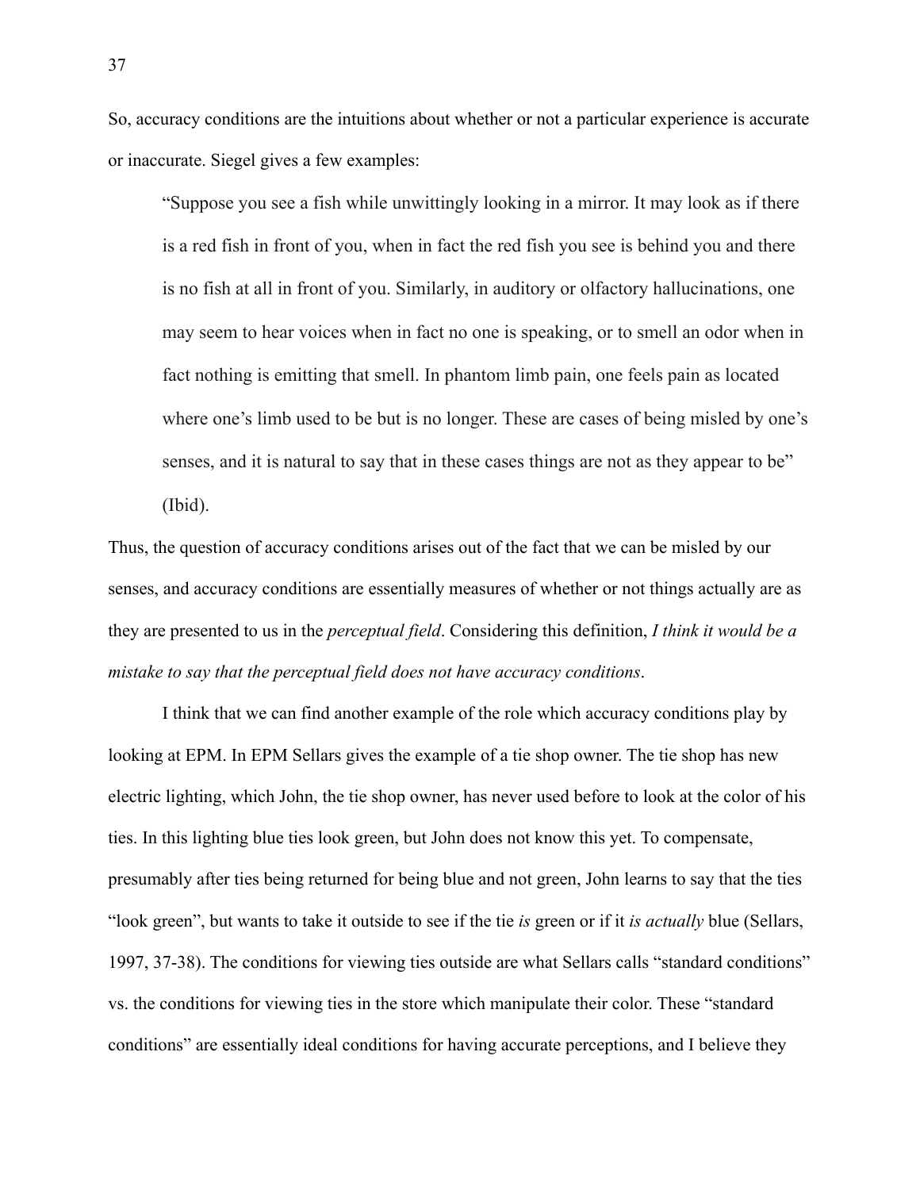So, accuracy conditions are the intuitions about whether or not a particular experience is accurate or inaccurate. Siegel gives a few examples:

> "Suppose you see a fish while unwittingly looking in a mirror. It may look as if there is a red fish in front of you, when in fact the red fish you see is behind you and there is no fish at all in front of you. Similarly, in auditory or olfactory hallucinations, one may seem to hear voices when in fact no one is speaking, or to smell an odor when in fact nothing is emitting that smell. In phantom limb pain, one feels pain as located where one's limb used to be but is no longer. These are cases of being misled by one's senses, and it is natural to say that in these cases things are not as they appear to be" (Ibid).

Thus, the question of accuracy conditions arises out of the fact that we can be misled by our senses, and accuracy conditions are essentially measures of whether or not things actually are as they are presented to us in the *perceptual field*. Considering this definition, *I think it would be a mistake to say that the perceptual field does not have accuracy conditions*.

I think that we can find another example of the role which accuracy conditions play by looking at EPM. In EPM Sellars gives the example of a tie shop owner. The tie shop has new electric lighting, which John, the tie shop owner, has never used before to look at the color of his ties. In this lighting blue ties look green, but John does not know this yet. To compensate, presumably after ties being returned for being blue and not green, John learns to say that the ties "look green", but wants to take it outside to see if the tie *is* green or if it *is actually* blue (Sellars, 1997, 37-38). The conditions for viewing ties outside are what Sellars calls "standard conditions" vs. the conditions for viewing ties in the store which manipulate their color. These "standard conditions" are essentially ideal conditions for having accurate perceptions, and I believe they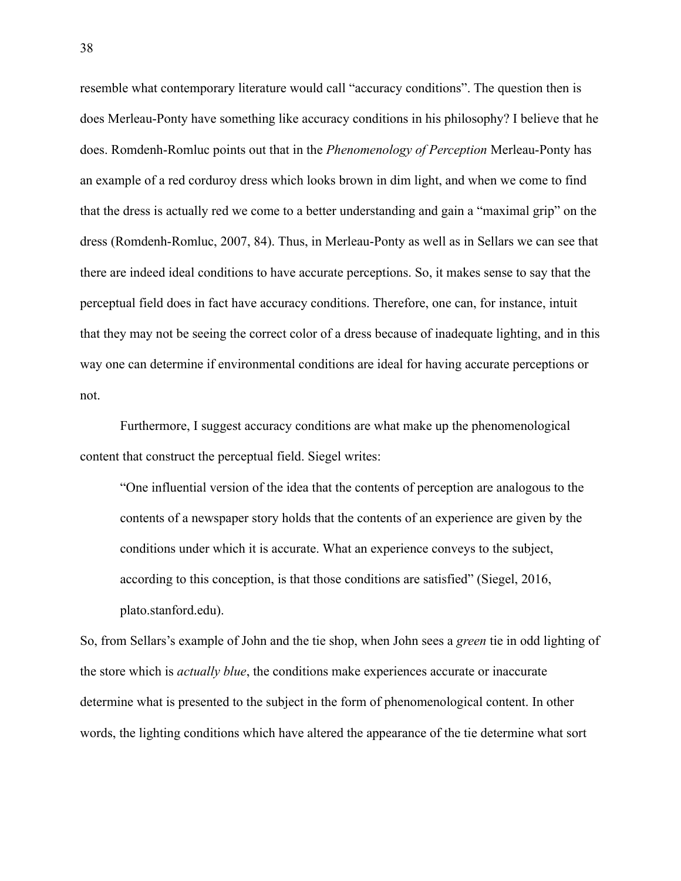resemble what contemporary literature would call "accuracy conditions". The question then is does Merleau-Ponty have something like accuracy conditions in his philosophy? I believe that he does. Romdenh-Romluc points out that in the *Phenomenology of Perception* Merleau-Ponty has an example of a red corduroy dress which looks brown in dim light, and when we come to find that the dress is actually red we come to a better understanding and gain a "maximal grip" on the dress (Romdenh-Romluc, 2007, 84). Thus, in Merleau-Ponty as well as in Sellars we can see that there are indeed ideal conditions to have accurate perceptions. So, it makes sense to say that the perceptual field does in fact have accuracy conditions. Therefore, one can, for instance, intuit that they may not be seeing the correct color of a dress because of inadequate lighting, and in this way one can determine if environmental conditions are ideal for having accurate perceptions or not.

Furthermore, I suggest accuracy conditions are what make up the phenomenological content that construct the perceptual field. Siegel writes:

> "One influential version of the idea that the contents of perception are analogous to the contents of a newspaper story holds that the contents of an experience are given by the conditions under which it is accurate. What an experience conveys to the subject, according to this conception, is that those conditions are satisfied" (Siegel, 2016, plato.stanford.edu).

So, from Sellars's example of John and the tie shop, when John sees a *green* tie in odd lighting of the store which is *actually blue*, the conditions make experiences accurate or inaccurate determine what is presented to the subject in the form of phenomenological content. In other words, the lighting conditions which have altered the appearance of the tie determine what sort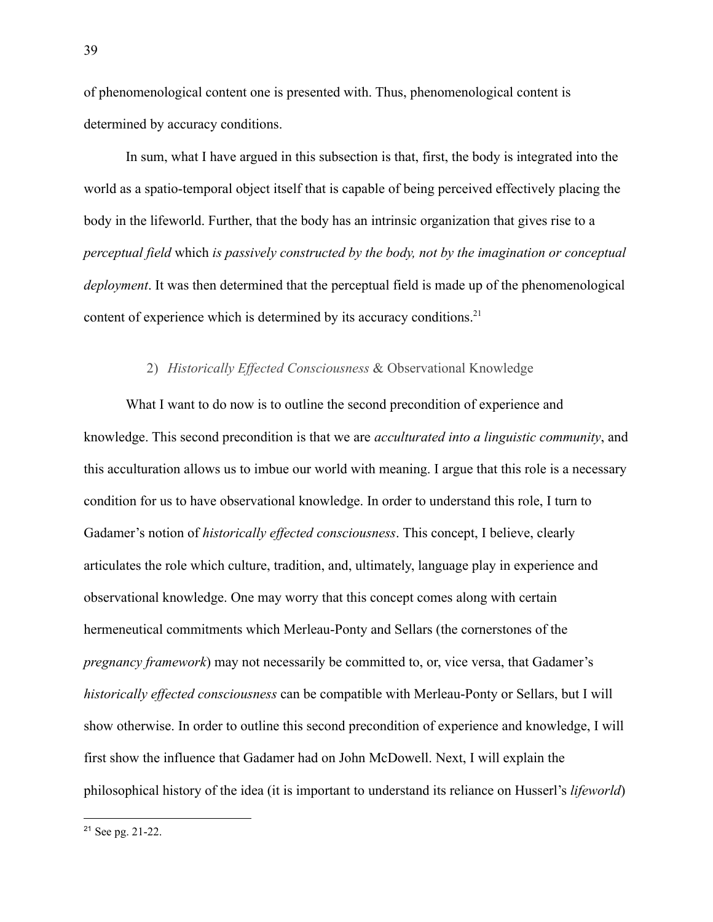of phenomenological content one is presented with. Thus, phenomenological content is determined by accuracy conditions.

In sum, what I have argued in this subsection is that, first, the body is integrated into the world as a spatio-temporal object itself that is capable of being perceived effectively placing the body in the lifeworld. Further, that the body has an intrinsic organization that gives rise to a *perceptual field* which *is passively constructed by the body, not by the imagination or conceptual deployment*. It was then determined that the perceptual field is made up of the phenomenological content of experience which is determined by its accuracy conditions.[21]

### 2) *Historically Effected Consciousness* & Observational Knowledge

What I want to do now is to outline the second precondition of experience and knowledge. This second precondition is that we are *acculturated into a linguistic community*, and this acculturation allows us to imbue our world with meaning. I argue that this role is a necessary condition for us to have observational knowledge. In order to understand this role, I turn to Gadamer's notion of *historically effected consciousness*. This concept, I believe, clearly articulates the role which culture, tradition, and, ultimately, language play in experience and observational knowledge. One may worry that this concept comes along with certain hermeneutical commitments which Merleau-Ponty and Sellars (the cornerstones of the *pregnancy framework*) may not necessarily be committed to, or, vice versa, that Gadamer's *historically effected consciousness* can be compatible with Merleau-Ponty or Sellars, but I will show otherwise. In order to outline this second precondition of experience and knowledge, I will first show the influence that Gadamer had on John McDowell. Next, I will explain the philosophical history of the idea (it is important to understand its reliance on Husserl's *lifeworld*)

---

[21] See pg. 21-22.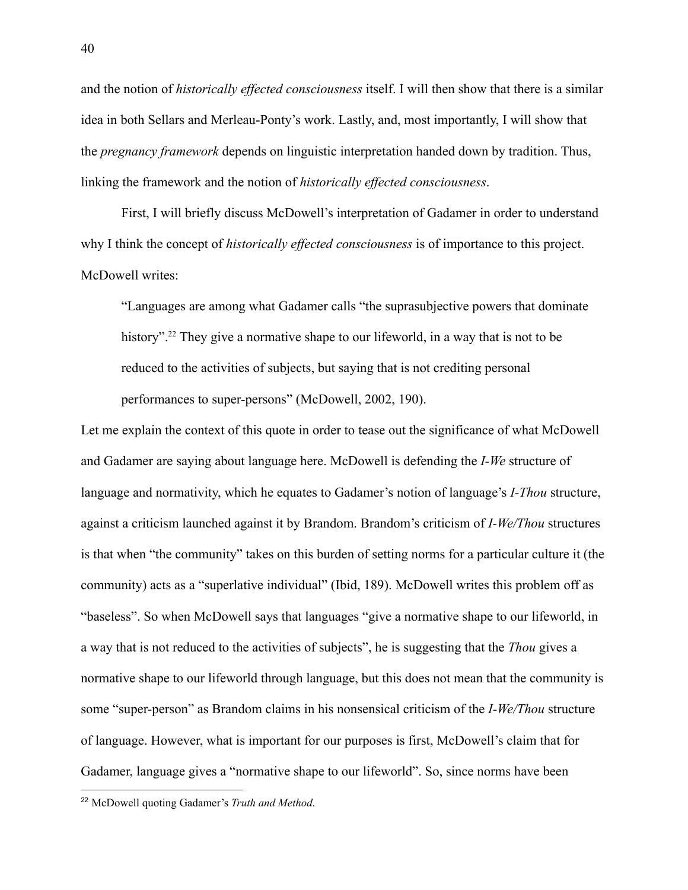and the notion of *historically effected consciousness* itself. I will then show that there is a similar idea in both Sellars and Merleau-Ponty's work. Lastly, and, most importantly, I will show that the *pregnancy framework* depends on linguistic interpretation handed down by tradition. Thus, linking the framework and the notion of *historically effected consciousness*.

First, I will briefly discuss McDowell's interpretation of Gadamer in order to understand why I think the concept of *historically effected consciousness* is of importance to this project. McDowell writes:

> "Languages are among what Gadamer calls "the suprasubjective powers that dominate history".[22] They give a normative shape to our lifeworld, in a way that is not to be reduced to the activities of subjects, but saying that is not crediting personal performances to super-persons" (McDowell, 2002, 190).

Let me explain the context of this quote in order to tease out the significance of what McDowell and Gadamer are saying about language here. McDowell is defending the *I-We* structure of language and normativity, which he equates to Gadamer's notion of language's *I-Thou* structure, against a criticism launched against it by Brandom. Brandom's criticism of *I-We/Thou* structures is that when "the community" takes on this burden of setting norms for a particular culture it (the community) acts as a "superlative individual" (Ibid, 189). McDowell writes this problem off as "baseless". So when McDowell says that languages "give a normative shape to our lifeworld, in a way that is not reduced to the activities of subjects", he is suggesting that the *Thou* gives a normative shape to our lifeworld through language, but this does not mean that the community is some "super-person" as Brandom claims in his nonsensical criticism of the *I-We/Thou* structure of language. However, what is important for our purposes is first, McDowell's claim that for Gadamer, language gives a "normative shape to our lifeworld". So, since norms have been

[22] McDowell quoting Gadamer's *Truth and Method*.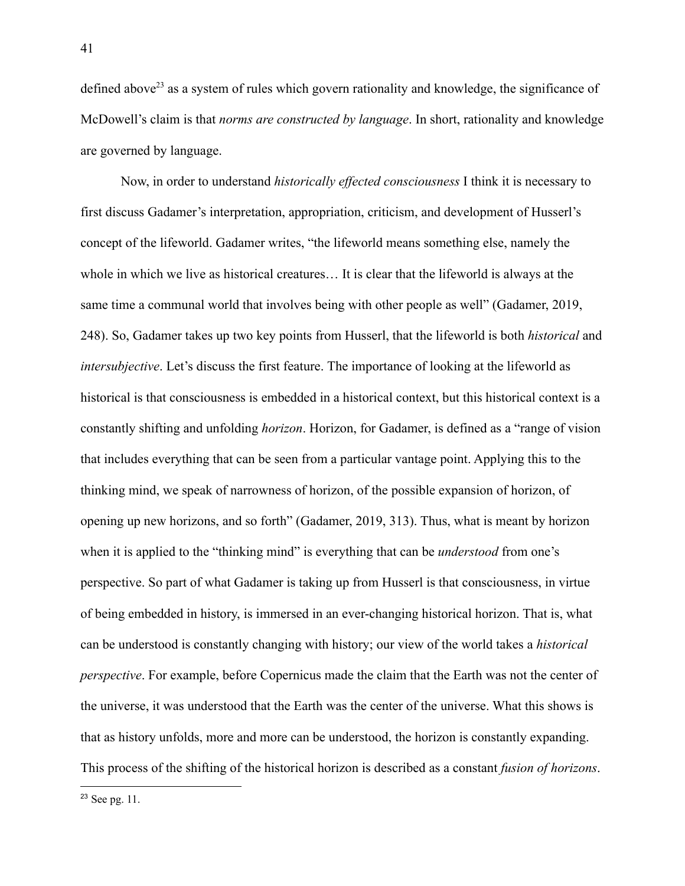defined above[23] as a system of rules which govern rationality and knowledge, the significance of McDowell's claim is that *norms are constructed by language*. In short, rationality and knowledge are governed by language.

Now, in order to understand *historically effected consciousness* I think it is necessary to first discuss Gadamer's interpretation, appropriation, criticism, and development of Husserl's concept of the lifeworld. Gadamer writes, "the lifeworld means something else, namely the whole in which we live as historical creatures… It is clear that the lifeworld is always at the same time a communal world that involves being with other people as well" (Gadamer, 2019, 248). So, Gadamer takes up two key points from Husserl, that the lifeworld is both *historical* and *intersubjective*. Let's discuss the first feature. The importance of looking at the lifeworld as historical is that consciousness is embedded in a historical context, but this historical context is a constantly shifting and unfolding *horizon*. Horizon, for Gadamer, is defined as a "range of vision that includes everything that can be seen from a particular vantage point. Applying this to the thinking mind, we speak of narrowness of horizon, of the possible expansion of horizon, of opening up new horizons, and so forth" (Gadamer, 2019, 313). Thus, what is meant by horizon when it is applied to the "thinking mind" is everything that can be *understood* from one's perspective. So part of what Gadamer is taking up from Husserl is that consciousness, in virtue of being embedded in history, is immersed in an ever-changing historical horizon. That is, what can be understood is constantly changing with history; our view of the world takes a *historical perspective*. For example, before Copernicus made the claim that the Earth was not the center of the universe, it was understood that the Earth was the center of the universe. What this shows is that as history unfolds, more and more can be understood, the horizon is constantly expanding. This process of the shifting of the historical horizon is described as a constant *fusion of horizons*.

---

[23] See pg. 11.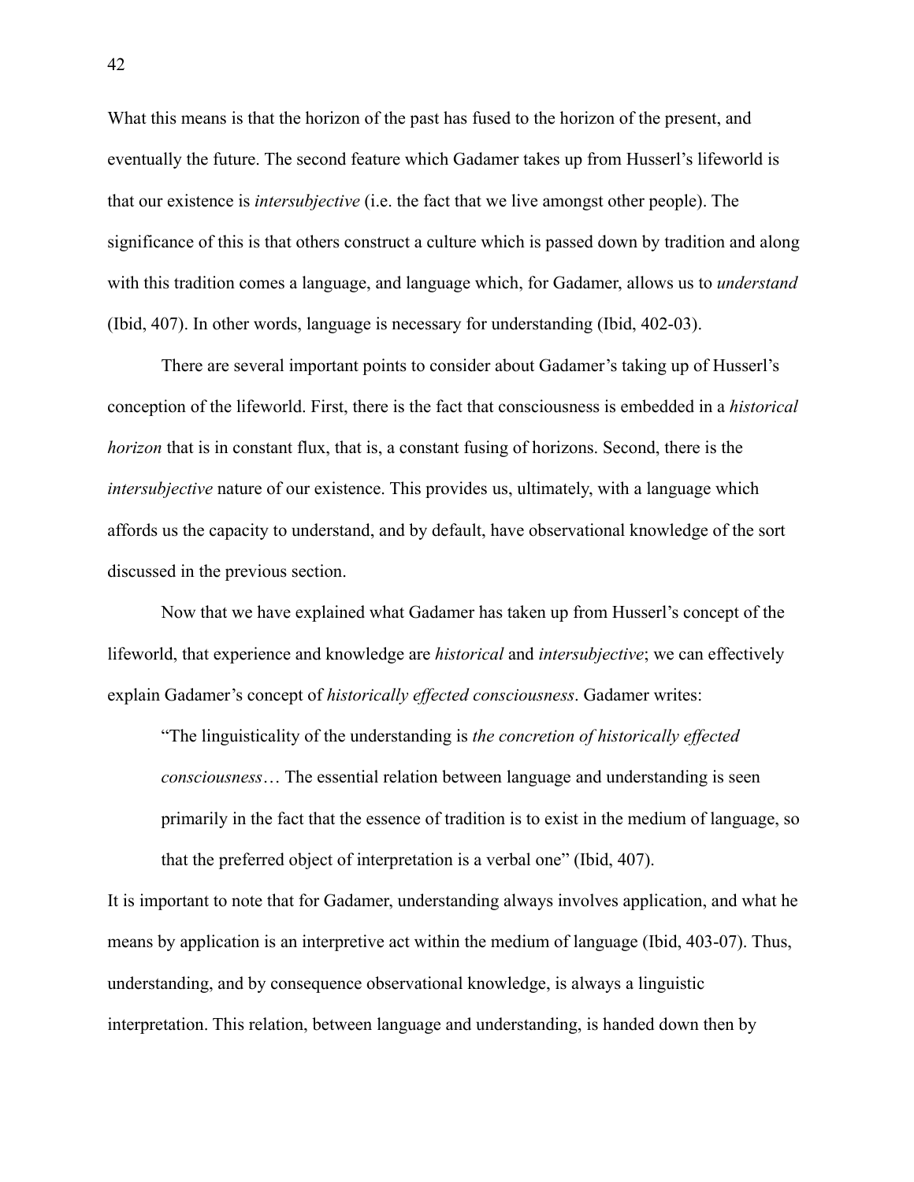What this means is that the horizon of the past has fused to the horizon of the present, and eventually the future. The second feature which Gadamer takes up from Husserl's lifeworld is that our existence is *intersubjective* (i.e. the fact that we live amongst other people). The significance of this is that others construct a culture which is passed down by tradition and along with this tradition comes a language, and language which, for Gadamer, allows us to *understand* (Ibid, 407). In other words, language is necessary for understanding (Ibid, 402-03).

There are several important points to consider about Gadamer's taking up of Husserl's conception of the lifeworld. First, there is the fact that consciousness is embedded in a *historical horizon* that is in constant flux, that is, a constant fusing of horizons. Second, there is the *intersubjective* nature of our existence. This provides us, ultimately, with a language which affords us the capacity to understand, and by default, have observational knowledge of the sort discussed in the previous section.

Now that we have explained what Gadamer has taken up from Husserl's concept of the lifeworld, that experience and knowledge are *historical* and *intersubjective*; we can effectively explain Gadamer's concept of *historically effected consciousness*. Gadamer writes:

> "The linguisticality of the understanding is *the concretion of historically effected consciousness*… The essential relation between language and understanding is seen primarily in the fact that the essence of tradition is to exist in the medium of language, so that the preferred object of interpretation is a verbal one" (Ibid, 407).

It is important to note that for Gadamer, understanding always involves application, and what he means by application is an interpretive act within the medium of language (Ibid, 403-07). Thus, understanding, and by consequence observational knowledge, is always a linguistic interpretation. This relation, between language and understanding, is handed down then by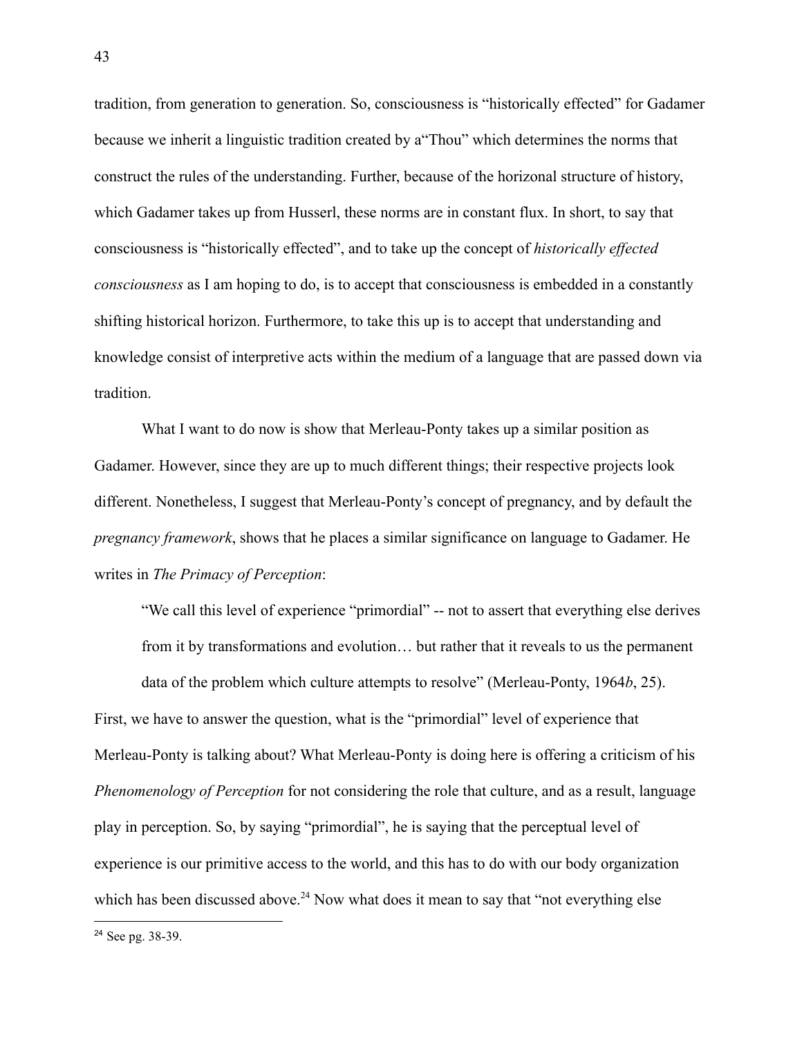tradition, from generation to generation. So, consciousness is "historically effected" for Gadamer because we inherit a linguistic tradition created by a"Thou" which determines the norms that construct the rules of the understanding. Further, because of the horizonal structure of history, which Gadamer takes up from Husserl, these norms are in constant flux. In short, to say that consciousness is "historically effected", and to take up the concept of *historically effected consciousness* as I am hoping to do, is to accept that consciousness is embedded in a constantly shifting historical horizon. Furthermore, to take this up is to accept that understanding and knowledge consist of interpretive acts within the medium of a language that are passed down via tradition.

What I want to do now is show that Merleau-Ponty takes up a similar position as Gadamer. However, since they are up to much different things; their respective projects look different. Nonetheless, I suggest that Merleau-Ponty's concept of pregnancy, and by default the *pregnancy framework*, shows that he places a similar significance on language to Gadamer. He writes in *The Primacy of Perception*:

> "We call this level of experience "primordial" -- not to assert that everything else derives from it by transformations and evolution… but rather that it reveals to us the permanent data of the problem which culture attempts to resolve" (Merleau-Ponty, 1964*b*, 25).

First, we have to answer the question, what is the "primordial" level of experience that Merleau-Ponty is talking about? What Merleau-Ponty is doing here is offering a criticism of his *Phenomenology of Perception* for not considering the role that culture, and as a result, language play in perception. So, by saying "primordial", he is saying that the perceptual level of experience is our primitive access to the world, and this has to do with our body organization which has been discussed above.[24] Now what does it mean to say that "not everything else

[24] See pg. 38-39.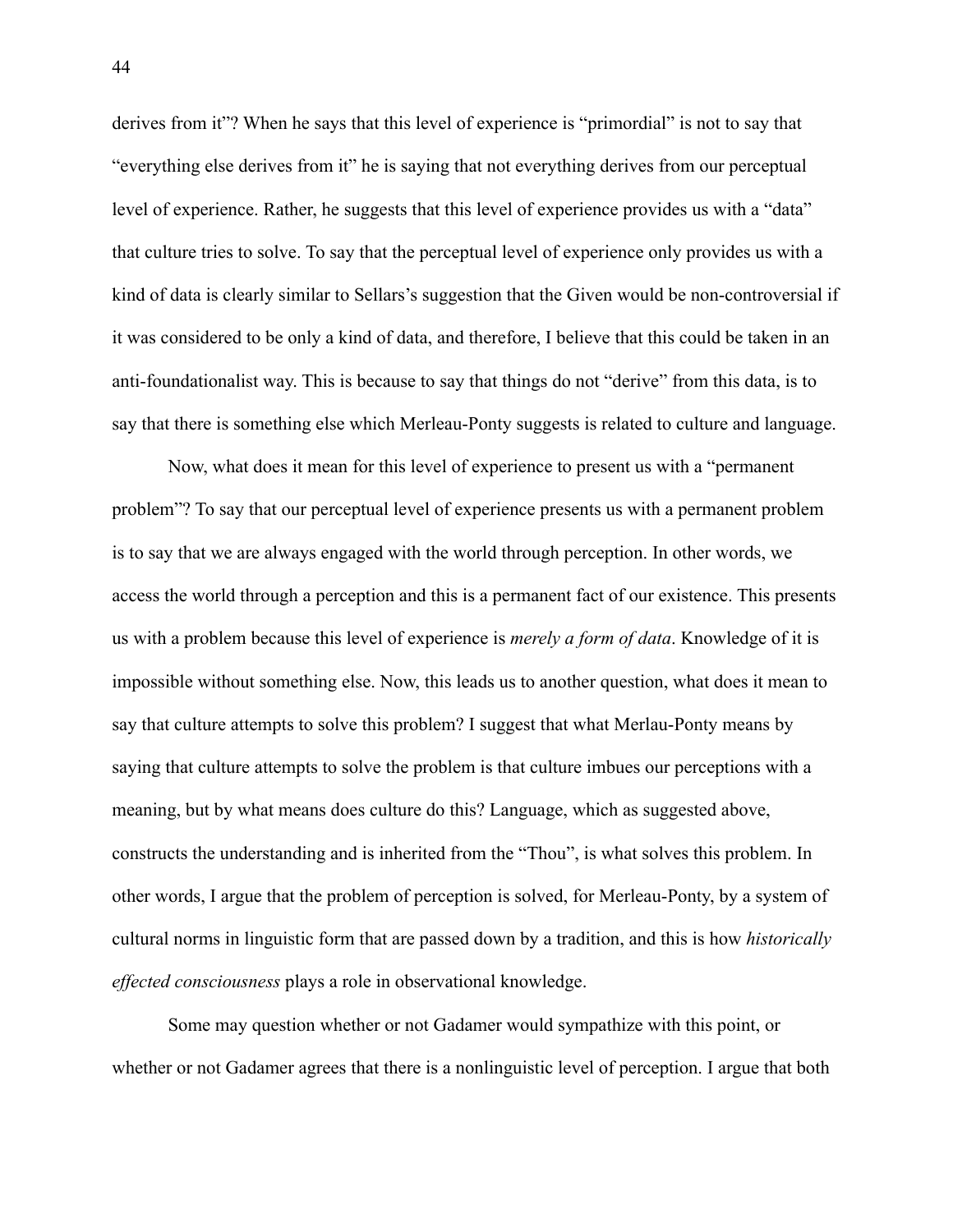derives from it"? When he says that this level of experience is "primordial" is not to say that "everything else derives from it" he is saying that not everything derives from our perceptual level of experience. Rather, he suggests that this level of experience provides us with a "data" that culture tries to solve. To say that the perceptual level of experience only provides us with a kind of data is clearly similar to Sellars's suggestion that the Given would be non-controversial if it was considered to be only a kind of data, and therefore, I believe that this could be taken in an anti-foundationalist way. This is because to say that things do not "derive" from this data, is to say that there is something else which Merleau-Ponty suggests is related to culture and language.

Now, what does it mean for this level of experience to present us with a "permanent problem"? To say that our perceptual level of experience presents us with a permanent problem is to say that we are always engaged with the world through perception. In other words, we access the world through a perception and this is a permanent fact of our existence. This presents us with a problem because this level of experience is *merely a form of data*. Knowledge of it is impossible without something else. Now, this leads us to another question, what does it mean to say that culture attempts to solve this problem? I suggest that what Merlau-Ponty means by saying that culture attempts to solve the problem is that culture imbues our perceptions with a meaning, but by what means does culture do this? Language, which as suggested above, constructs the understanding and is inherited from the "Thou", is what solves this problem. In other words, I argue that the problem of perception is solved, for Merleau-Ponty, by a system of cultural norms in linguistic form that are passed down by a tradition, and this is how *historically effected consciousness* plays a role in observational knowledge.

Some may question whether or not Gadamer would sympathize with this point, or whether or not Gadamer agrees that there is a nonlinguistic level of perception. I argue that both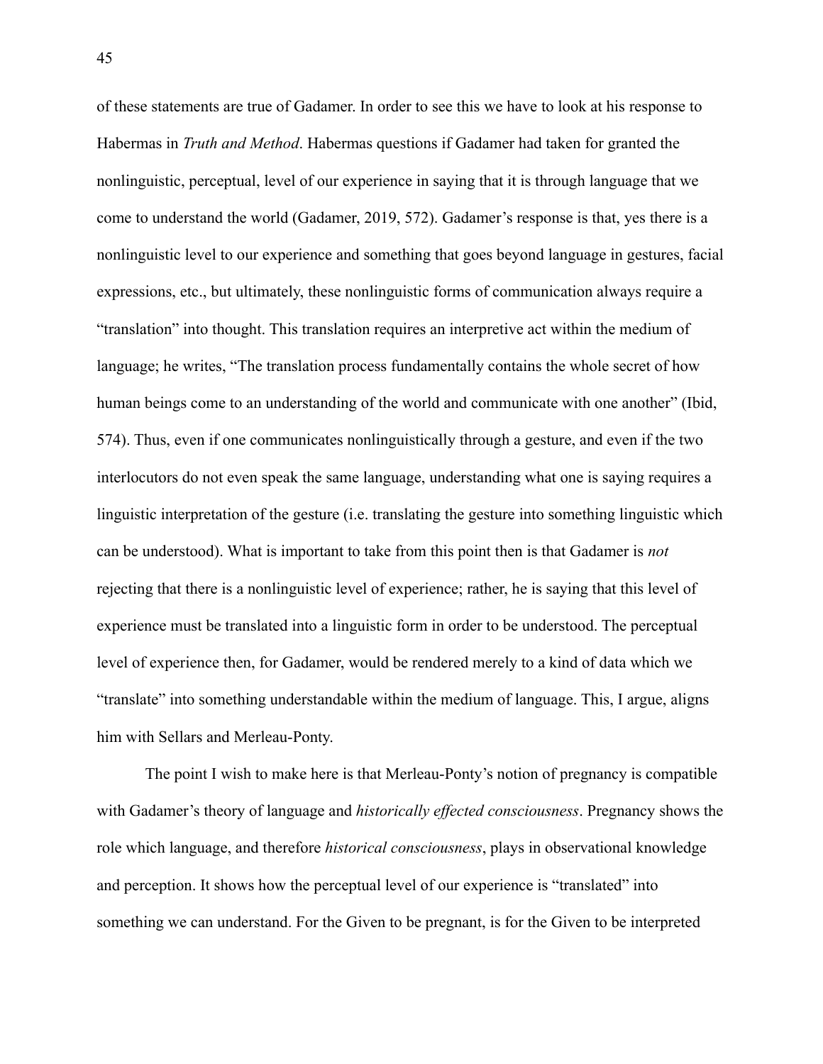of these statements are true of Gadamer. In order to see this we have to look at his response to Habermas in *Truth and Method*. Habermas questions if Gadamer had taken for granted the nonlinguistic, perceptual, level of our experience in saying that it is through language that we come to understand the world (Gadamer, 2019, 572). Gadamer's response is that, yes there is a nonlinguistic level to our experience and something that goes beyond language in gestures, facial expressions, etc., but ultimately, these nonlinguistic forms of communication always require a "translation" into thought. This translation requires an interpretive act within the medium of language; he writes, "The translation process fundamentally contains the whole secret of how human beings come to an understanding of the world and communicate with one another" (Ibid, 574). Thus, even if one communicates nonlinguistically through a gesture, and even if the two interlocutors do not even speak the same language, understanding what one is saying requires a linguistic interpretation of the gesture (i.e. translating the gesture into something linguistic which can be understood). What is important to take from this point then is that Gadamer is *not* rejecting that there is a nonlinguistic level of experience; rather, he is saying that this level of experience must be translated into a linguistic form in order to be understood. The perceptual level of experience then, for Gadamer, would be rendered merely to a kind of data which we "translate" into something understandable within the medium of language. This, I argue, aligns him with Sellars and Merleau-Ponty.

The point I wish to make here is that Merleau-Ponty's notion of pregnancy is compatible with Gadamer's theory of language and *historically effected consciousness*. Pregnancy shows the role which language, and therefore *historical consciousness*, plays in observational knowledge and perception. It shows how the perceptual level of our experience is "translated" into something we can understand. For the Given to be pregnant, is for the Given to be interpreted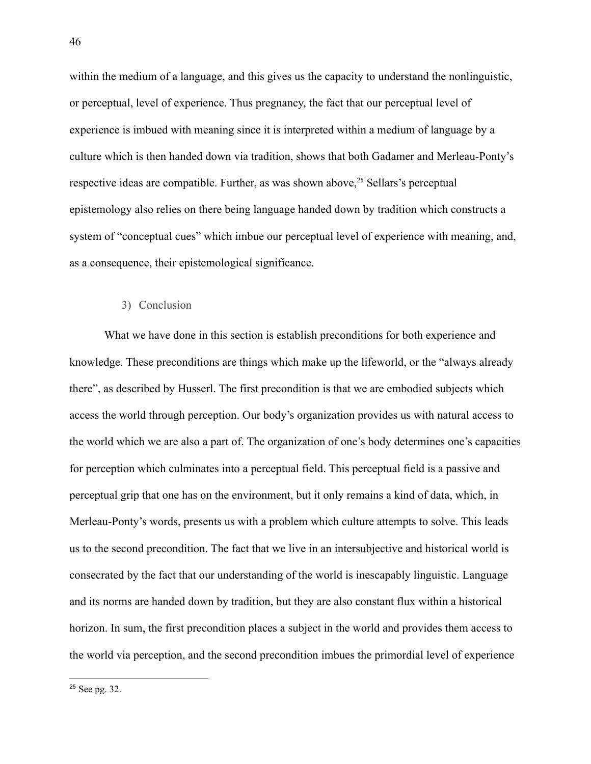within the medium of a language, and this gives us the capacity to understand the nonlinguistic, or perceptual, level of experience. Thus pregnancy, the fact that our perceptual level of experience is imbued with meaning since it is interpreted within a medium of language by a culture which is then handed down via tradition, shows that both Gadamer and Merleau-Ponty's respective ideas are compatible. Further, as was shown above,[25] Sellars's perceptual epistemology also relies on there being language handed down by tradition which constructs a system of "conceptual cues" which imbue our perceptual level of experience with meaning, and, as a consequence, their epistemological significance.

### 3) Conclusion

What we have done in this section is establish preconditions for both experience and knowledge. These preconditions are things which make up the lifeworld, or the "always already there", as described by Husserl. The first precondition is that we are embodied subjects which access the world through perception. Our body's organization provides us with natural access to the world which we are also a part of. The organization of one's body determines one's capacities for perception which culminates into a perceptual field. This perceptual field is a passive and perceptual grip that one has on the environment, but it only remains a kind of data, which, in Merleau-Ponty's words, presents us with a problem which culture attempts to solve. This leads us to the second precondition. The fact that we live in an intersubjective and historical world is consecrated by the fact that our understanding of the world is inescapably linguistic. Language and its norms are handed down by tradition, but they are also constant flux within a historical horizon. In sum, the first precondition places a subject in the world and provides them access to the world via perception, and the second precondition imbues the primordial level of experience

[25] See pg. 32.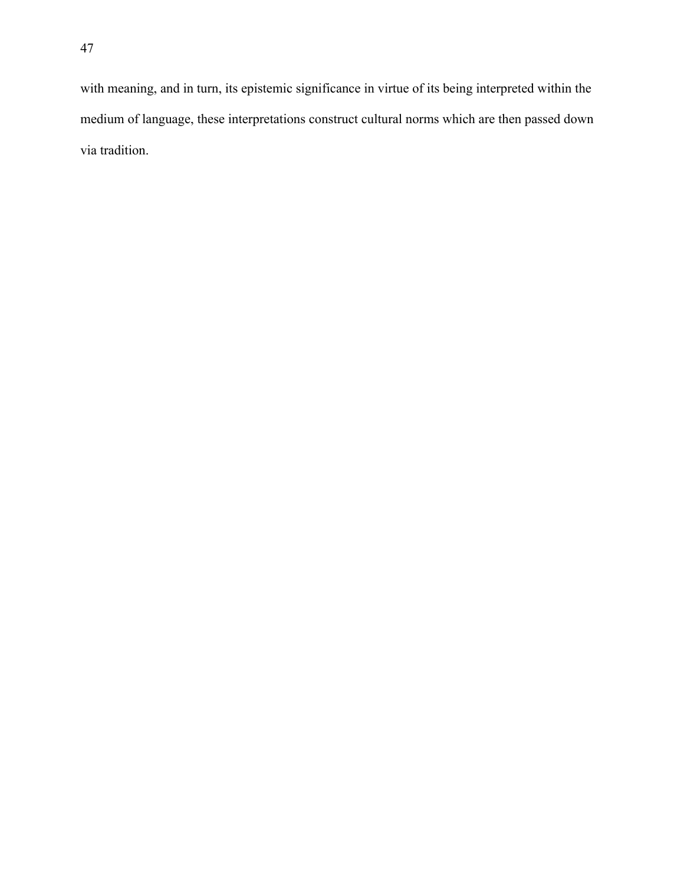with meaning, and in turn, its epistemic significance in virtue of its being interpreted within the medium of language, these interpretations construct cultural norms which are then passed down via tradition.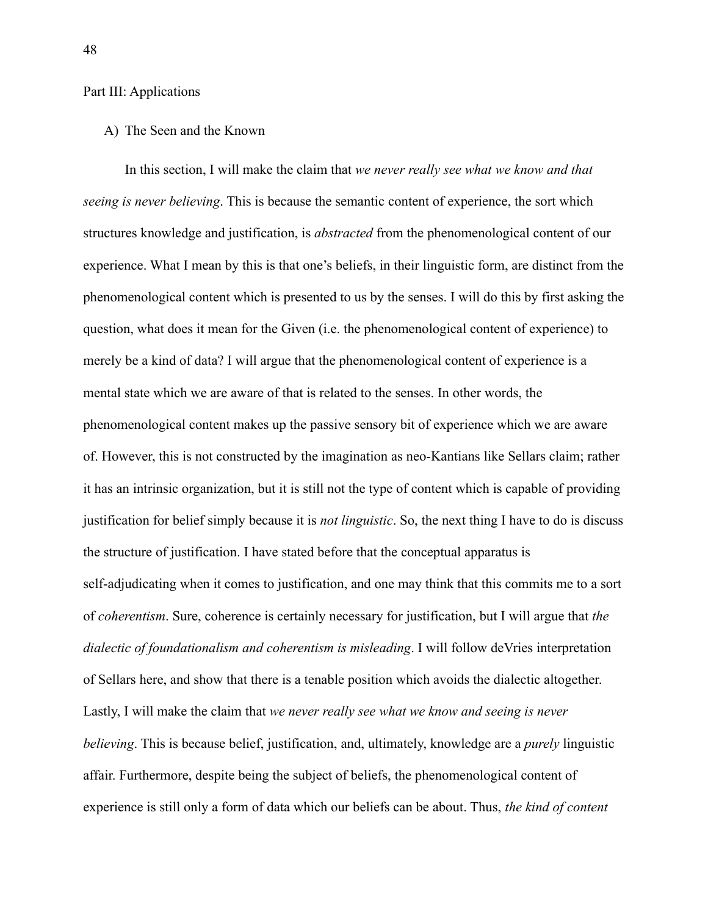## Part III: Applications

### A) The Seen and the Known

In this section, I will make the claim that *we never really see what we know and that seeing is never believing*. This is because the semantic content of experience, the sort which structures knowledge and justification, is *abstracted* from the phenomenological content of our experience. What I mean by this is that one's beliefs, in their linguistic form, are distinct from the phenomenological content which is presented to us by the senses. I will do this by first asking the question, what does it mean for the Given (i.e. the phenomenological content of experience) to merely be a kind of data? I will argue that the phenomenological content of experience is a mental state which we are aware of that is related to the senses. In other words, the phenomenological content makes up the passive sensory bit of experience which we are aware of. However, this is not constructed by the imagination as neo-Kantians like Sellars claim; rather it has an intrinsic organization, but it is still not the type of content which is capable of providing justification for belief simply because it is *not linguistic*. So, the next thing I have to do is discuss the structure of justification. I have stated before that the conceptual apparatus is self-adjudicating when it comes to justification, and one may think that this commits me to a sort of *coherentism*. Sure, coherence is certainly necessary for justification, but I will argue that *the dialectic of foundationalism and coherentism is misleading*. I will follow deVries interpretation of Sellars here, and show that there is a tenable position which avoids the dialectic altogether. Lastly, I will make the claim that *we never really see what we know and seeing is never believing*. This is because belief, justification, and, ultimately, knowledge are a *purely* linguistic affair. Furthermore, despite being the subject of beliefs, the phenomenological content of experience is still only a form of data which our beliefs can be about. Thus, *the kind of content*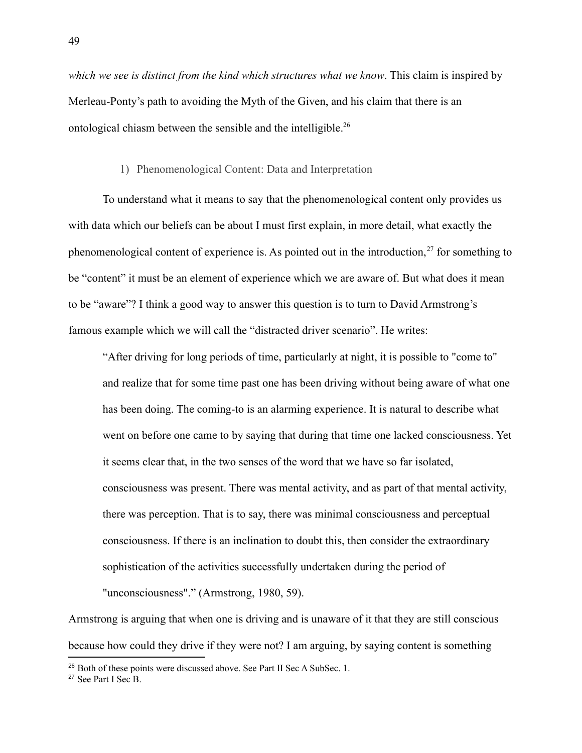*which we see is distinct from the kind which structures what we know*. This claim is inspired by Merleau-Ponty's path to avoiding the Myth of the Given, and his claim that there is an ontological chiasm between the sensible and the intelligible.[26]

1) Phenomenological Content: Data and Interpretation

To understand what it means to say that the phenomenological content only provides us with data which our beliefs can be about I must first explain, in more detail, what exactly the phenomenological content of experience is. As pointed out in the introduction,[27] for something to be "content" it must be an element of experience which we are aware of. But what does it mean to be "aware"? I think a good way to answer this question is to turn to David Armstrong's famous example which we will call the "distracted driver scenario". He writes:

> "After driving for long periods of time, particularly at night, it is possible to "come to" and realize that for some time past one has been driving without being aware of what one has been doing. The coming-to is an alarming experience. It is natural to describe what went on before one came to by saying that during that time one lacked consciousness. Yet it seems clear that, in the two senses of the word that we have so far isolated, consciousness was present. There was mental activity, and as part of that mental activity, there was perception. That is to say, there was minimal consciousness and perceptual consciousness. If there is an inclination to doubt this, then consider the extraordinary sophistication of the activities successfully undertaken during the period of "unconsciousness"." (Armstrong, 1980, 59).

Armstrong is arguing that when one is driving and is unaware of it that they are still conscious because how could they drive if they were not? I am arguing, by saying content is something

[26] Both of these points were discussed above. See Part II Sec A SubSec. 1.

[27] See Part I Sec B.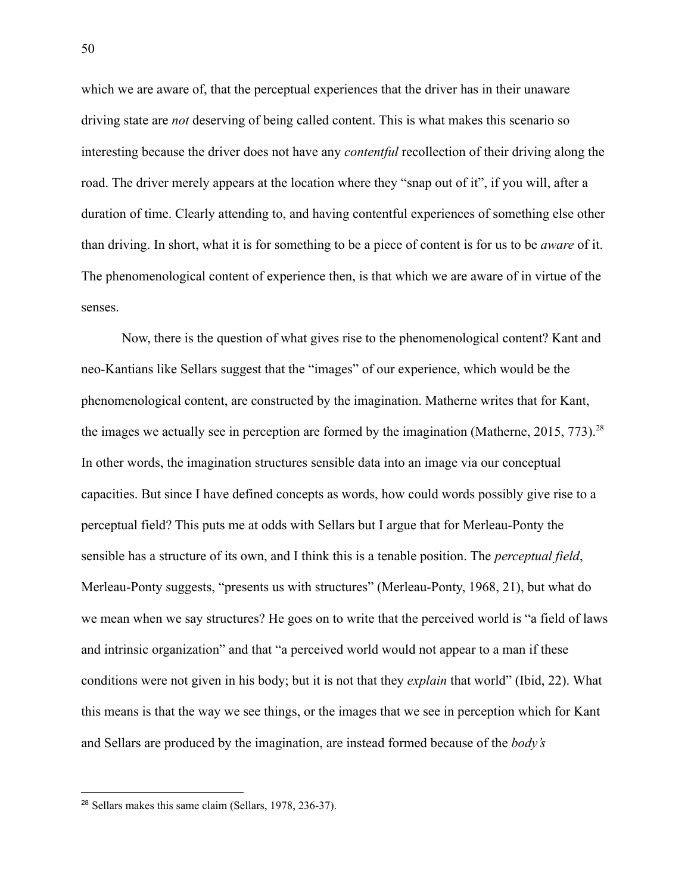which we are aware of, that the perceptual experiences that the driver has in their unaware driving state are *not* deserving of being called content. This is what makes this scenario so interesting because the driver does not have any *contentful* recollection of their driving along the road. The driver merely appears at the location where they "snap out of it", if you will, after a duration of time. Clearly attending to, and having contentful experiences of something else other than driving. In short, what it is for something to be a piece of content is for us to be *aware* of it. The phenomenological content of experience then, is that which we are aware of in virtue of the senses.

Now, there is the question of what gives rise to the phenomenological content? Kant and neo-Kantians like Sellars suggest that the "images" of our experience, which would be the phenomenological content, are constructed by the imagination. Matherne writes that for Kant, the images we actually see in perception are formed by the imagination (Matherne, 2015, 773).[28] In other words, the imagination structures sensible data into an image via our conceptual capacities. But since I have defined concepts as words, how could words possibly give rise to a perceptual field? This puts me at odds with Sellars but I argue that for Merleau-Ponty the sensible has a structure of its own, and I think this is a tenable position. The *perceptual field*, Merleau-Ponty suggests, "presents us with structures" (Merleau-Ponty, 1968, 21), but what do we mean when we say structures? He goes on to write that the perceived world is "a field of laws and intrinsic organization" and that "a perceived world would not appear to a man if these conditions were not given in his body; but it is not that they *explain* that world" (Ibid, 22). What this means is that the way we see things, or the images that we see in perception which for Kant and Sellars are produced by the imagination, are instead formed because of the *body's*

---

[28] Sellars makes this same claim (Sellars, 1978, 236-37).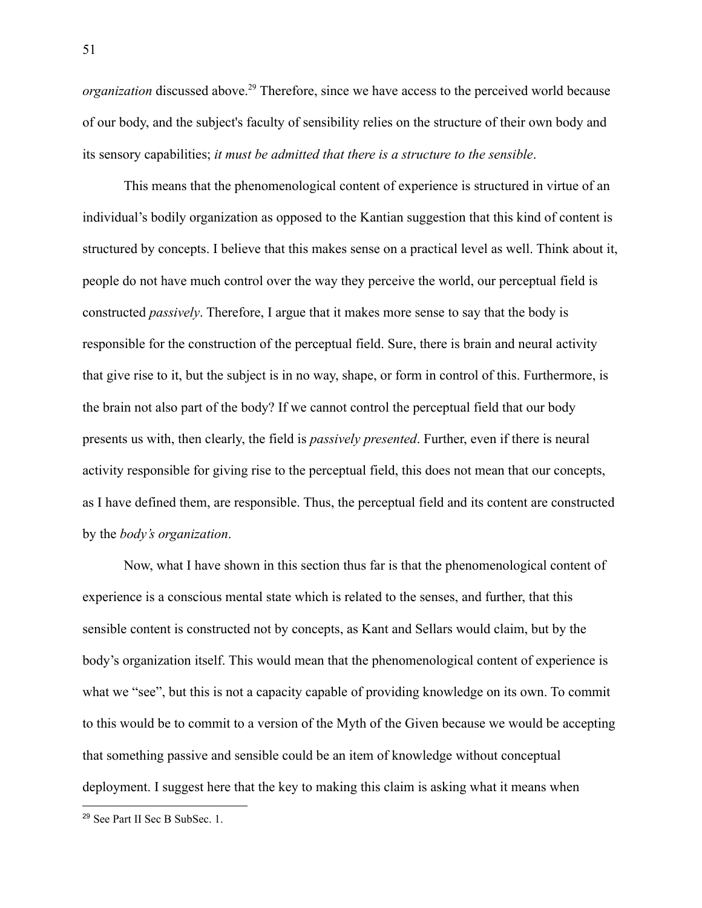*organization* discussed above.[29] Therefore, since we have access to the perceived world because of our body, and the subject's faculty of sensibility relies on the structure of their own body and its sensory capabilities; *it must be admitted that there is a structure to the sensible*.

This means that the phenomenological content of experience is structured in virtue of an individual's bodily organization as opposed to the Kantian suggestion that this kind of content is structured by concepts. I believe that this makes sense on a practical level as well. Think about it, people do not have much control over the way they perceive the world, our perceptual field is constructed *passively*. Therefore, I argue that it makes more sense to say that the body is responsible for the construction of the perceptual field. Sure, there is brain and neural activity that give rise to it, but the subject is in no way, shape, or form in control of this. Furthermore, is the brain not also part of the body? If we cannot control the perceptual field that our body presents us with, then clearly, the field is *passively presented*. Further, even if there is neural activity responsible for giving rise to the perceptual field, this does not mean that our concepts, as I have defined them, are responsible. Thus, the perceptual field and its content are constructed by the *body's organization*.

Now, what I have shown in this section thus far is that the phenomenological content of experience is a conscious mental state which is related to the senses, and further, that this sensible content is constructed not by concepts, as Kant and Sellars would claim, but by the body's organization itself. This would mean that the phenomenological content of experience is what we "see", but this is not a capacity capable of providing knowledge on its own. To commit to this would be to commit to a version of the Myth of the Given because we would be accepting that something passive and sensible could be an item of knowledge without conceptual deployment. I suggest here that the key to making this claim is asking what it means when

[29] See Part II Sec B SubSec. 1.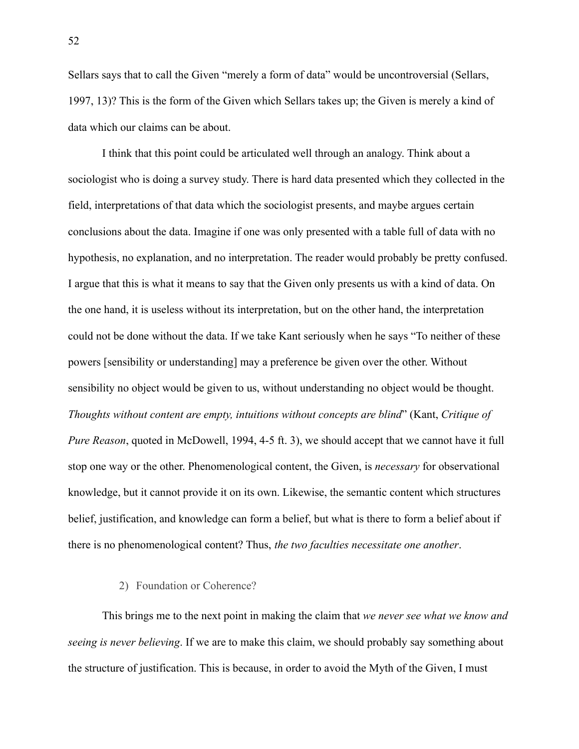Sellars says that to call the Given "merely a form of data" would be uncontroversial (Sellars, 1997, 13)? This is the form of the Given which Sellars takes up; the Given is merely a kind of data which our claims can be about.

I think that this point could be articulated well through an analogy. Think about a sociologist who is doing a survey study. There is hard data presented which they collected in the field, interpretations of that data which the sociologist presents, and maybe argues certain conclusions about the data. Imagine if one was only presented with a table full of data with no hypothesis, no explanation, and no interpretation. The reader would probably be pretty confused. I argue that this is what it means to say that the Given only presents us with a kind of data. On the one hand, it is useless without its interpretation, but on the other hand, the interpretation could not be done without the data. If we take Kant seriously when he says "To neither of these powers [sensibility or understanding] may a preference be given over the other. Without sensibility no object would be given to us, without understanding no object would be thought. *Thoughts without content are empty, intuitions without concepts are blind*" (Kant, *Critique of Pure Reason*, quoted in McDowell, 1994, 4-5 ft. 3), we should accept that we cannot have it full stop one way or the other. Phenomenological content, the Given, is *necessary* for observational knowledge, but it cannot provide it on its own. Likewise, the semantic content which structures belief, justification, and knowledge can form a belief, but what is there to form a belief about if there is no phenomenological content? Thus, *the two faculties necessitate one another*.

## 2) Foundation or Coherence?

This brings me to the next point in making the claim that *we never see what we know and seeing is never believing*. If we are to make this claim, we should probably say something about the structure of justification. This is because, in order to avoid the Myth of the Given, I must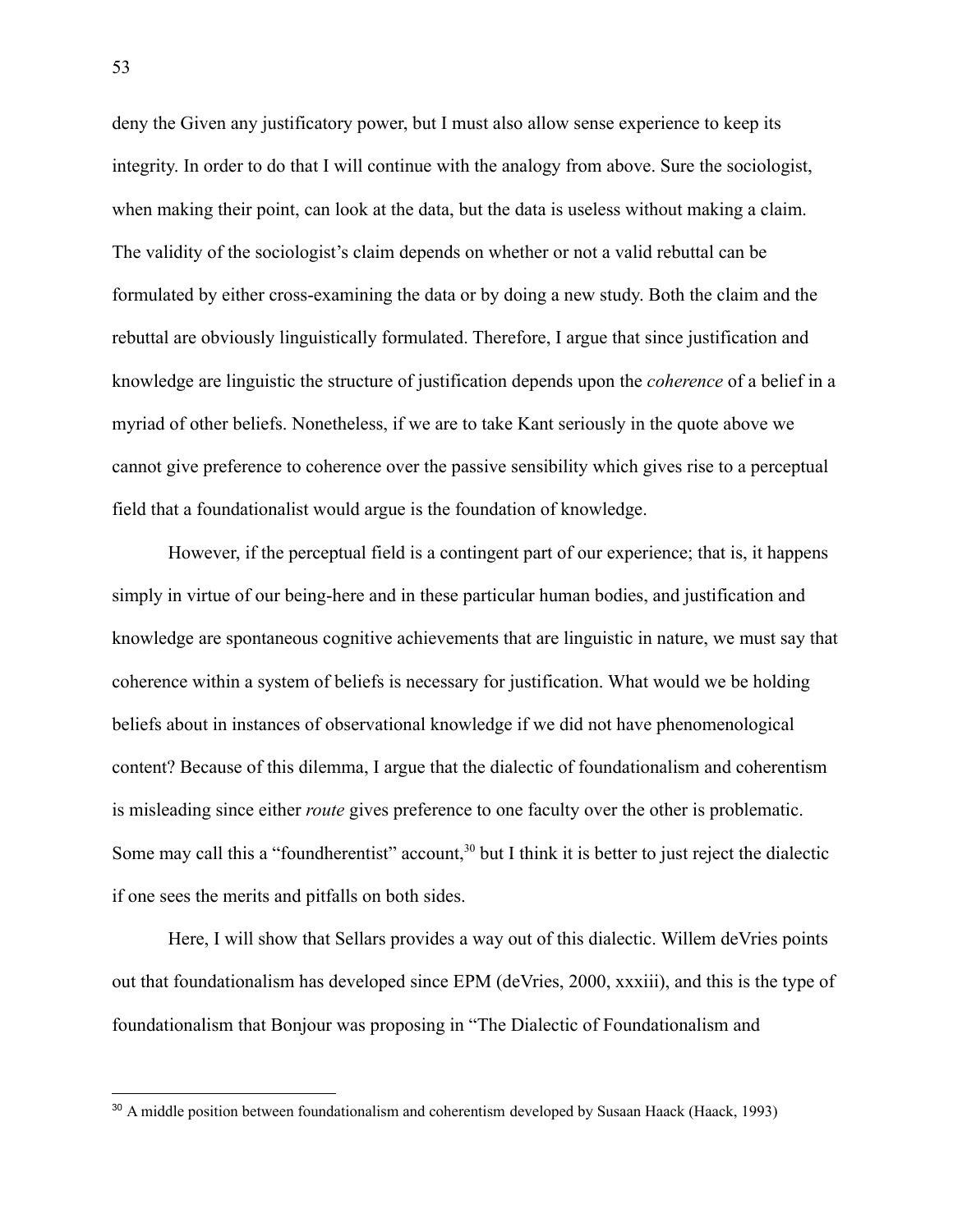deny the Given any justificatory power, but I must also allow sense experience to keep its integrity. In order to do that I will continue with the analogy from above. Sure the sociologist, when making their point, can look at the data, but the data is useless without making a claim. The validity of the sociologist's claim depends on whether or not a valid rebuttal can be formulated by either cross-examining the data or by doing a new study. Both the claim and the rebuttal are obviously linguistically formulated. Therefore, I argue that since justification and knowledge are linguistic the structure of justification depends upon the *coherence* of a belief in a myriad of other beliefs. Nonetheless, if we are to take Kant seriously in the quote above we cannot give preference to coherence over the passive sensibility which gives rise to a perceptual field that a foundationalist would argue is the foundation of knowledge.

However, if the perceptual field is a contingent part of our experience; that is, it happens simply in virtue of our being-here and in these particular human bodies, and justification and knowledge are spontaneous cognitive achievements that are linguistic in nature, we must say that coherence within a system of beliefs is necessary for justification. What would we be holding beliefs about in instances of observational knowledge if we did not have phenomenological content? Because of this dilemma, I argue that the dialectic of foundationalism and coherentism is misleading since either *route* gives preference to one faculty over the other is problematic. Some may call this a "foundherentist" account,[30] but I think it is better to just reject the dialectic if one sees the merits and pitfalls on both sides.

Here, I will show that Sellars provides a way out of this dialectic. Willem deVries points out that foundationalism has developed since EPM (deVries, 2000, xxxiii), and this is the type of foundationalism that Bonjour was proposing in "The Dialectic of Foundationalism and

---

[30] A middle position between foundationalism and coherentism developed by Susaan Haack (Haack, 1993)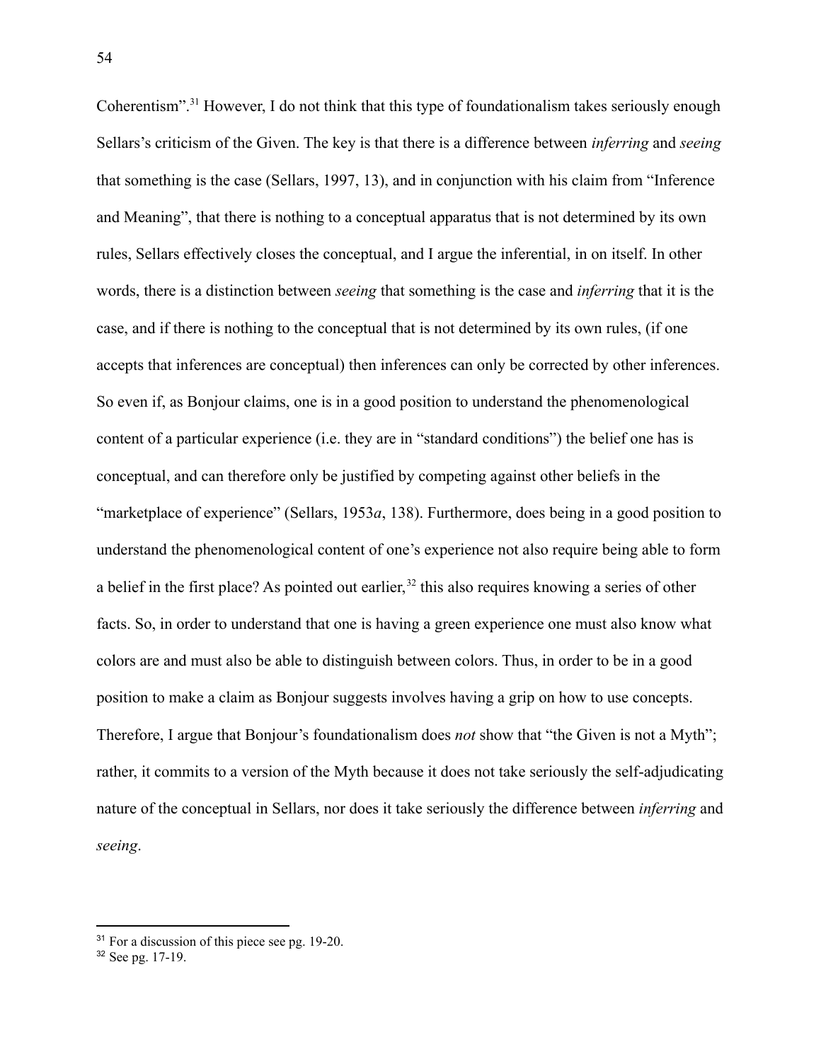Coherentism".[31] However, I do not think that this type of foundationalism takes seriously enough Sellars's criticism of the Given. The key is that there is a difference between *inferring* and *seeing* that something is the case (Sellars, 1997, 13), and in conjunction with his claim from "Inference and Meaning", that there is nothing to a conceptual apparatus that is not determined by its own rules, Sellars effectively closes the conceptual, and I argue the inferential, in on itself. In other words, there is a distinction between *seeing* that something is the case and *inferring* that it is the case, and if there is nothing to the conceptual that is not determined by its own rules, (if one accepts that inferences are conceptual) then inferences can only be corrected by other inferences. So even if, as Bonjour claims, one is in a good position to understand the phenomenological content of a particular experience (i.e. they are in "standard conditions") the belief one has is conceptual, and can therefore only be justified by competing against other beliefs in the "marketplace of experience" (Sellars, 1953*a*, 138). Furthermore, does being in a good position to understand the phenomenological content of one's experience not also require being able to form a belief in the first place? As pointed out earlier,[32] this also requires knowing a series of other facts. So, in order to understand that one is having a green experience one must also know what colors are and must also be able to distinguish between colors. Thus, in order to be in a good position to make a claim as Bonjour suggests involves having a grip on how to use concepts. Therefore, I argue that Bonjour's foundationalism does *not* show that "the Given is not a Myth"; rather, it commits to a version of the Myth because it does not take seriously the self-adjudicating nature of the conceptual in Sellars, nor does it take seriously the difference between *inferring* and *seeing*.

---

[31] For a discussion of this piece see pg. 19-20.

[32] See pg. 17-19.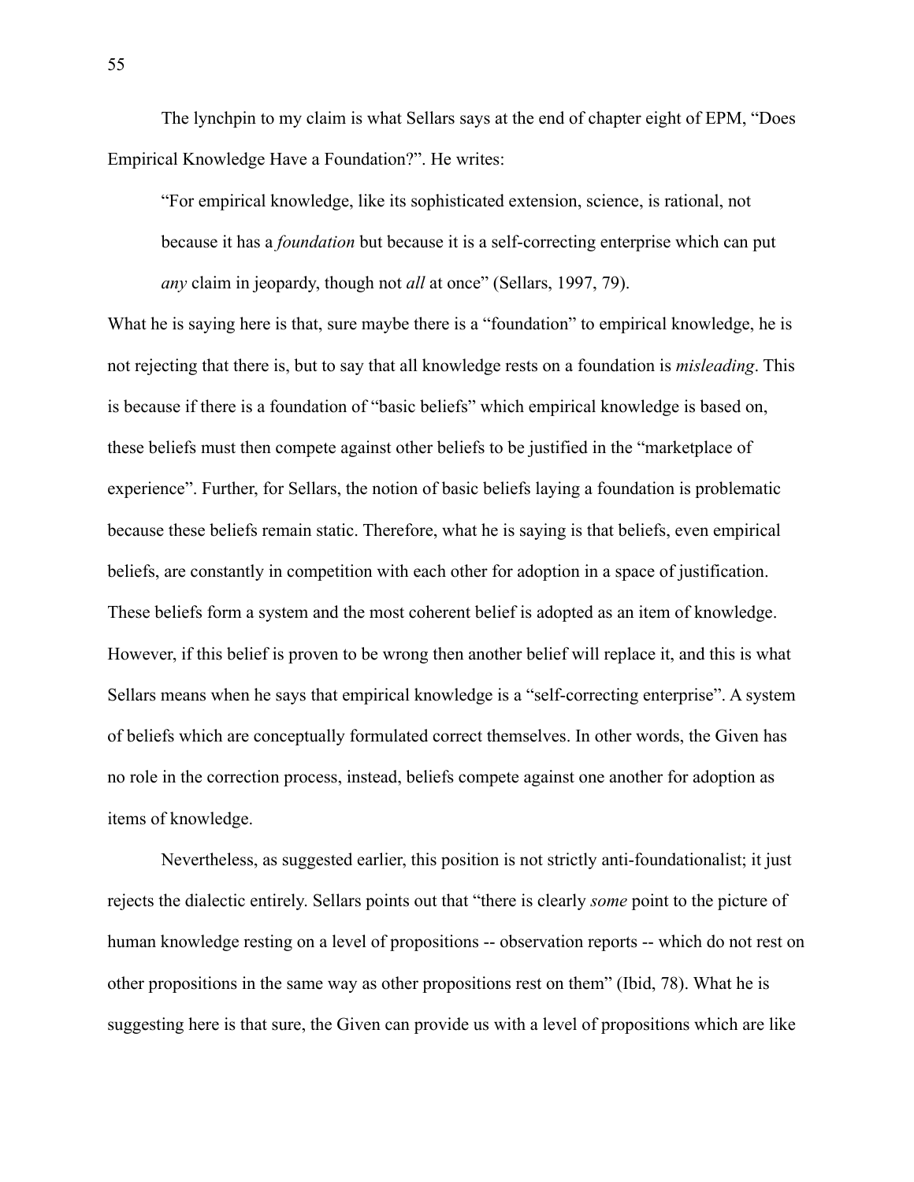The lynchpin to my claim is what Sellars says at the end of chapter eight of EPM, "Does Empirical Knowledge Have a Foundation?". He writes:

> "For empirical knowledge, like its sophisticated extension, science, is rational, not because it has a *foundation* but because it is a self-correcting enterprise which can put *any* claim in jeopardy, though not *all* at once" (Sellars, 1997, 79).

What he is saying here is that, sure maybe there is a "foundation" to empirical knowledge, he is not rejecting that there is, but to say that all knowledge rests on a foundation is *misleading*. This is because if there is a foundation of "basic beliefs" which empirical knowledge is based on, these beliefs must then compete against other beliefs to be justified in the "marketplace of experience". Further, for Sellars, the notion of basic beliefs laying a foundation is problematic because these beliefs remain static. Therefore, what he is saying is that beliefs, even empirical beliefs, are constantly in competition with each other for adoption in a space of justification. These beliefs form a system and the most coherent belief is adopted as an item of knowledge. However, if this belief is proven to be wrong then another belief will replace it, and this is what Sellars means when he says that empirical knowledge is a "self-correcting enterprise". A system of beliefs which are conceptually formulated correct themselves. In other words, the Given has no role in the correction process, instead, beliefs compete against one another for adoption as items of knowledge.

Nevertheless, as suggested earlier, this position is not strictly anti-foundationalist; it just rejects the dialectic entirely. Sellars points out that "there is clearly *some* point to the picture of human knowledge resting on a level of propositions -- observation reports -- which do not rest on other propositions in the same way as other propositions rest on them" (Ibid, 78). What he is suggesting here is that sure, the Given can provide us with a level of propositions which are like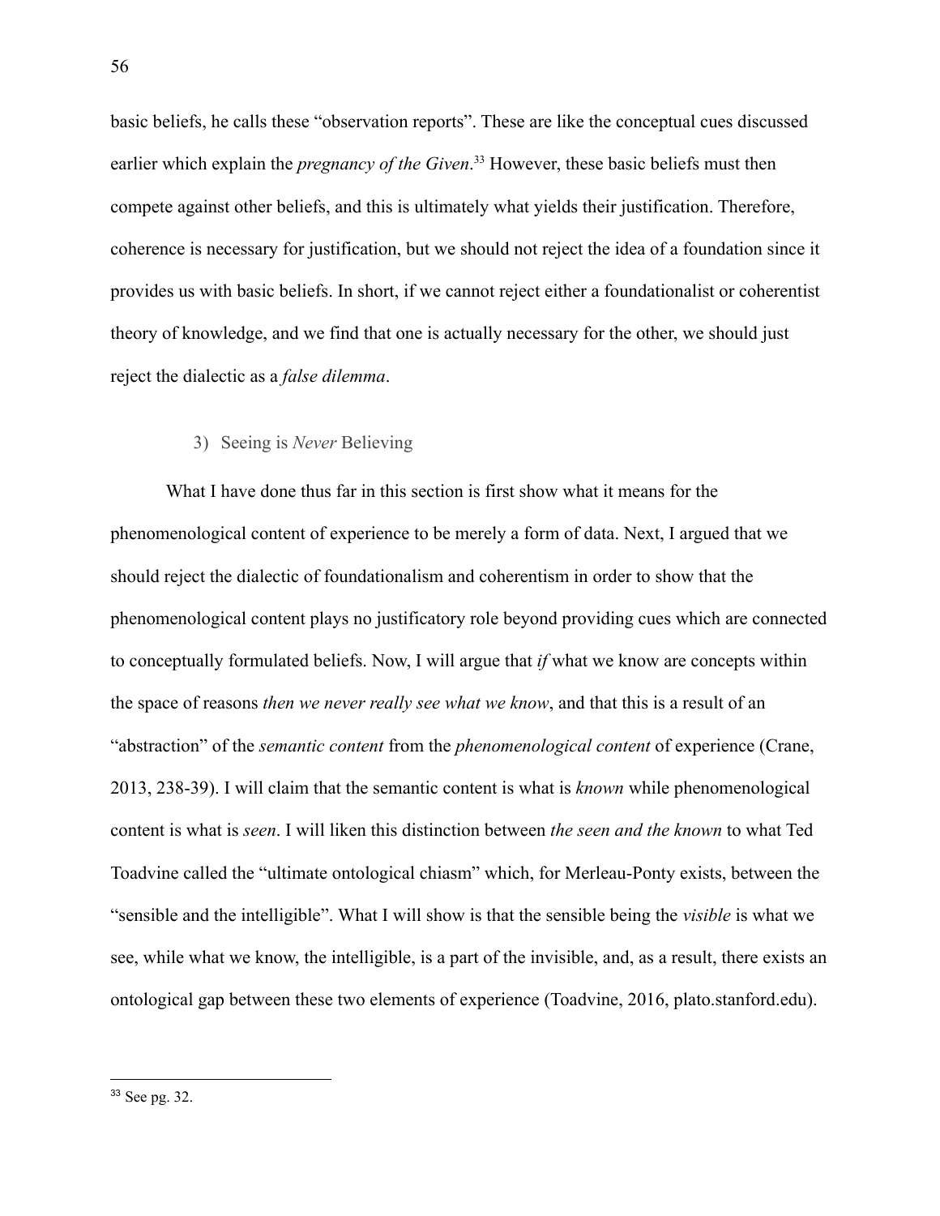basic beliefs, he calls these "observation reports". These are like the conceptual cues discussed earlier which explain the *pregnancy of the Given*.[33] However, these basic beliefs must then compete against other beliefs, and this is ultimately what yields their justification. Therefore, coherence is necessary for justification, but we should not reject the idea of a foundation since it provides us with basic beliefs. In short, if we cannot reject either a foundationalist or coherentist theory of knowledge, and we find that one is actually necessary for the other, we should just reject the dialectic as a *false dilemma*.

### 3) Seeing is *Never* Believing

What I have done thus far in this section is first show what it means for the phenomenological content of experience to be merely a form of data. Next, I argued that we should reject the dialectic of foundationalism and coherentism in order to show that the phenomenological content plays no justificatory role beyond providing cues which are connected to conceptually formulated beliefs. Now, I will argue that *if* what we know are concepts within the space of reasons *then we never really see what we know*, and that this is a result of an "abstraction" of the *semantic content* from the *phenomenological content* of experience (Crane, 2013, 238-39). I will claim that the semantic content is what is *known* while phenomenological content is what is *seen*. I will liken this distinction between *the seen and the known* to what Ted Toadvine called the "ultimate ontological chiasm" which, for Merleau-Ponty exists, between the "sensible and the intelligible". What I will show is that the sensible being the *visible* is what we see, while what we know, the intelligible, is a part of the invisible, and, as a result, there exists an ontological gap between these two elements of experience (Toadvine, 2016, plato.stanford.edu).

[33] See pg. 32.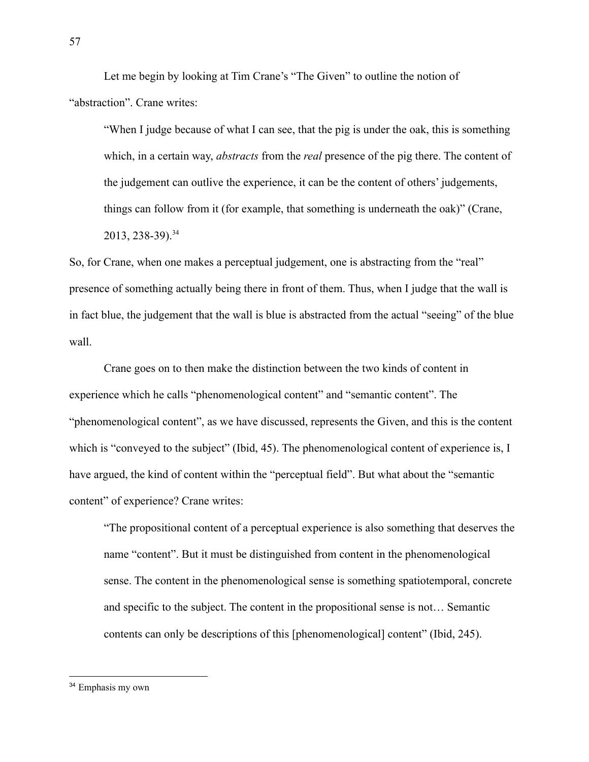Let me begin by looking at Tim Crane's "The Given" to outline the notion of "abstraction". Crane writes:

> "When I judge because of what I can see, that the pig is under the oak, this is something which, in a certain way, *abstracts* from the *real* presence of the pig there. The content of the judgement can outlive the experience, it can be the content of others' judgements, things can follow from it (for example, that something is underneath the oak)" (Crane, 2013, 238-39).[34]

So, for Crane, when one makes a perceptual judgement, one is abstracting from the "real" presence of something actually being there in front of them. Thus, when I judge that the wall is in fact blue, the judgement that the wall is blue is abstracted from the actual "seeing" of the blue wall.

Crane goes on to then make the distinction between the two kinds of content in experience which he calls "phenomenological content" and "semantic content". The "phenomenological content", as we have discussed, represents the Given, and this is the content which is "conveyed to the subject" (Ibid, 45). The phenomenological content of experience is, I have argued, the kind of content within the "perceptual field". But what about the "semantic content" of experience? Crane writes:

> "The propositional content of a perceptual experience is also something that deserves the name "content". But it must be distinguished from content in the phenomenological sense. The content in the phenomenological sense is something spatiotemporal, concrete and specific to the subject. The content in the propositional sense is not… Semantic contents can only be descriptions of this [phenomenological] content" (Ibid, 245).

---

[34] Emphasis my own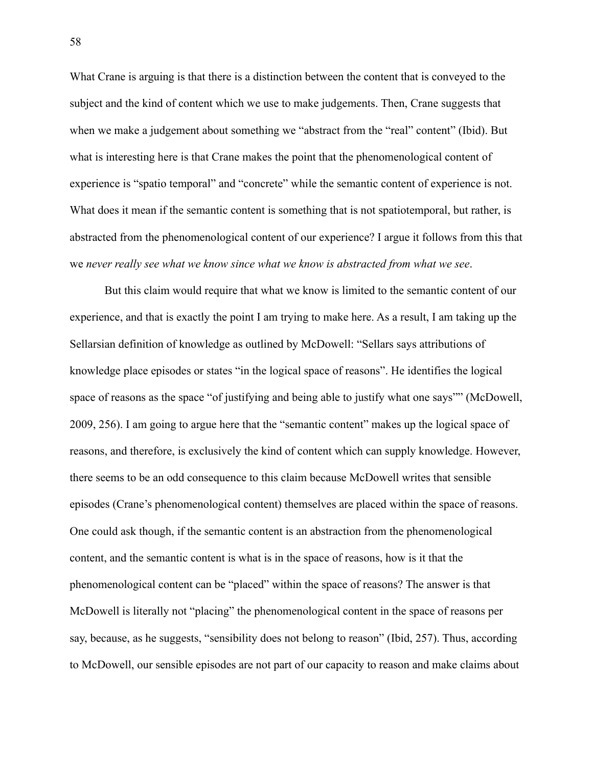What Crane is arguing is that there is a distinction between the content that is conveyed to the subject and the kind of content which we use to make judgements. Then, Crane suggests that when we make a judgement about something we "abstract from the "real" content" (Ibid). But what is interesting here is that Crane makes the point that the phenomenological content of experience is "spatio temporal" and "concrete" while the semantic content of experience is not. What does it mean if the semantic content is something that is not spatiotemporal, but rather, is abstracted from the phenomenological content of our experience? I argue it follows from this that we *never really see what we know since what we know is abstracted from what we see*.

But this claim would require that what we know is limited to the semantic content of our experience, and that is exactly the point I am trying to make here. As a result, I am taking up the Sellarsian definition of knowledge as outlined by McDowell: "Sellars says attributions of knowledge place episodes or states "in the logical space of reasons". He identifies the logical space of reasons as the space "of justifying and being able to justify what one says"" (McDowell, 2009, 256). I am going to argue here that the "semantic content" makes up the logical space of reasons, and therefore, is exclusively the kind of content which can supply knowledge. However, there seems to be an odd consequence to this claim because McDowell writes that sensible episodes (Crane's phenomenological content) themselves are placed within the space of reasons. One could ask though, if the semantic content is an abstraction from the phenomenological content, and the semantic content is what is in the space of reasons, how is it that the phenomenological content can be "placed" within the space of reasons? The answer is that McDowell is literally not "placing" the phenomenological content in the space of reasons per say, because, as he suggests, "sensibility does not belong to reason" (Ibid, 257). Thus, according to McDowell, our sensible episodes are not part of our capacity to reason and make claims about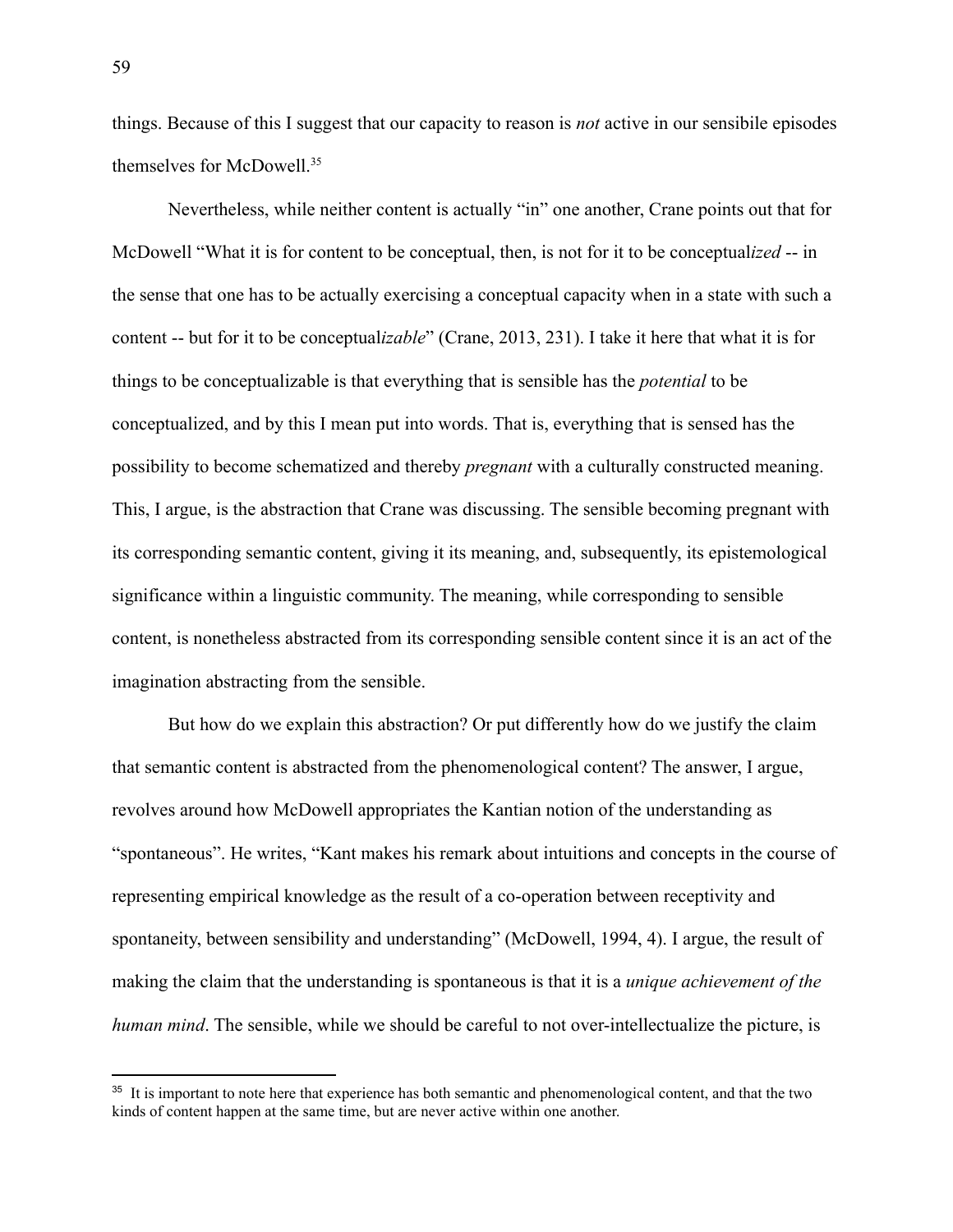things. Because of this I suggest that our capacity to reason is *not* active in our sensibile episodes themselves for McDowell.[35]

Nevertheless, while neither content is actually "in" one another, Crane points out that for McDowell "What it is for content to be conceptual, then, is not for it to be conceptual*ized* -- in the sense that one has to be actually exercising a conceptual capacity when in a state with such a content -- but for it to be conceptual*izable*" (Crane, 2013, 231). I take it here that what it is for things to be conceptualizable is that everything that is sensible has the *potential* to be conceptualized, and by this I mean put into words. That is, everything that is sensed has the possibility to become schematized and thereby *pregnant* with a culturally constructed meaning. This, I argue, is the abstraction that Crane was discussing. The sensible becoming pregnant with its corresponding semantic content, giving it its meaning, and, subsequently, its epistemological significance within a linguistic community. The meaning, while corresponding to sensible content, is nonetheless abstracted from its corresponding sensible content since it is an act of the imagination abstracting from the sensible.

But how do we explain this abstraction? Or put differently how do we justify the claim that semantic content is abstracted from the phenomenological content? The answer, I argue, revolves around how McDowell appropriates the Kantian notion of the understanding as "spontaneous". He writes, "Kant makes his remark about intuitions and concepts in the course of representing empirical knowledge as the result of a co-operation between receptivity and spontaneity, between sensibility and understanding" (McDowell, 1994, 4). I argue, the result of making the claim that the understanding is spontaneous is that it is a *unique achievement of the human mind*. The sensible, while we should be careful to not over-intellectualize the picture, is

---

[35] It is important to note here that experience has both semantic and phenomenological content, and that the two kinds of content happen at the same time, but are never active within one another.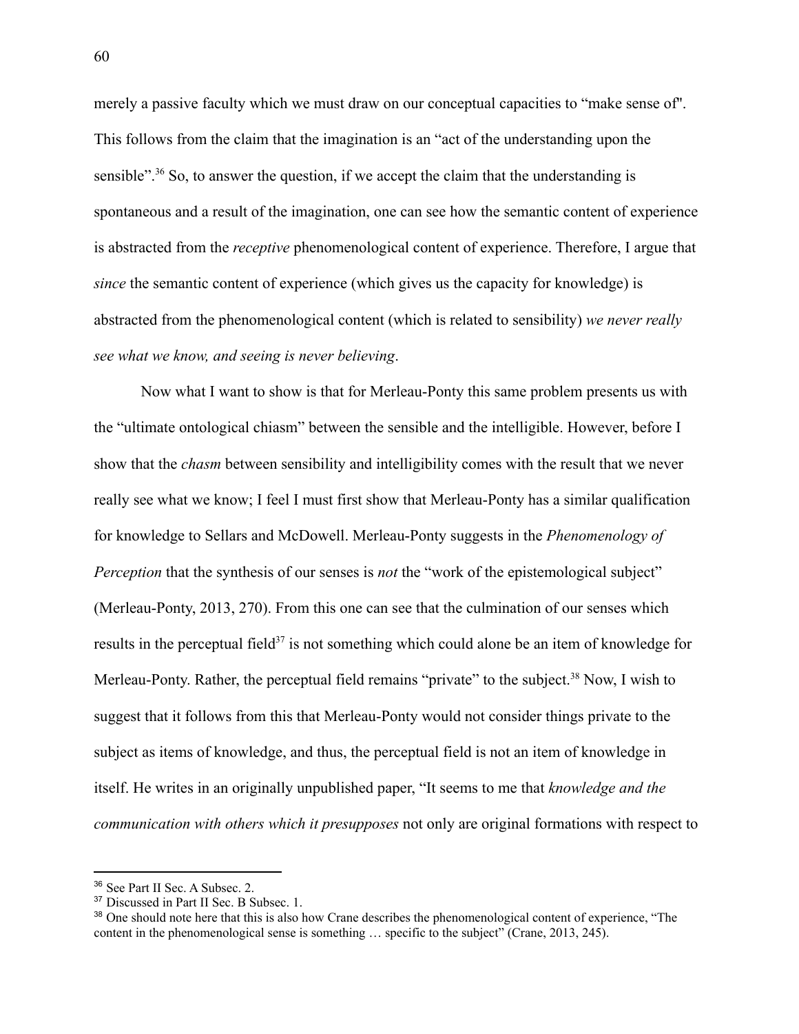merely a passive faculty which we must draw on our conceptual capacities to "make sense of". This follows from the claim that the imagination is an "act of the understanding upon the sensible".[36] So, to answer the question, if we accept the claim that the understanding is spontaneous and a result of the imagination, one can see how the semantic content of experience is abstracted from the *receptive* phenomenological content of experience. Therefore, I argue that *since* the semantic content of experience (which gives us the capacity for knowledge) is abstracted from the phenomenological content (which is related to sensibility) *we never really see what we know, and seeing is never believing*.

Now what I want to show is that for Merleau-Ponty this same problem presents us with the "ultimate ontological chiasm" between the sensible and the intelligible. However, before I show that the *chasm* between sensibility and intelligibility comes with the result that we never really see what we know; I feel I must first show that Merleau-Ponty has a similar qualification for knowledge to Sellars and McDowell. Merleau-Ponty suggests in the *Phenomenology of Perception* that the synthesis of our senses is *not* the "work of the epistemological subject" (Merleau-Ponty, 2013, 270). From this one can see that the culmination of our senses which results in the perceptual field[37] is not something which could alone be an item of knowledge for Merleau-Ponty. Rather, the perceptual field remains "private" to the subject.[38] Now, I wish to suggest that it follows from this that Merleau-Ponty would not consider things private to the subject as items of knowledge, and thus, the perceptual field is not an item of knowledge in itself. He writes in an originally unpublished paper, "It seems to me that *knowledge and the communication with others which it presupposes* not only are original formations with respect to

---

[36] See Part II Sec. A Subsec. 2.

[37] Discussed in Part II Sec. B Subsec. 1.

[38] One should note here that this is also how Crane describes the phenomenological content of experience, "The content in the phenomenological sense is something … specific to the subject" (Crane, 2013, 245).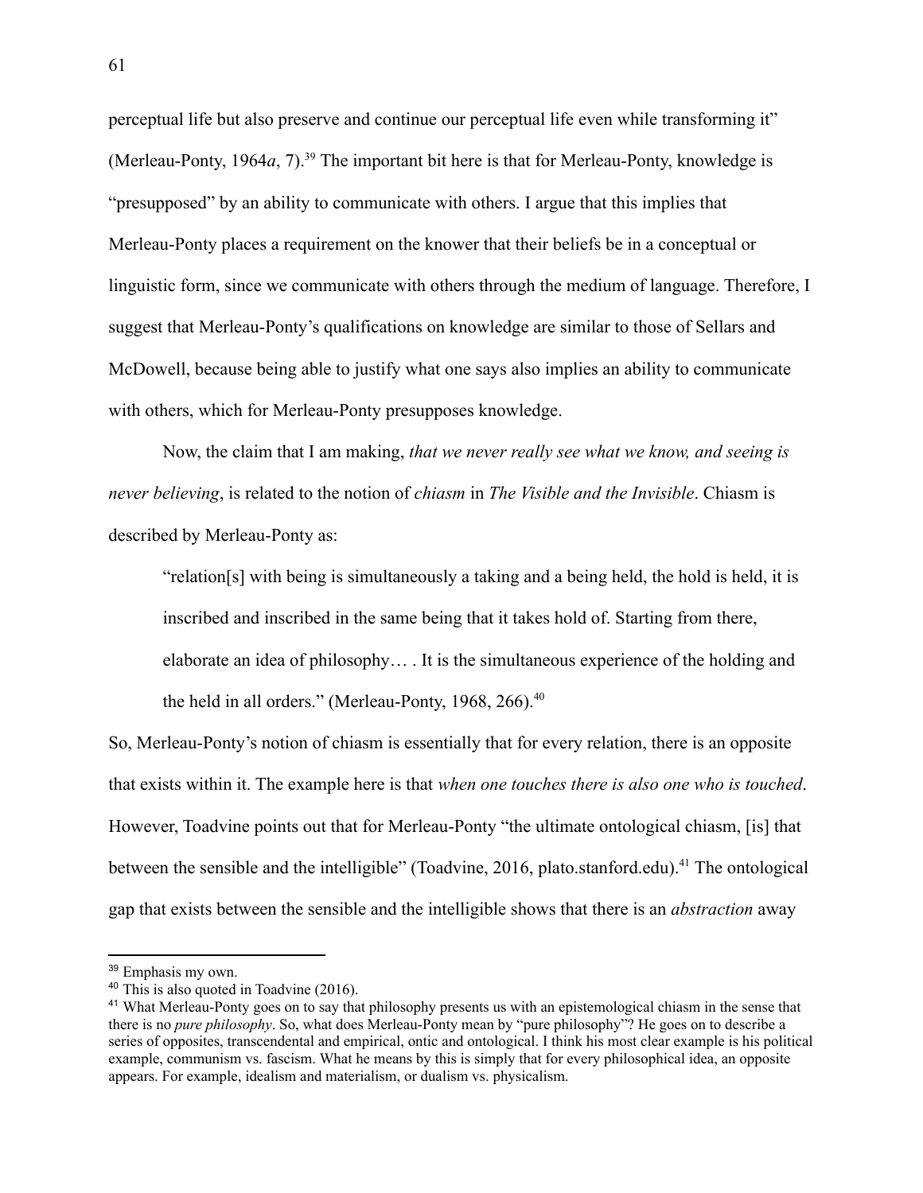perceptual life but also preserve and continue our perceptual life even while transforming it" (Merleau-Ponty, 1964*a*, 7).[39] The important bit here is that for Merleau-Ponty, knowledge is "presupposed" by an ability to communicate with others. I argue that this implies that Merleau-Ponty places a requirement on the knower that their beliefs be in a conceptual or linguistic form, since we communicate with others through the medium of language. Therefore, I suggest that Merleau-Ponty's qualifications on knowledge are similar to those of Sellars and McDowell, because being able to justify what one says also implies an ability to communicate with others, which for Merleau-Ponty presupposes knowledge.

Now, the claim that I am making, *that we never really see what we know, and seeing is never believing*, is related to the notion of *chiasm* in *The Visible and the Invisible*. Chiasm is described by Merleau-Ponty as:

> "relation[s] with being is simultaneously a taking and a being held, the hold is held, it is inscribed and inscribed in the same being that it takes hold of. Starting from there, elaborate an idea of philosophy… . It is the simultaneous experience of the holding and the held in all orders." (Merleau-Ponty, 1968, 266).[40]

So, Merleau-Ponty's notion of chiasm is essentially that for every relation, there is an opposite that exists within it. The example here is that *when one touches there is also one who is touched*. However, Toadvine points out that for Merleau-Ponty "the ultimate ontological chiasm, [is] that between the sensible and the intelligible" (Toadvine, 2016, plato.stanford.edu).[41] The ontological gap that exists between the sensible and the intelligible shows that there is an *abstraction* away

---

[39] Emphasis my own.

[40] This is also quoted in Toadvine (2016).

[41] What Merleau-Ponty goes on to say that philosophy presents us with an epistemological chiasm in the sense that there is no *pure philosophy*. So, what does Merleau-Ponty mean by "pure philosophy"? He goes on to describe a series of opposites, transcendental and empirical, ontic and ontological. I think his most clear example is his political example, communism vs. fascism. What he means by this is simply that for every philosophical idea, an opposite appears. For example, idealism and materialism, or dualism vs. physicalism.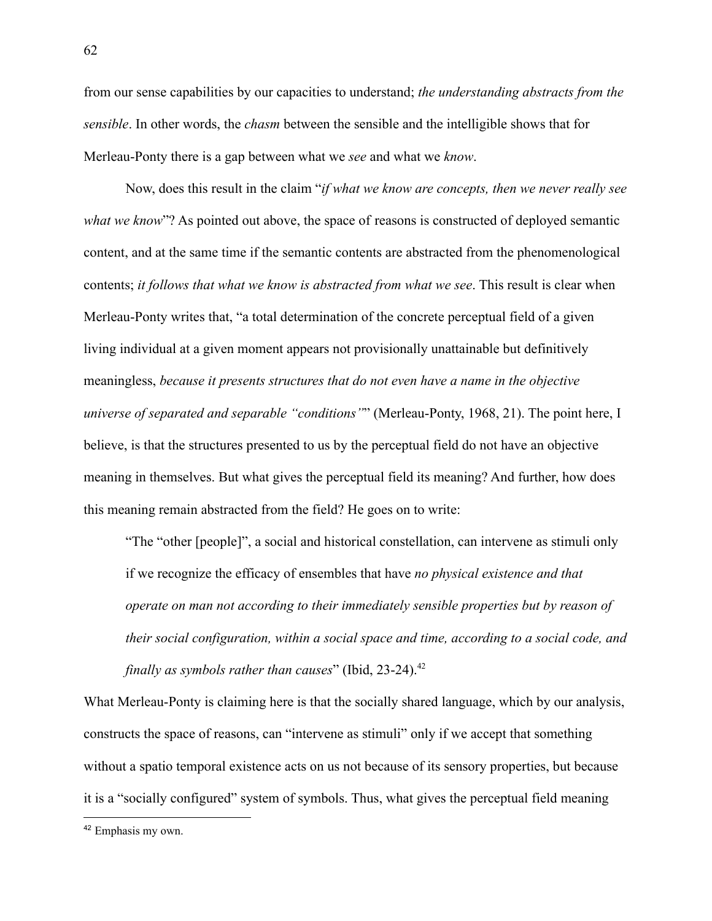from our sense capabilities by our capacities to understand; *the understanding abstracts from the sensible*. In other words, the *chasm* between the sensible and the intelligible shows that for Merleau-Ponty there is a gap between what we *see* and what we *know*.

Now, does this result in the claim "*if what we know are concepts, then we never really see what we know*"? As pointed out above, the space of reasons is constructed of deployed semantic content, and at the same time if the semantic contents are abstracted from the phenomenological contents; *it follows that what we know is abstracted from what we see*. This result is clear when Merleau-Ponty writes that, "a total determination of the concrete perceptual field of a given living individual at a given moment appears not provisionally unattainable but definitively meaningless, *because it presents structures that do not even have a name in the objective universe of separated and separable "conditions"*" (Merleau-Ponty, 1968, 21). The point here, I believe, is that the structures presented to us by the perceptual field do not have an objective meaning in themselves. But what gives the perceptual field its meaning? And further, how does this meaning remain abstracted from the field? He goes on to write:

> "The "other [people]", a social and historical constellation, can intervene as stimuli only if we recognize the efficacy of ensembles that have *no physical existence and that operate on man not according to their immediately sensible properties but by reason of their social configuration, within a social space and time, according to a social code, and finally as symbols rather than causes*" (Ibid, 23-24).[42]

What Merleau-Ponty is claiming here is that the socially shared language, which by our analysis, constructs the space of reasons, can "intervene as stimuli" only if we accept that something without a spatio temporal existence acts on us not because of its sensory properties, but because it is a "socially configured" system of symbols. Thus, what gives the perceptual field meaning

[42] Emphasis my own.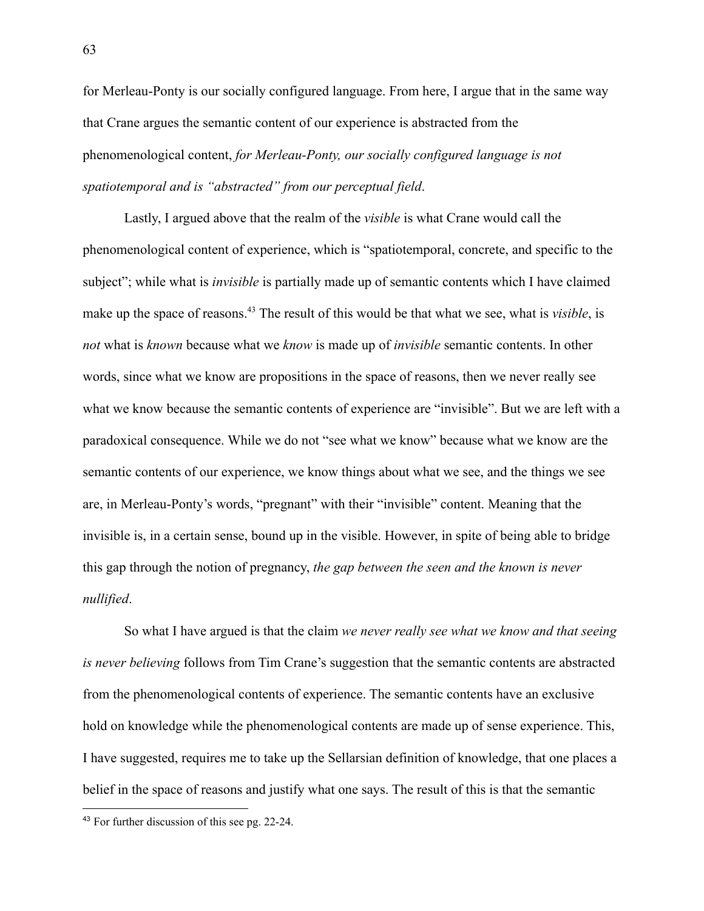for Merleau-Ponty is our socially configured language. From here, I argue that in the same way that Crane argues the semantic content of our experience is abstracted from the phenomenological content, *for Merleau-Ponty, our socially configured language is not spatiotemporal and is "abstracted" from our perceptual field*.

Lastly, I argued above that the realm of the *visible* is what Crane would call the phenomenological content of experience, which is "spatiotemporal, concrete, and specific to the subject"; while what is *invisible* is partially made up of semantic contents which I have claimed make up the space of reasons.[43] The result of this would be that what we see, what is *visible*, is *not* what is *known* because what we *know* is made up of *invisible* semantic contents. In other words, since what we know are propositions in the space of reasons, then we never really see what we know because the semantic contents of experience are "invisible". But we are left with a paradoxical consequence. While we do not "see what we know" because what we know are the semantic contents of our experience, we know things about what we see, and the things we see are, in Merleau-Ponty's words, "pregnant" with their "invisible" content. Meaning that the invisible is, in a certain sense, bound up in the visible. However, in spite of being able to bridge this gap through the notion of pregnancy, *the gap between the seen and the known is never nullified*.

So what I have argued is that the claim *we never really see what we know and that seeing is never believing* follows from Tim Crane's suggestion that the semantic contents are abstracted from the phenomenological contents of experience. The semantic contents have an exclusive hold on knowledge while the phenomenological contents are made up of sense experience. This, I have suggested, requires me to take up the Sellarsian definition of knowledge, that one places a belief in the space of reasons and justify what one says. The result of this is that the semantic

[43] For further discussion of this see pg. 22-24.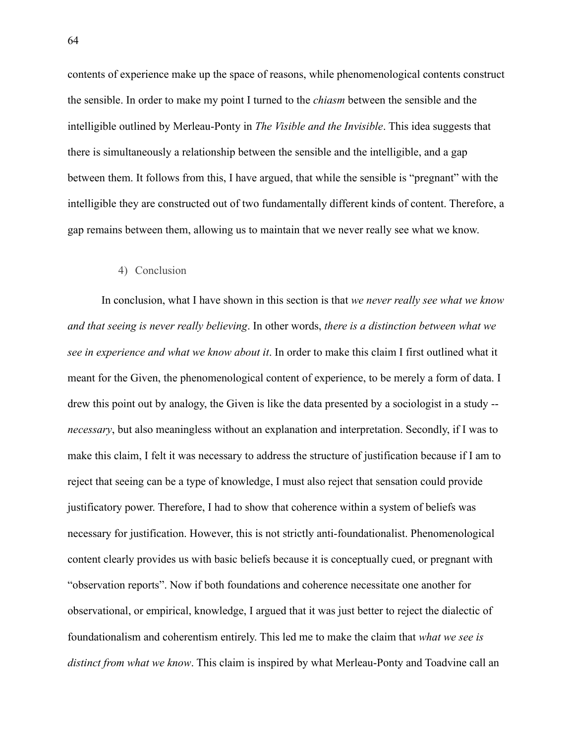contents of experience make up the space of reasons, while phenomenological contents construct the sensible. In order to make my point I turned to the *chiasm* between the sensible and the intelligible outlined by Merleau-Ponty in *The Visible and the Invisible*. This idea suggests that there is simultaneously a relationship between the sensible and the intelligible, and a gap between them. It follows from this, I have argued, that while the sensible is "pregnant" with the intelligible they are constructed out of two fundamentally different kinds of content. Therefore, a gap remains between them, allowing us to maintain that we never really see what we know.

### 4) Conclusion

In conclusion, what I have shown in this section is that *we never really see what we know and that seeing is never really believing*. In other words, *there is a distinction between what we see in experience and what we know about it*. In order to make this claim I first outlined what it meant for the Given, the phenomenological content of experience, to be merely a form of data. I drew this point out by analogy, the Given is like the data presented by a sociologist in a study -- *necessary*, but also meaningless without an explanation and interpretation. Secondly, if I was to make this claim, I felt it was necessary to address the structure of justification because if I am to reject that seeing can be a type of knowledge, I must also reject that sensation could provide justificatory power. Therefore, I had to show that coherence within a system of beliefs was necessary for justification. However, this is not strictly anti-foundationalist. Phenomenological content clearly provides us with basic beliefs because it is conceptually cued, or pregnant with "observation reports". Now if both foundations and coherence necessitate one another for observational, or empirical, knowledge, I argued that it was just better to reject the dialectic of foundationalism and coherentism entirely. This led me to make the claim that *what we see is distinct from what we know*. This claim is inspired by what Merleau-Ponty and Toadvine call an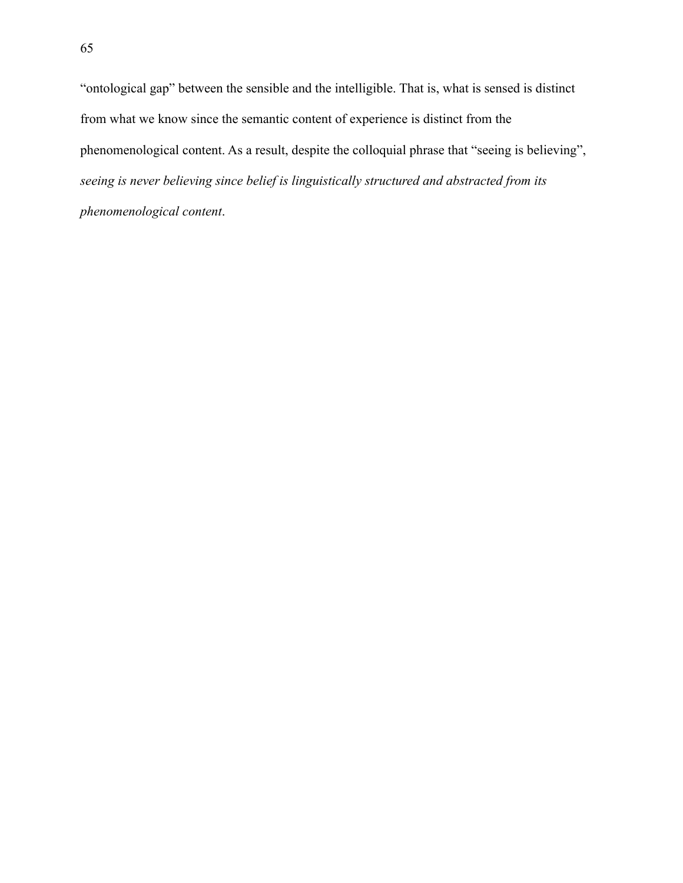"ontological gap" between the sensible and the intelligible. That is, what is sensed is distinct from what we know since the semantic content of experience is distinct from the phenomenological content. As a result, despite the colloquial phrase that "seeing is believing", *seeing is never believing since belief is linguistically structured and abstracted from its phenomenological content*.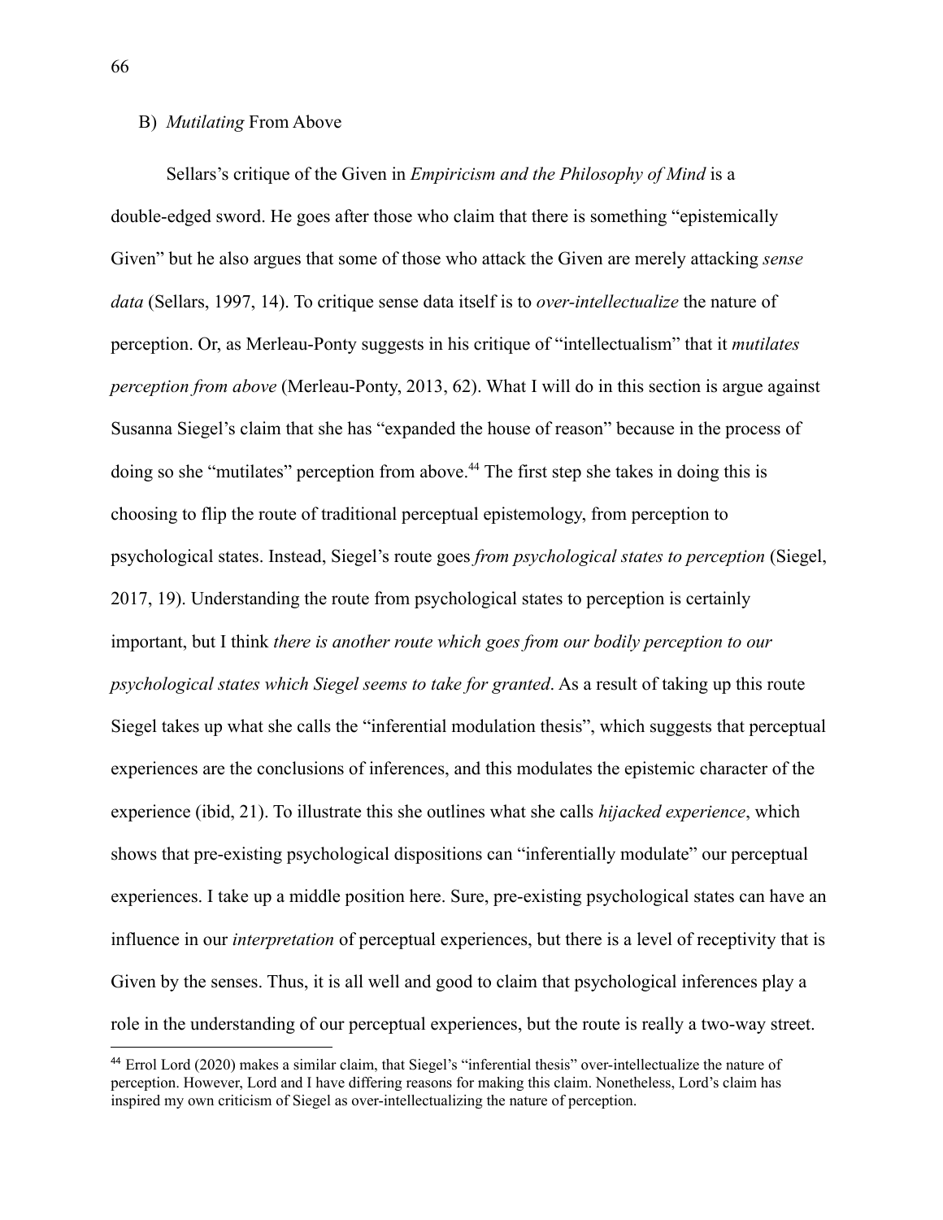### B) *Mutilating* From Above

Sellars's critique of the Given in *Empiricism and the Philosophy of Mind* is a double-edged sword. He goes after those who claim that there is something "epistemically Given" but he also argues that some of those who attack the Given are merely attacking *sense data* (Sellars, 1997, 14). To critique sense data itself is to *over-intellectualize* the nature of perception. Or, as Merleau-Ponty suggests in his critique of "intellectualism" that it *mutilates perception from above* (Merleau-Ponty, 2013, 62). What I will do in this section is argue against Susanna Siegel's claim that she has "expanded the house of reason" because in the process of doing so she "mutilates" perception from above.[44] The first step she takes in doing this is choosing to flip the route of traditional perceptual epistemology, from perception to psychological states. Instead, Siegel's route goes *from psychological states to perception* (Siegel, 2017, 19). Understanding the route from psychological states to perception is certainly important, but I think *there is another route which goes from our bodily perception to our psychological states which Siegel seems to take for granted*. As a result of taking up this route Siegel takes up what she calls the "inferential modulation thesis", which suggests that perceptual experiences are the conclusions of inferences, and this modulates the epistemic character of the experience (ibid, 21). To illustrate this she outlines what she calls *hijacked experience*, which shows that pre-existing psychological dispositions can "inferentially modulate" our perceptual experiences. I take up a middle position here. Sure, pre-existing psychological states can have an influence in our *interpretation* of perceptual experiences, but there is a level of receptivity that is Given by the senses. Thus, it is all well and good to claim that psychological inferences play a role in the understanding of our perceptual experiences, but the route is really a two-way street.

[44] Errol Lord (2020) makes a similar claim, that Siegel's "inferential thesis" over-intellectualize the nature of perception. However, Lord and I have differing reasons for making this claim. Nonetheless, Lord's claim has inspired my own criticism of Siegel as over-intellectualizing the nature of perception.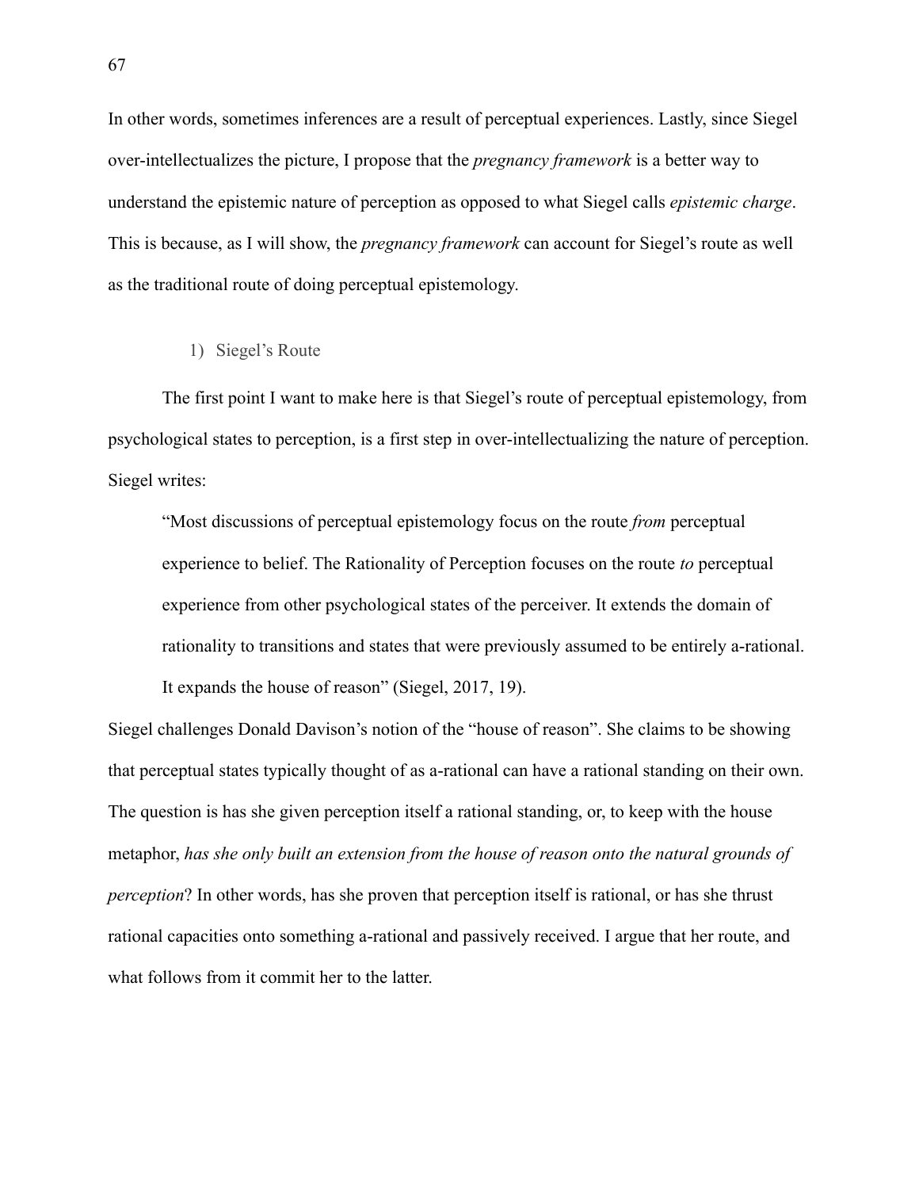In other words, sometimes inferences are a result of perceptual experiences. Lastly, since Siegel over-intellectualizes the picture, I propose that the *pregnancy framework* is a better way to understand the epistemic nature of perception as opposed to what Siegel calls *epistemic charge*. This is because, as I will show, the *pregnancy framework* can account for Siegel's route as well as the traditional route of doing perceptual epistemology.

1) Siegel's Route

The first point I want to make here is that Siegel's route of perceptual epistemology, from psychological states to perception, is a first step in over-intellectualizing the nature of perception. Siegel writes:

> "Most discussions of perceptual epistemology focus on the route *from* perceptual experience to belief. The Rationality of Perception focuses on the route *to* perceptual experience from other psychological states of the perceiver. It extends the domain of rationality to transitions and states that were previously assumed to be entirely a-rational. It expands the house of reason" (Siegel, 2017, 19).

Siegel challenges Donald Davison's notion of the "house of reason". She claims to be showing that perceptual states typically thought of as a-rational can have a rational standing on their own. The question is has she given perception itself a rational standing, or, to keep with the house metaphor, *has she only built an extension from the house of reason onto the natural grounds of perception*? In other words, has she proven that perception itself is rational, or has she thrust rational capacities onto something a-rational and passively received. I argue that her route, and what follows from it commit her to the latter.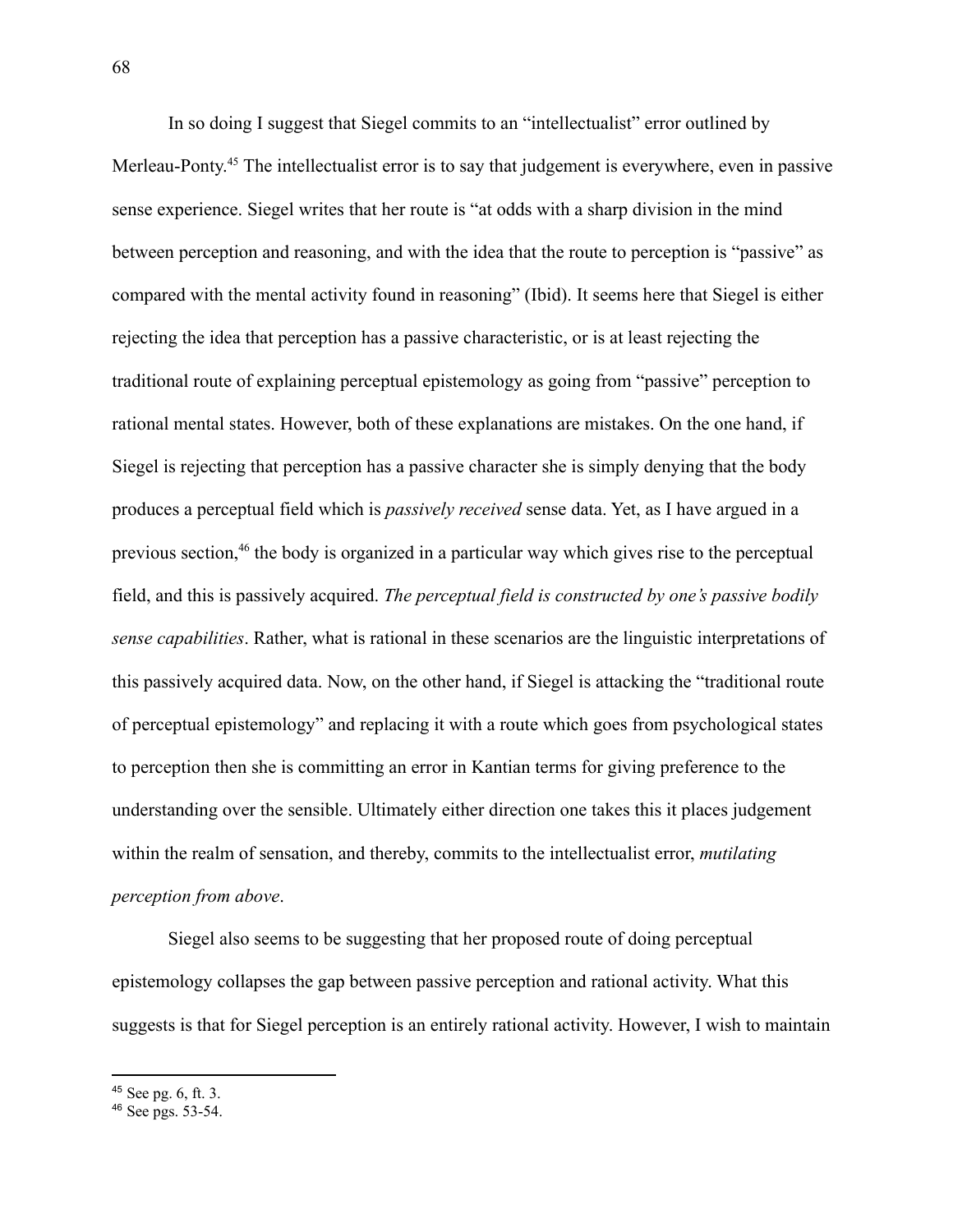In so doing I suggest that Siegel commits to an "intellectualist" error outlined by Merleau-Ponty.[45] The intellectualist error is to say that judgement is everywhere, even in passive sense experience. Siegel writes that her route is "at odds with a sharp division in the mind between perception and reasoning, and with the idea that the route to perception is "passive" as compared with the mental activity found in reasoning" (Ibid). It seems here that Siegel is either rejecting the idea that perception has a passive characteristic, or is at least rejecting the traditional route of explaining perceptual epistemology as going from "passive" perception to rational mental states. However, both of these explanations are mistakes. On the one hand, if Siegel is rejecting that perception has a passive character she is simply denying that the body produces a perceptual field which is *passively received* sense data. Yet, as I have argued in a previous section,[46] the body is organized in a particular way which gives rise to the perceptual field, and this is passively acquired. *The perceptual field is constructed by one's passive bodily sense capabilities*. Rather, what is rational in these scenarios are the linguistic interpretations of this passively acquired data. Now, on the other hand, if Siegel is attacking the "traditional route of perceptual epistemology" and replacing it with a route which goes from psychological states to perception then she is committing an error in Kantian terms for giving preference to the understanding over the sensible. Ultimately either direction one takes this it places judgement within the realm of sensation, and thereby, commits to the intellectualist error, *mutilating perception from above*.

Siegel also seems to be suggesting that her proposed route of doing perceptual epistemology collapses the gap between passive perception and rational activity. What this suggests is that for Siegel perception is an entirely rational activity. However, I wish to maintain

---

[45] See pg. 6, ft. 3.

[46] See pgs. 53-54.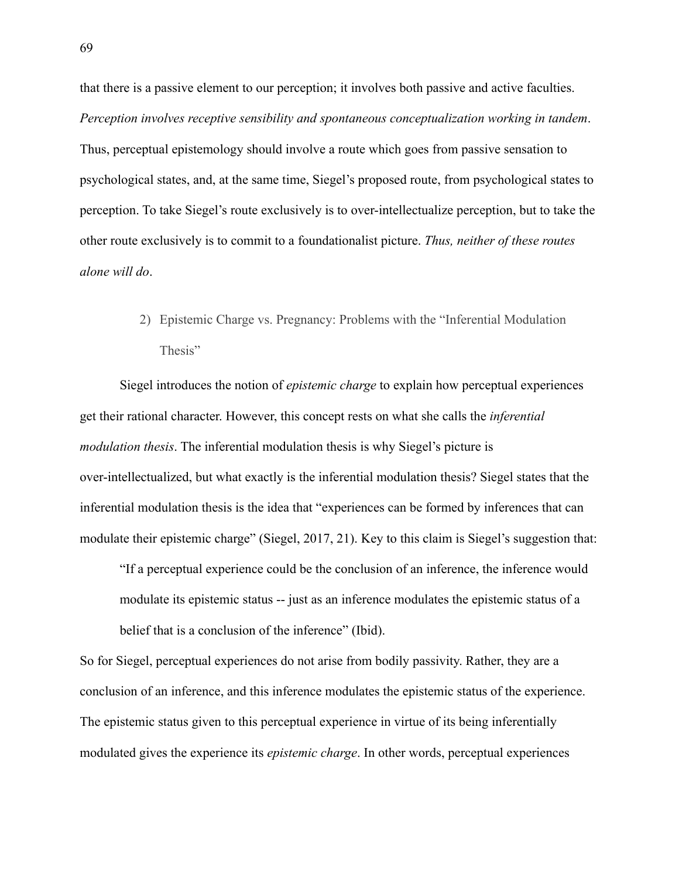that there is a passive element to our perception; it involves both passive and active faculties. *Perception involves receptive sensibility and spontaneous conceptualization working in tandem*. Thus, perceptual epistemology should involve a route which goes from passive sensation to psychological states, and, at the same time, Siegel's proposed route, from psychological states to perception. To take Siegel's route exclusively is to over-intellectualize perception, but to take the other route exclusively is to commit to a foundationalist picture. *Thus, neither of these routes alone will do*.

### 2) Epistemic Charge vs. Pregnancy: Problems with the "Inferential Modulation Thesis"

Siegel introduces the notion of *epistemic charge* to explain how perceptual experiences get their rational character. However, this concept rests on what she calls the *inferential modulation thesis*. The inferential modulation thesis is why Siegel's picture is over-intellectualized, but what exactly is the inferential modulation thesis? Siegel states that the inferential modulation thesis is the idea that "experiences can be formed by inferences that can modulate their epistemic charge" (Siegel, 2017, 21). Key to this claim is Siegel's suggestion that:

> "If a perceptual experience could be the conclusion of an inference, the inference would modulate its epistemic status -- just as an inference modulates the epistemic status of a belief that is a conclusion of the inference" (Ibid).

So for Siegel, perceptual experiences do not arise from bodily passivity. Rather, they are a conclusion of an inference, and this inference modulates the epistemic status of the experience. The epistemic status given to this perceptual experience in virtue of its being inferentially modulated gives the experience its *epistemic charge*. In other words, perceptual experiences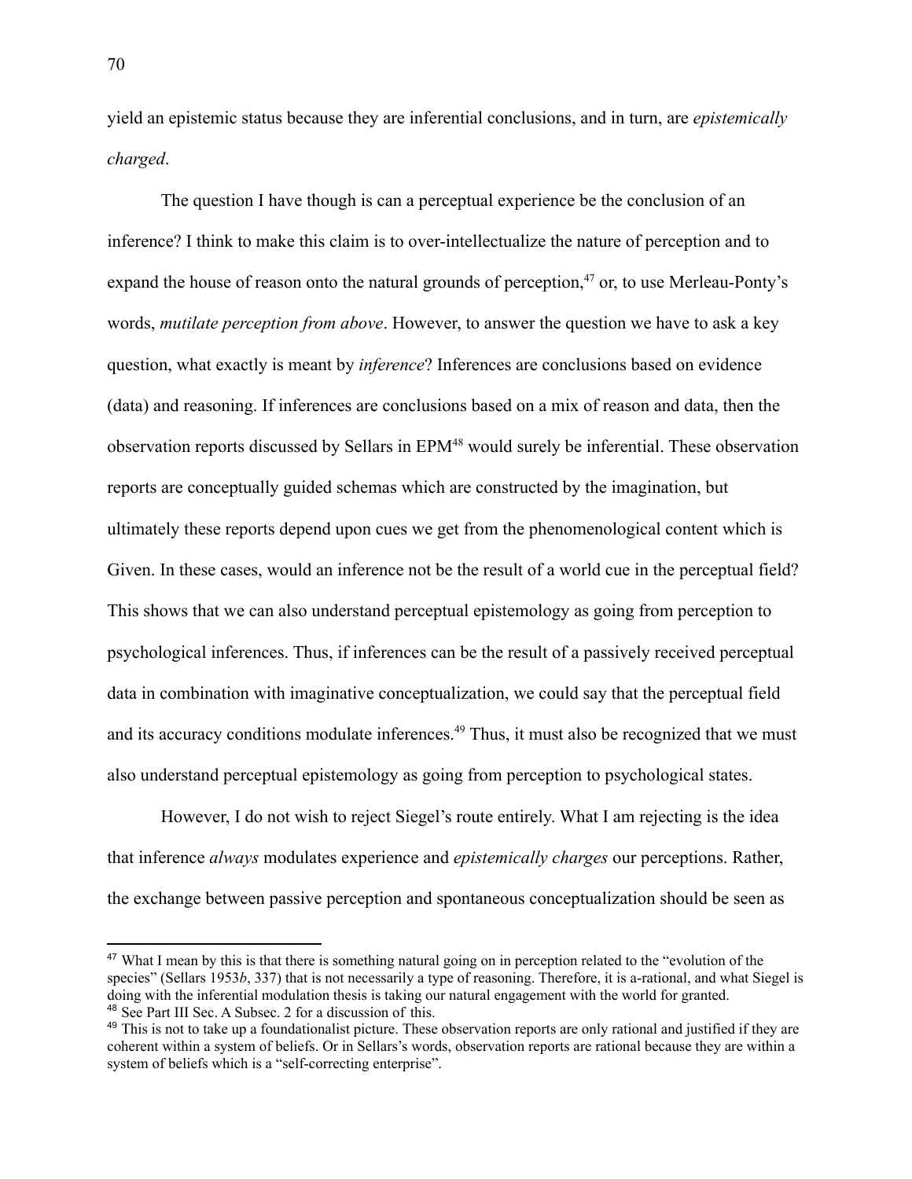yield an epistemic status because they are inferential conclusions, and in turn, are *epistemically charged*.

The question I have though is can a perceptual experience be the conclusion of an inference? I think to make this claim is to over-intellectualize the nature of perception and to expand the house of reason onto the natural grounds of perception,[47] or, to use Merleau-Ponty's words, *mutilate perception from above*. However, to answer the question we have to ask a key question, what exactly is meant by *inference*? Inferences are conclusions based on evidence (data) and reasoning. If inferences are conclusions based on a mix of reason and data, then the observation reports discussed by Sellars in EPM[48] would surely be inferential. These observation reports are conceptually guided schemas which are constructed by the imagination, but ultimately these reports depend upon cues we get from the phenomenological content which is Given. In these cases, would an inference not be the result of a world cue in the perceptual field? This shows that we can also understand perceptual epistemology as going from perception to psychological inferences. Thus, if inferences can be the result of a passively received perceptual data in combination with imaginative conceptualization, we could say that the perceptual field and its accuracy conditions modulate inferences.[49] Thus, it must also be recognized that we must also understand perceptual epistemology as going from perception to psychological states.

However, I do not wish to reject Siegel's route entirely. What I am rejecting is the idea that inference *always* modulates experience and *epistemically charges* our perceptions. Rather, the exchange between passive perception and spontaneous conceptualization should be seen as

---

[47] What I mean by this is that there is something natural going on in perception related to the "evolution of the species" (Sellars 1953*b*, 337) that is not necessarily a type of reasoning. Therefore, it is a-rational, and what Siegel is doing with the inferential modulation thesis is taking our natural engagement with the world for granted.

[48] See Part III Sec. A Subsec. 2 for a discussion of this.

[49] This is not to take up a foundationalist picture. These observation reports are only rational and justified if they are coherent within a system of beliefs. Or in Sellars's words, observation reports are rational because they are within a system of beliefs which is a "self-correcting enterprise".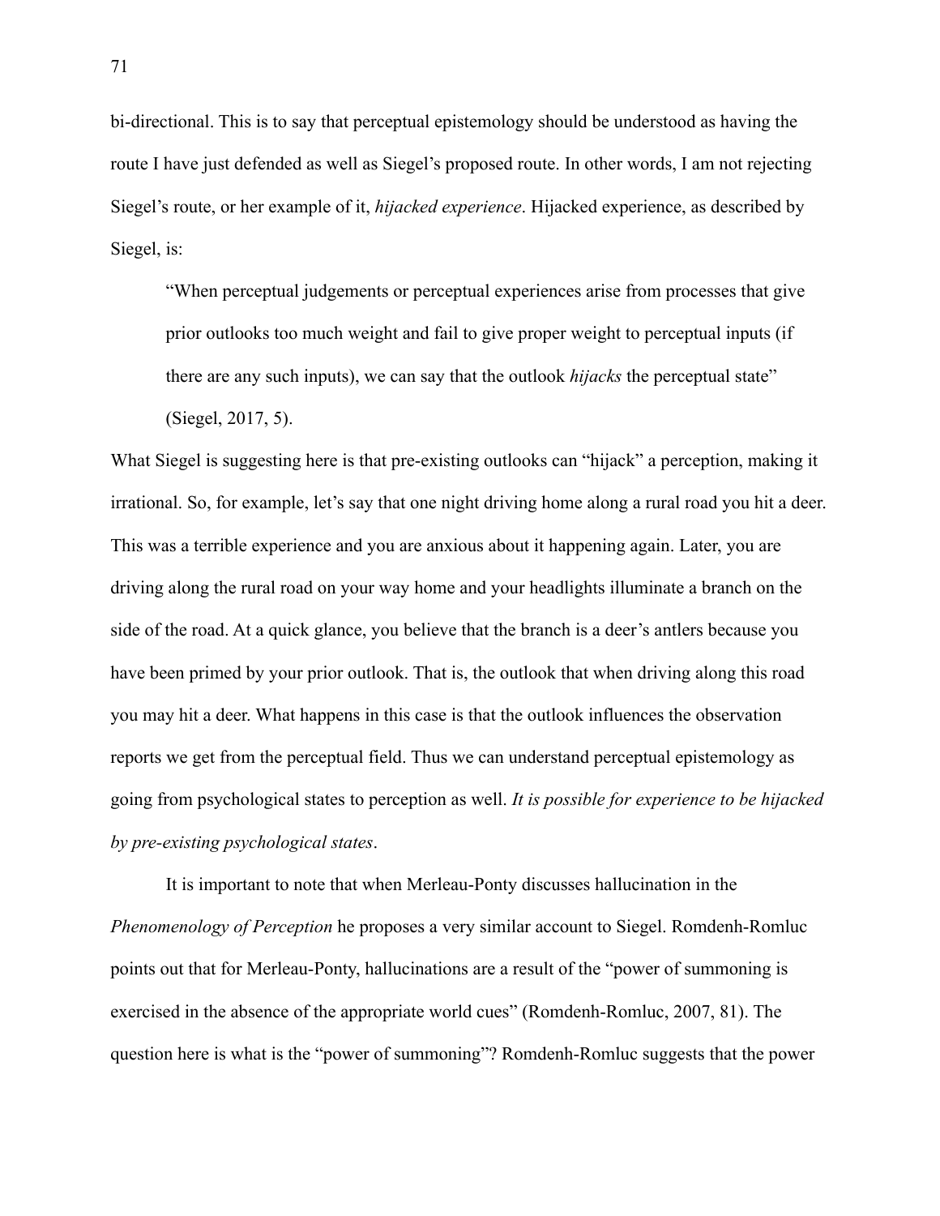bi-directional. This is to say that perceptual epistemology should be understood as having the route I have just defended as well as Siegel's proposed route. In other words, I am not rejecting Siegel's route, or her example of it, *hijacked experience*. Hijacked experience, as described by Siegel, is:

> "When perceptual judgements or perceptual experiences arise from processes that give prior outlooks too much weight and fail to give proper weight to perceptual inputs (if there are any such inputs), we can say that the outlook *hijacks* the perceptual state" (Siegel, 2017, 5).

What Siegel is suggesting here is that pre-existing outlooks can "hijack" a perception, making it irrational. So, for example, let's say that one night driving home along a rural road you hit a deer. This was a terrible experience and you are anxious about it happening again. Later, you are driving along the rural road on your way home and your headlights illuminate a branch on the side of the road. At a quick glance, you believe that the branch is a deer's antlers because you have been primed by your prior outlook. That is, the outlook that when driving along this road you may hit a deer. What happens in this case is that the outlook influences the observation reports we get from the perceptual field. Thus we can understand perceptual epistemology as going from psychological states to perception as well. *It is possible for experience to be hijacked by pre-existing psychological states*.

It is important to note that when Merleau-Ponty discusses hallucination in the *Phenomenology of Perception* he proposes a very similar account to Siegel. Romdenh-Romluc points out that for Merleau-Ponty, hallucinations are a result of the "power of summoning is exercised in the absence of the appropriate world cues" (Romdenh-Romluc, 2007, 81). The question here is what is the "power of summoning"? Romdenh-Romluc suggests that the power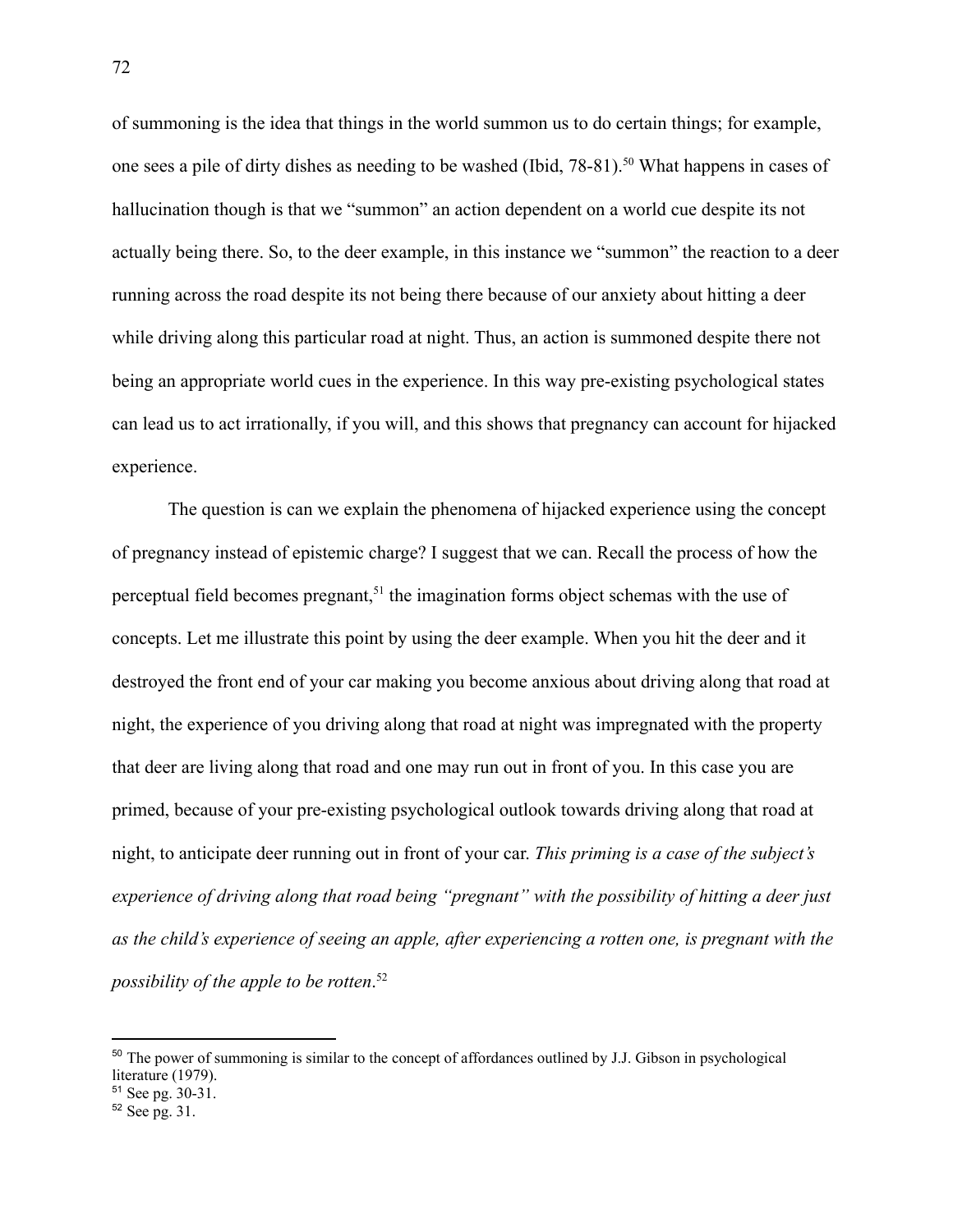of summoning is the idea that things in the world summon us to do certain things; for example, one sees a pile of dirty dishes as needing to be washed (Ibid, 78-81).[50] What happens in cases of hallucination though is that we "summon" an action dependent on a world cue despite its not actually being there. So, to the deer example, in this instance we "summon" the reaction to a deer running across the road despite its not being there because of our anxiety about hitting a deer while driving along this particular road at night. Thus, an action is summoned despite there not being an appropriate world cues in the experience. In this way pre-existing psychological states can lead us to act irrationally, if you will, and this shows that pregnancy can account for hijacked experience.

The question is can we explain the phenomena of hijacked experience using the concept of pregnancy instead of epistemic charge? I suggest that we can. Recall the process of how the perceptual field becomes pregnant,[51] the imagination forms object schemas with the use of concepts. Let me illustrate this point by using the deer example. When you hit the deer and it destroyed the front end of your car making you become anxious about driving along that road at night, the experience of you driving along that road at night was impregnated with the property that deer are living along that road and one may run out in front of you. In this case you are primed, because of your pre-existing psychological outlook towards driving along that road at night, to anticipate deer running out in front of your car. *This priming is a case of the subject's experience of driving along that road being "pregnant" with the possibility of hitting a deer just as the child's experience of seeing an apple, after experiencing a rotten one, is pregnant with the possibility of the apple to be rotten*.[52]

---

[50] The power of summoning is similar to the concept of affordances outlined by J.J. Gibson in psychological literature (1979).

[51] See pg. 30-31.

[52] See pg. 31.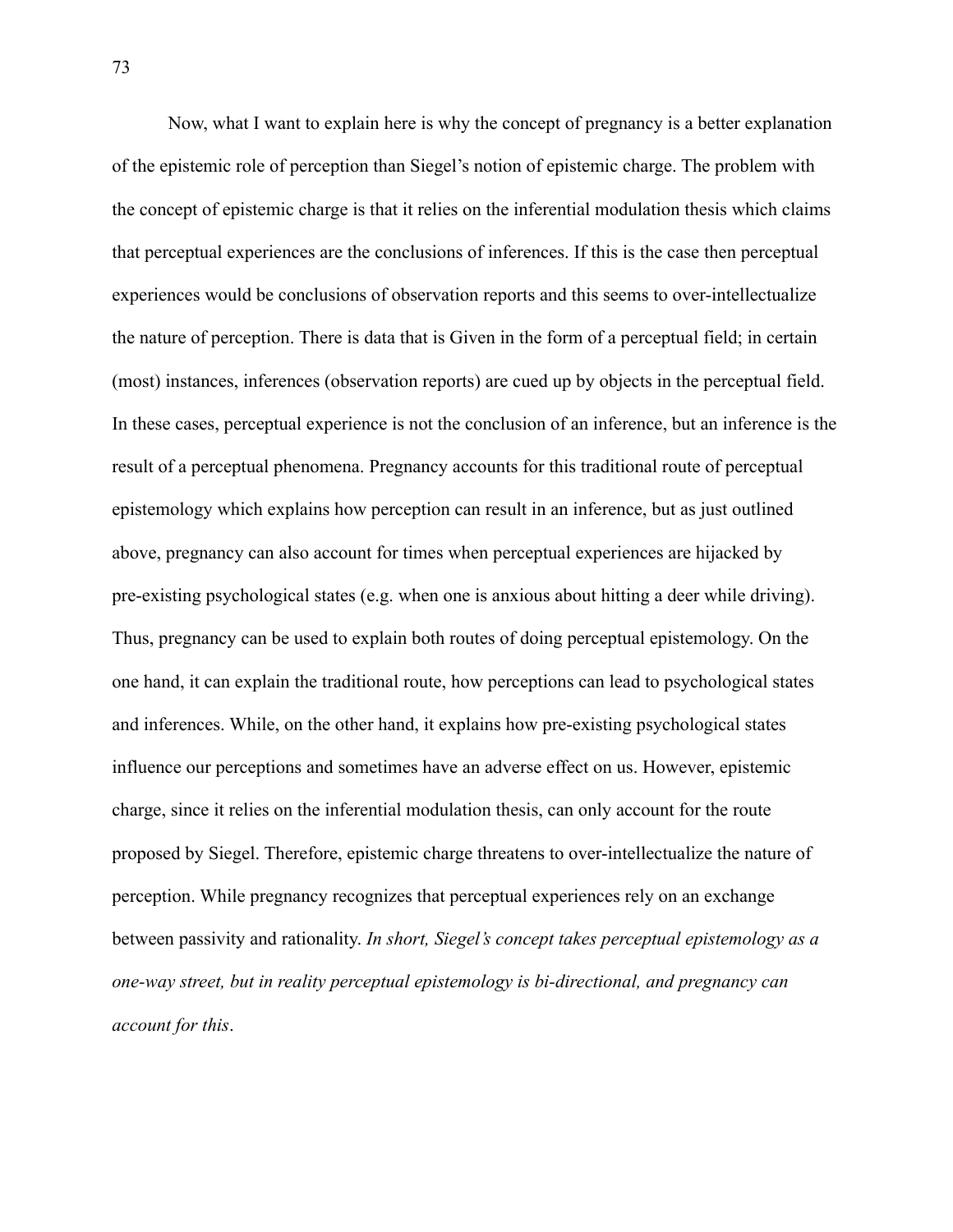Now, what I want to explain here is why the concept of pregnancy is a better explanation of the epistemic role of perception than Siegel's notion of epistemic charge. The problem with the concept of epistemic charge is that it relies on the inferential modulation thesis which claims that perceptual experiences are the conclusions of inferences. If this is the case then perceptual experiences would be conclusions of observation reports and this seems to over-intellectualize the nature of perception. There is data that is Given in the form of a perceptual field; in certain (most) instances, inferences (observation reports) are cued up by objects in the perceptual field. In these cases, perceptual experience is not the conclusion of an inference, but an inference is the result of a perceptual phenomena. Pregnancy accounts for this traditional route of perceptual epistemology which explains how perception can result in an inference, but as just outlined above, pregnancy can also account for times when perceptual experiences are hijacked by pre-existing psychological states (e.g. when one is anxious about hitting a deer while driving). Thus, pregnancy can be used to explain both routes of doing perceptual epistemology. On the one hand, it can explain the traditional route, how perceptions can lead to psychological states and inferences. While, on the other hand, it explains how pre-existing psychological states influence our perceptions and sometimes have an adverse effect on us. However, epistemic charge, since it relies on the inferential modulation thesis, can only account for the route proposed by Siegel. Therefore, epistemic charge threatens to over-intellectualize the nature of perception. While pregnancy recognizes that perceptual experiences rely on an exchange between passivity and rationality. *In short, Siegel's concept takes perceptual epistemology as a one-way street, but in reality perceptual epistemology is bi-directional, and pregnancy can account for this*.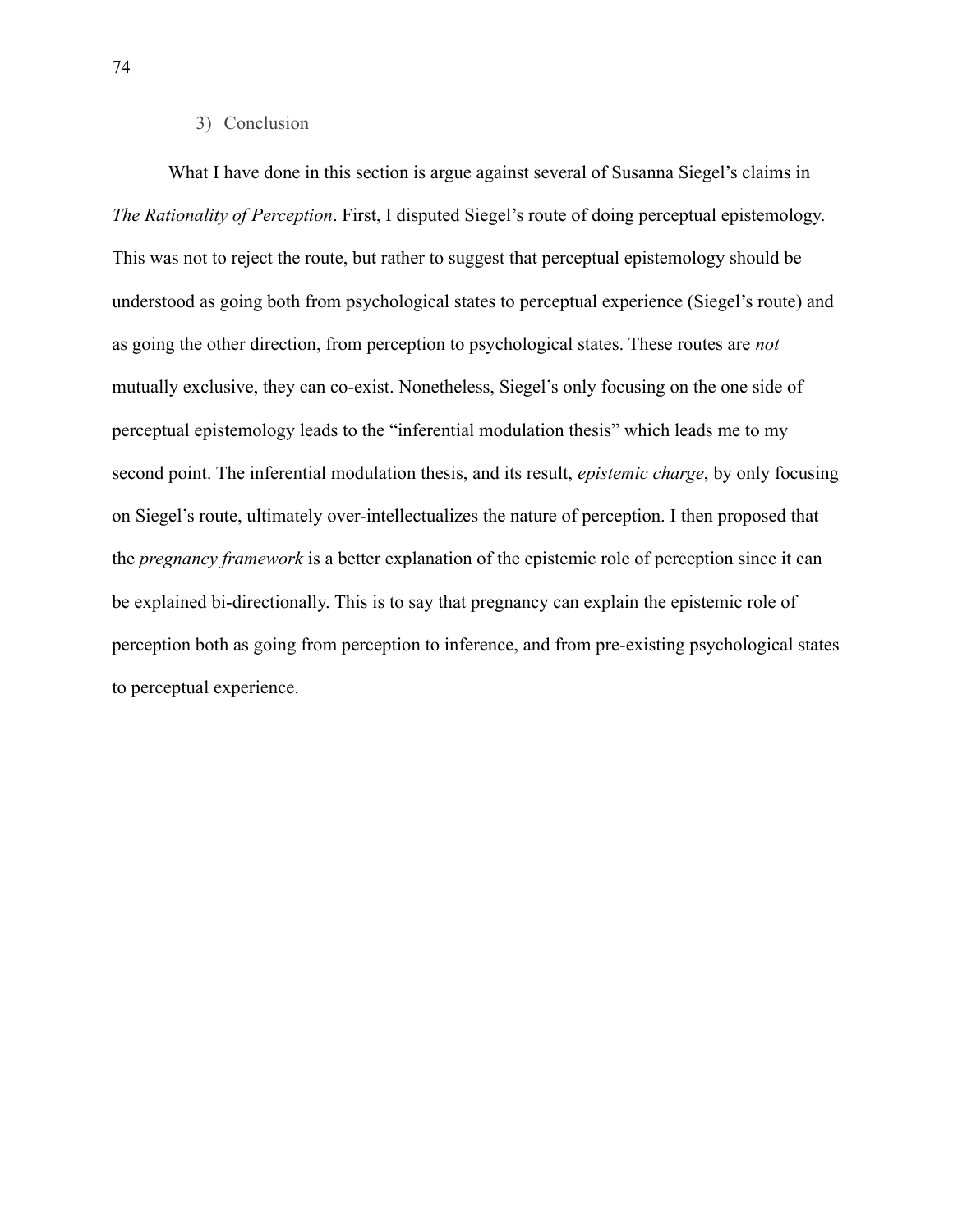### 3) Conclusion

What I have done in this section is argue against several of Susanna Siegel's claims in *The Rationality of Perception*. First, I disputed Siegel's route of doing perceptual epistemology. This was not to reject the route, but rather to suggest that perceptual epistemology should be understood as going both from psychological states to perceptual experience (Siegel's route) and as going the other direction, from perception to psychological states. These routes are *not* mutually exclusive, they can co-exist. Nonetheless, Siegel's only focusing on the one side of perceptual epistemology leads to the "inferential modulation thesis" which leads me to my second point. The inferential modulation thesis, and its result, *epistemic charge*, by only focusing on Siegel's route, ultimately over-intellectualizes the nature of perception. I then proposed that the *pregnancy framework* is a better explanation of the epistemic role of perception since it can be explained bi-directionally. This is to say that pregnancy can explain the epistemic role of perception both as going from perception to inference, and from pre-existing psychological states to perceptual experience.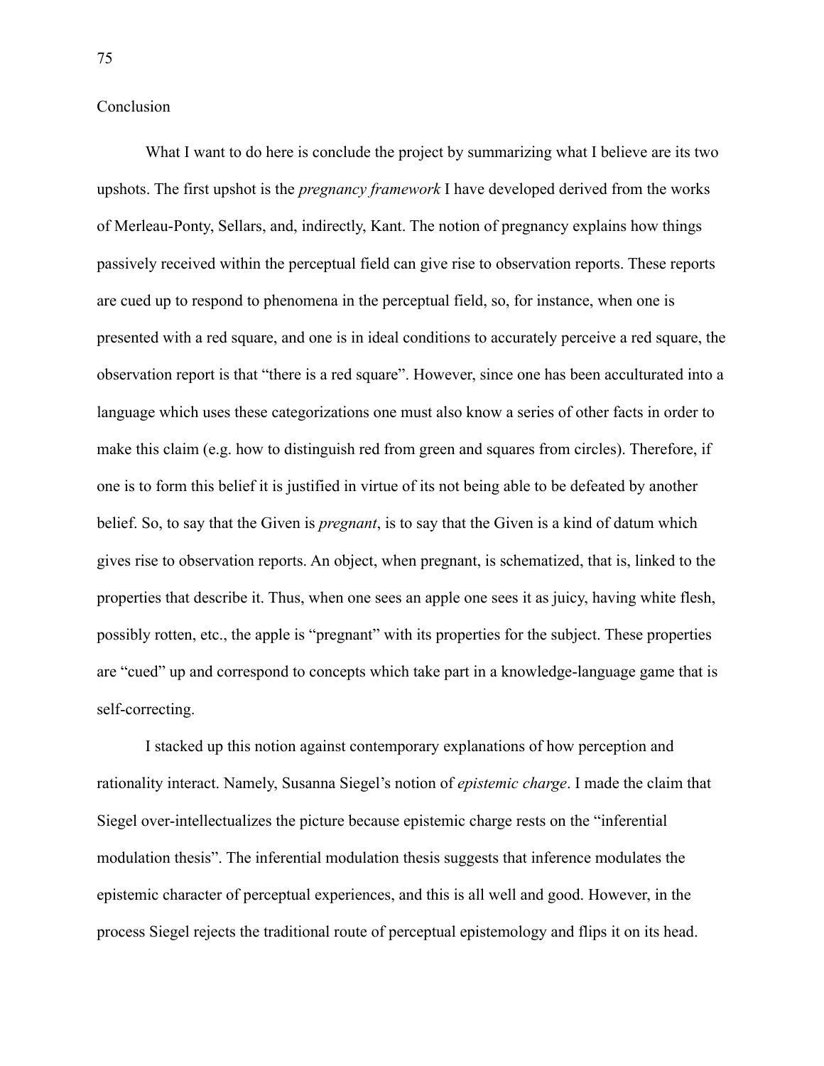# Conclusion

What I want to do here is conclude the project by summarizing what I believe are its two upshots. The first upshot is the *pregnancy framework* I have developed derived from the works of Merleau-Ponty, Sellars, and, indirectly, Kant. The notion of pregnancy explains how things passively received within the perceptual field can give rise to observation reports. These reports are cued up to respond to phenomena in the perceptual field, so, for instance, when one is presented with a red square, and one is in ideal conditions to accurately perceive a red square, the observation report is that "there is a red square". However, since one has been acculturated into a language which uses these categorizations one must also know a series of other facts in order to make this claim (e.g. how to distinguish red from green and squares from circles). Therefore, if one is to form this belief it is justified in virtue of its not being able to be defeated by another belief. So, to say that the Given is *pregnant*, is to say that the Given is a kind of datum which gives rise to observation reports. An object, when pregnant, is schematized, that is, linked to the properties that describe it. Thus, when one sees an apple one sees it as juicy, having white flesh, possibly rotten, etc., the apple is "pregnant" with its properties for the subject. These properties are "cued" up and correspond to concepts which take part in a knowledge-language game that is self-correcting.

I stacked up this notion against contemporary explanations of how perception and rationality interact. Namely, Susanna Siegel's notion of *epistemic charge*. I made the claim that Siegel over-intellectualizes the picture because epistemic charge rests on the "inferential modulation thesis". The inferential modulation thesis suggests that inference modulates the epistemic character of perceptual experiences, and this is all well and good. However, in the process Siegel rejects the traditional route of perceptual epistemology and flips it on its head.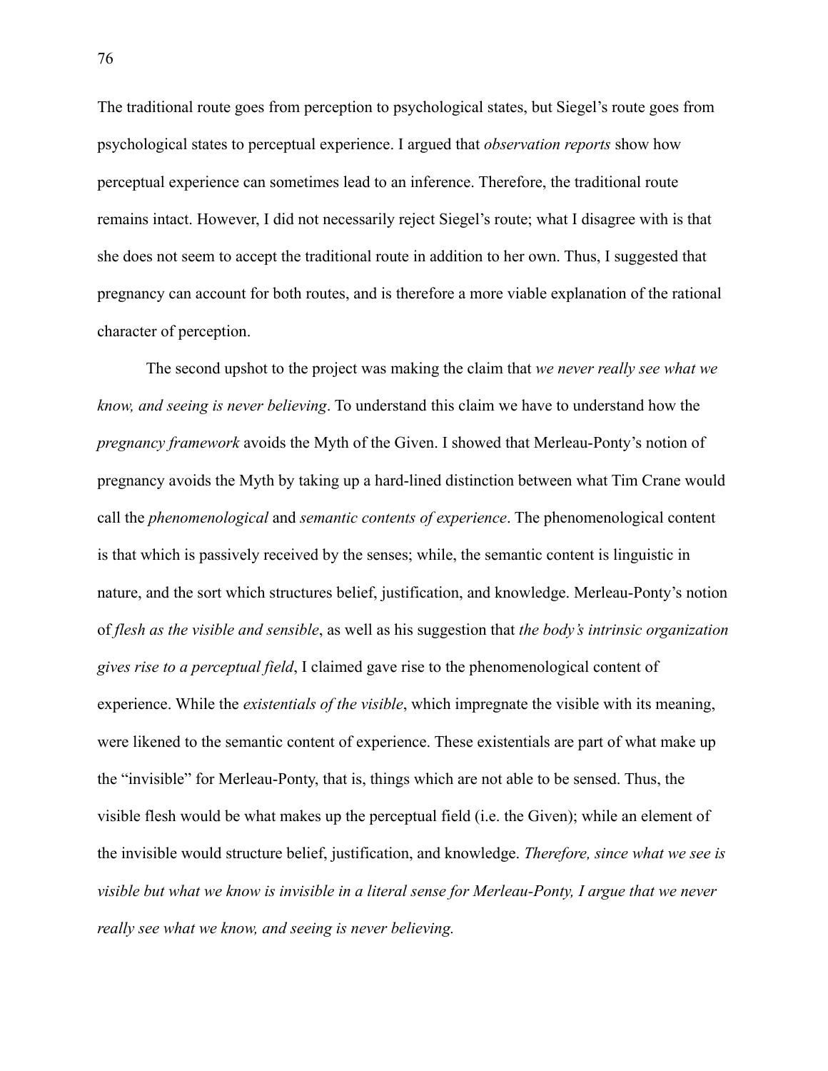The traditional route goes from perception to psychological states, but Siegel's route goes from psychological states to perceptual experience. I argued that *observation reports* show how perceptual experience can sometimes lead to an inference. Therefore, the traditional route remains intact. However, I did not necessarily reject Siegel's route; what I disagree with is that she does not seem to accept the traditional route in addition to her own. Thus, I suggested that pregnancy can account for both routes, and is therefore a more viable explanation of the rational character of perception.

The second upshot to the project was making the claim that *we never really see what we know, and seeing is never believing*. To understand this claim we have to understand how the *pregnancy framework* avoids the Myth of the Given. I showed that Merleau-Ponty's notion of pregnancy avoids the Myth by taking up a hard-lined distinction between what Tim Crane would call the *phenomenological* and *semantic contents of experience*. The phenomenological content is that which is passively received by the senses; while, the semantic content is linguistic in nature, and the sort which structures belief, justification, and knowledge. Merleau-Ponty's notion of *flesh as the visible and sensible*, as well as his suggestion that *the body's intrinsic organization gives rise to a perceptual field*, I claimed gave rise to the phenomenological content of experience. While the *existentials of the visible*, which impregnate the visible with its meaning, were likened to the semantic content of experience. These existentials are part of what make up the "invisible" for Merleau-Ponty, that is, things which are not able to be sensed. Thus, the visible flesh would be what makes up the perceptual field (i.e. the Given); while an element of the invisible would structure belief, justification, and knowledge. *Therefore, since what we see is visible but what we know is invisible in a literal sense for Merleau-Ponty, I argue that we never really see what we know, and seeing is never believing.*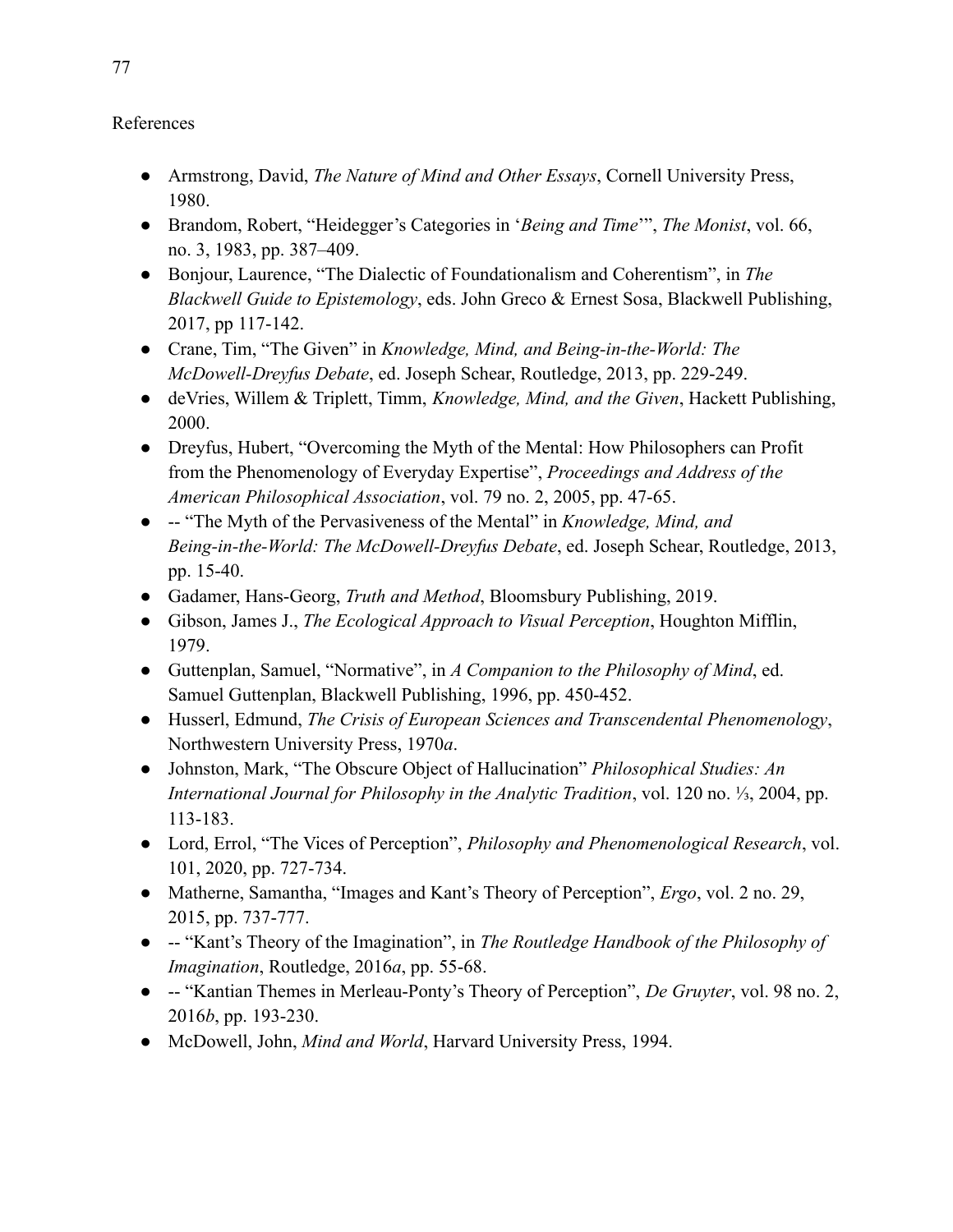References

- Armstrong, David, *The Nature of Mind and Other Essays*, Cornell University Press, 1980.
- Brandom, Robert, "Heidegger's Categories in '*Being and Time*'", *The Monist*, vol. 66, no. 3, 1983, pp. 387–409.
- Bonjour, Laurence, "The Dialectic of Foundationalism and Coherentism", in *The Blackwell Guide to Epistemology*, eds. John Greco & Ernest Sosa, Blackwell Publishing, 2017, pp 117-142.
- Crane, Tim, "The Given" in *Knowledge, Mind, and Being-in-the-World: The McDowell-Dreyfus Debate*, ed. Joseph Schear, Routledge, 2013, pp. 229-249.
- deVries, Willem & Triplett, Timm, *Knowledge, Mind, and the Given*, Hackett Publishing, 2000.
- Dreyfus, Hubert, "Overcoming the Myth of the Mental: How Philosophers can Profit from the Phenomenology of Everyday Expertise", *Proceedings and Address of the American Philosophical Association*, vol. 79 no. 2, 2005, pp. 47-65.
- -- "The Myth of the Pervasiveness of the Mental" in *Knowledge, Mind, and Being-in-the-World: The McDowell-Dreyfus Debate*, ed. Joseph Schear, Routledge, 2013, pp. 15-40.
- Gadamer, Hans-Georg, *Truth and Method*, Bloomsbury Publishing, 2019.
- Gibson, James J., *The Ecological Approach to Visual Perception*, Houghton Mifflin, 1979.
- Guttenplan, Samuel, "Normative", in *A Companion to the Philosophy of Mind*, ed. Samuel Guttenplan, Blackwell Publishing, 1996, pp. 450-452.
- Husserl, Edmund, *The Crisis of European Sciences and Transcendental Phenomenology*, Northwestern University Press, 1970*a*.
- Johnston, Mark, "The Obscure Object of Hallucination" *Philosophical Studies: An International Journal for Philosophy in the Analytic Tradition*, vol. 120 no. ⅓, 2004, pp. 113-183.
- Lord, Errol, "The Vices of Perception", *Philosophy and Phenomenological Research*, vol. 101, 2020, pp. 727-734.
- Matherne, Samantha, "Images and Kant's Theory of Perception", *Ergo*, vol. 2 no. 29, 2015, pp. 737-777.
- -- "Kant's Theory of the Imagination", in *The Routledge Handbook of the Philosophy of Imagination*, Routledge, 2016*a*, pp. 55-68.
- -- "Kantian Themes in Merleau-Ponty's Theory of Perception", *De Gruyter*, vol. 98 no. 2, 2016*b*, pp. 193-230.
- McDowell, John, *Mind and World*, Harvard University Press, 1994.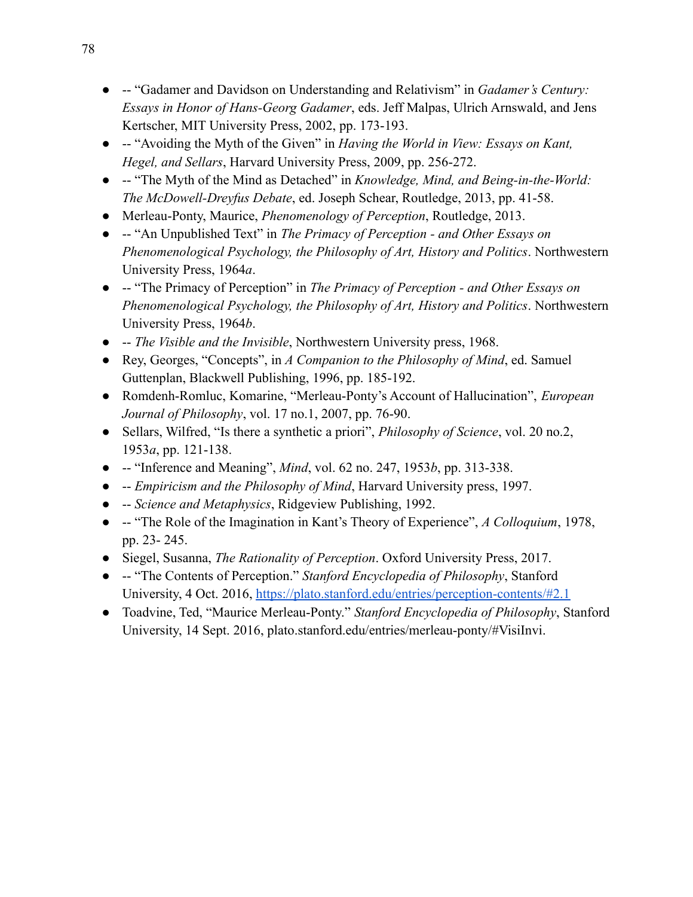- -- "Gadamer and Davidson on Understanding and Relativism" in *Gadamer's Century: Essays in Honor of Hans-Georg Gadamer*, eds. Jeff Malpas, Ulrich Arnswald, and Jens Kertscher, MIT University Press, 2002, pp. 173-193.
- -- "Avoiding the Myth of the Given" in *Having the World in View: Essays on Kant, Hegel, and Sellars*, Harvard University Press, 2009, pp. 256-272.
- -- "The Myth of the Mind as Detached" in *Knowledge, Mind, and Being-in-the-World: The McDowell-Dreyfus Debate*, ed. Joseph Schear, Routledge, 2013, pp. 41-58.
- Merleau-Ponty, Maurice, *Phenomenology of Perception*, Routledge, 2013.
- -- "An Unpublished Text" in *The Primacy of Perception - and Other Essays on Phenomenological Psychology, the Philosophy of Art, History and Politics*. Northwestern University Press, 1964*a*.
- -- "The Primacy of Perception" in *The Primacy of Perception - and Other Essays on Phenomenological Psychology, the Philosophy of Art, History and Politics*. Northwestern University Press, 1964*b*.
- -- *The Visible and the Invisible*, Northwestern University press, 1968.
- Rey, Georges, "Concepts", in *A Companion to the Philosophy of Mind*, ed. Samuel Guttenplan, Blackwell Publishing, 1996, pp. 185-192.
- Romdenh-Romluc, Komarine, "Merleau-Ponty's Account of Hallucination", *European Journal of Philosophy*, vol. 17 no.1, 2007, pp. 76-90.
- Sellars, Wilfred, "Is there a synthetic a priori", *Philosophy of Science*, vol. 20 no.2, 1953*a*, pp. 121-138.
- -- "Inference and Meaning", *Mind*, vol. 62 no. 247, 1953*b*, pp. 313-338.
- -- *Empiricism and the Philosophy of Mind*, Harvard University press, 1997.
- -- *Science and Metaphysics*, Ridgeview Publishing, 1992.
- -- "The Role of the Imagination in Kant's Theory of Experience", *A Colloquium*, 1978, pp. 23- 245.
- Siegel, Susanna, *The Rationality of Perception*. Oxford University Press, 2017.
- -- "The Contents of Perception." *Stanford Encyclopedia of Philosophy*, Stanford University, 4 Oct. 2016, https://plato.stanford.edu/entries/perception-contents/#2.1
- Toadvine, Ted, "Maurice Merleau-Ponty." *Stanford Encyclopedia of Philosophy*, Stanford University, 14 Sept. 2016, plato.stanford.edu/entries/merleau-ponty/#VisiInvi.